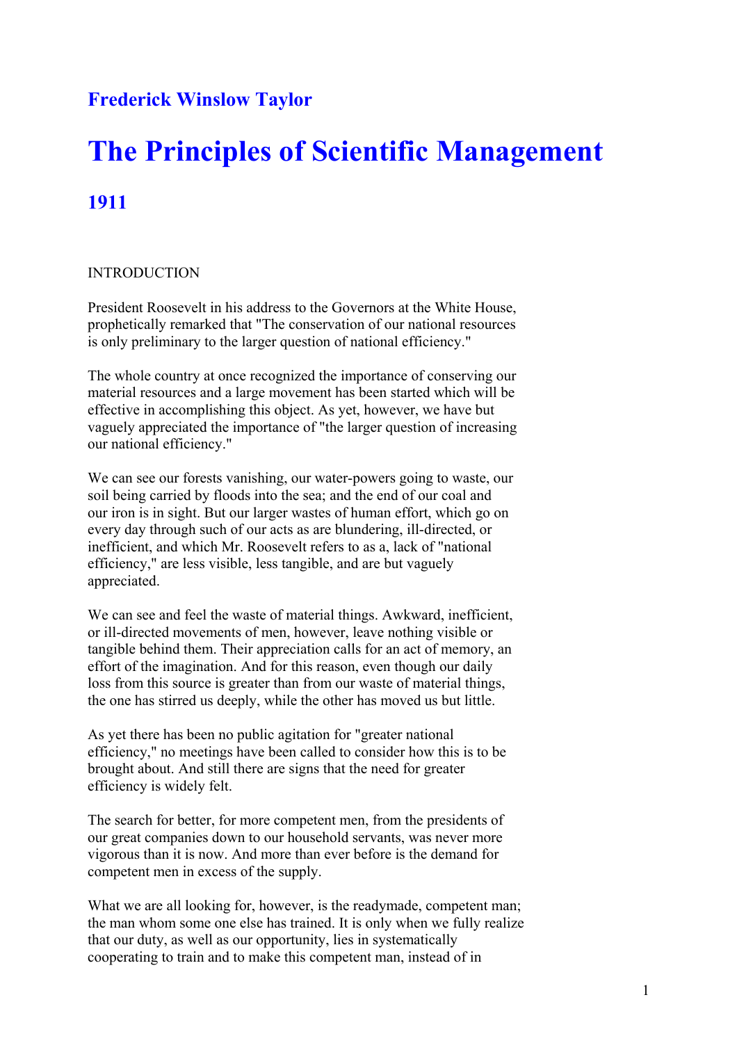## Frederick Winslow Taylor

# The Principles of Scientific Management

## 1911

INTRODUCTION

President Roosevelt in his address to the Governors at the White House, prophetically remarked that "The conservation of our national resources is only preliminary to the larger question of national efficiency."

The whole country at once recognized the importance of conserving our material resources and a large movement has been started which will be effective in accomplishing this object. As yet, however, we have but vaguely appreciated the importance of "the larger question of increasing our national efficiency."

We can see our forests vanishing, our water-powers going to waste, our soil being carried by floods into the sea; and the end of our coal and our iron is in sight. But our larger wastes of human effort, which go on every day through such of our acts as are blundering, ill-directed, or inefficient, and which Mr. Roosevelt refers to as a, lack of "national efficiency," are less visible, less tangible, and are but vaguely appreciated.

We can see and feel the waste of material things. Awkward, inefficient, or ill-directed movements of men, however, leave nothing visible or tangible behind them. Their appreciation calls for an act of memory, an effort of the imagination. And for this reason, even though our daily loss from this source is greater than from our waste of material things, the one has stirred us deeply, while the other has moved us but little.

As yet there has been no public agitation for "greater national efficiency," no meetings have been called to consider how this is to be brought about. And still there are signs that the need for greater efficiency is widely felt.

The search for better, for more competent men, from the presidents of our great companies down to our household servants, was never more vigorous than it is now. And more than ever before is the demand for competent men in excess of the supply.

What we are all looking for, however, is the readymade, competent man; the man whom some one else has trained. It is only when we fully realize that our duty, as well as our opportunity, lies in systematically cooperating to train and to make this competent man, instead of in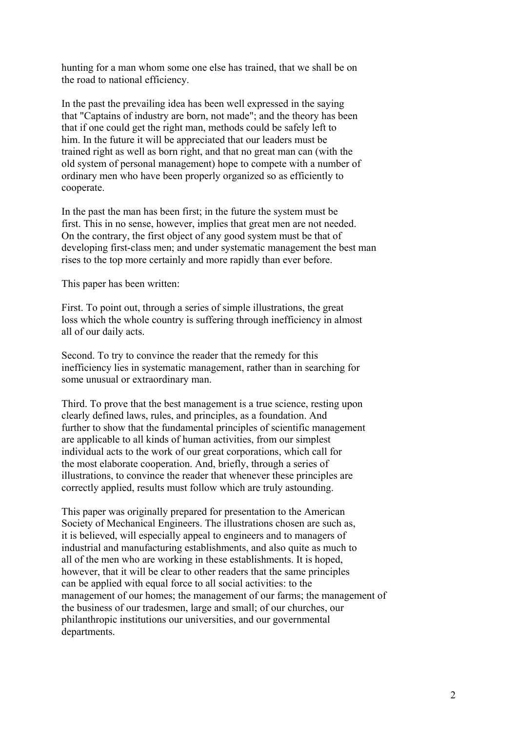hunting for a man whom some one else has trained, that we shall be on the road to national efficiency.

In the past the prevailing idea has been well expressed in the saying that "Captains of industry are born, not made"; and the theory has been that if one could get the right man, methods could be safely left to him. In the future it will be appreciated that our leaders must be trained right as well as born right, and that no great man can (with the old system of personal management) hope to compete with a number of ordinary men who have been properly organized so as efficiently to cooperate.

In the past the man has been first; in the future the system must be first. This in no sense, however, implies that great men are not needed. On the contrary, the first object of any good system must be that of developing first-class men; and under systematic management the best man rises to the top more certainly and more rapidly than ever before.

This paper has been written:

First. To point out, through a series of simple illustrations, the great loss which the whole country is suffering through inefficiency in almost all of our daily acts.

Second. To try to convince the reader that the remedy for this inefficiency lies in systematic management, rather than in searching for some unusual or extraordinary man.

Third. To prove that the best management is a true science, resting upon clearly defined laws, rules, and principles, as a foundation. And further to show that the fundamental principles of scientific management are applicable to all kinds of human activities, from our simplest individual acts to the work of our great corporations, which call for the most elaborate cooperation. And, briefly, through a series of illustrations, to convince the reader that whenever these principles are correctly applied, results must follow which are truly astounding.

This paper was originally prepared for presentation to the American Society of Mechanical Engineers. The illustrations chosen are such as, it is believed, will especially appeal to engineers and to managers of industrial and manufacturing establishments, and also quite as much to all of the men who are working in these establishments. It is hoped, however, that it will be clear to other readers that the same principles can be applied with equal force to all social activities: to the management of our homes; the management of our farms; the management of the business of our tradesmen, large and small; of our churches, our philanthropic institutions our universities, and our governmental departments.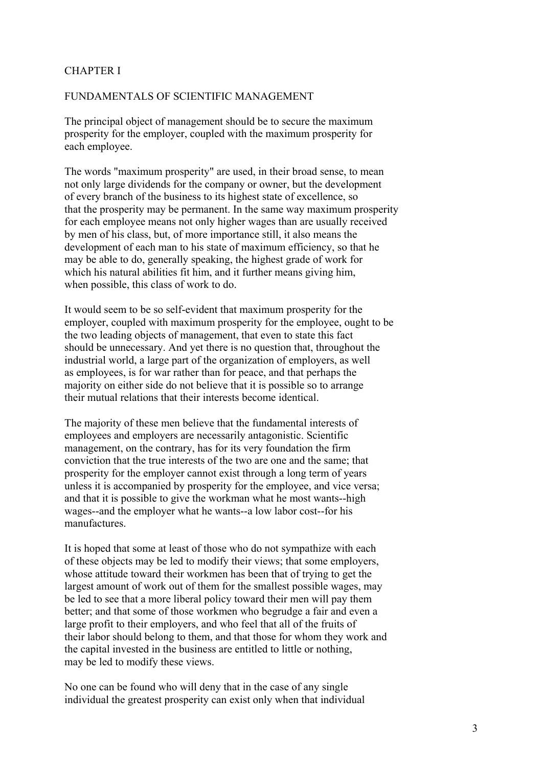# CHAPTER I

## FUNDAMENTALS OF SCIENTIFIC MANAGEMENT

The principal object of management should be to secure the maximum prosperity for the employer, coupled with the maximum prosperity for each employee.

The words "maximum prosperity" are used, in their broad sense, to mean not only large dividends for the company or owner, but the development of every branch of the business to its highest state of excellence, so that the prosperity may be permanent. In the same way maximum prosperity for each employee means not only higher wages than are usually received by men of his class, but, of more importance still, it also means the development of each man to his state of maximum efficiency, so that he may be able to do, generally speaking, the highest grade of work for which his natural abilities fit him, and it further means giving him, when possible, this class of work to do.

It would seem to be so self-evident that maximum prosperity for the employer, coupled with maximum prosperity for the employee, ought to be the two leading objects of management, that even to state this fact should be unnecessary. And yet there is no question that, throughout the industrial world, a large part of the organization of employers, as well as employees, is for war rather than for peace, and that perhaps the majority on either side do not believe that it is possible so to arrange their mutual relations that their interests become identical.

The majority of these men believe that the fundamental interests of employees and employers are necessarily antagonistic. Scientific management, on the contrary, has for its very foundation the firm conviction that the true interests of the two are one and the same; that prosperity for the employer cannot exist through a long term of years unless it is accompanied by prosperity for the employee, and vice versa; and that it is possible to give the workman what he most wants--high wages--and the employer what he wants--a low labor cost--for his manufactures.

It is hoped that some at least of those who do not sympathize with each of these objects may be led to modify their views; that some employers, whose attitude toward their workmen has been that of trying to get the largest amount of work out of them for the smallest possible wages, may be led to see that a more liberal policy toward their men will pay them better; and that some of those workmen who begrudge a fair and even a large profit to their employers, and who feel that all of the fruits of their labor should belong to them, and that those for whom they work and the capital invested in the business are entitled to little or nothing, may be led to modify these views.

No one can be found who will deny that in the case of any single individual the greatest prosperity can exist only when that individual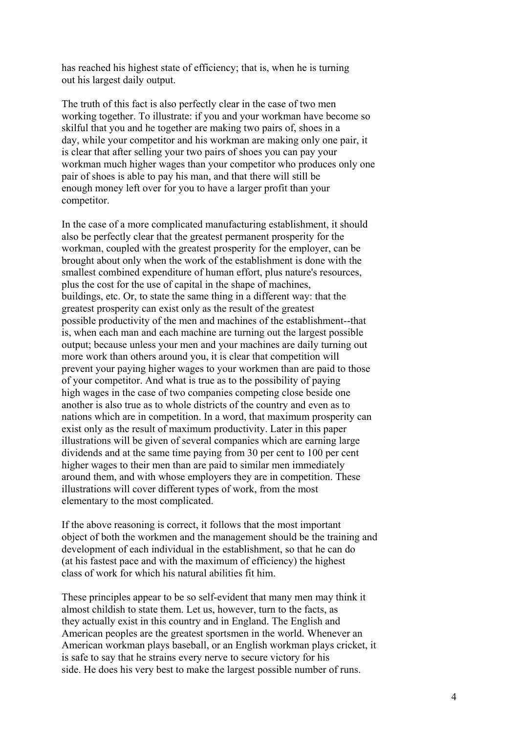has reached his highest state of efficiency; that is, when he is turning out his largest daily output.

The truth of this fact is also perfectly clear in the case of two men working together. To illustrate: if you and your workman have become so skilful that you and he together are making two pairs of, shoes in a day, while your competitor and his workman are making only one pair, it is clear that after selling your two pairs of shoes you can pay your workman much higher wages than your competitor who produces only one pair of shoes is able to pay his man, and that there will still be enough money left over for you to have a larger profit than your competitor.

In the case of a more complicated manufacturing establishment, it should also be perfectly clear that the greatest permanent prosperity for the workman, coupled with the greatest prosperity for the employer, can be brought about only when the work of the establishment is done with the smallest combined expenditure of human effort, plus nature's resources, plus the cost for the use of capital in the shape of machines, buildings, etc. Or, to state the same thing in a different way: that the greatest prosperity can exist only as the result of the greatest possible productivity of the men and machines of the establishment--that is, when each man and each machine are turning out the largest possible output; because unless your men and your machines are daily turning out more work than others around you, it is clear that competition will prevent your paying higher wages to your workmen than are paid to those of your competitor. And what is true as to the possibility of paying high wages in the case of two companies competing close beside one another is also true as to whole districts of the country and even as to nations which are in competition. In a word, that maximum prosperity can exist only as the result of maximum productivity. Later in this paper illustrations will be given of several companies which are earning large dividends and at the same time paying from 30 per cent to 100 per cent higher wages to their men than are paid to similar men immediately around them, and with whose employers they are in competition. These illustrations will cover different types of work, from the most elementary to the most complicated.

If the above reasoning is correct, it follows that the most important object of both the workmen and the management should be the training and development of each individual in the establishment, so that he can do (at his fastest pace and with the maximum of efficiency) the highest class of work for which his natural abilities fit him.

These principles appear to be so self-evident that many men may think it almost childish to state them. Let us, however, turn to the facts, as they actually exist in this country and in England. The English and American peoples are the greatest sportsmen in the world. Whenever an American workman plays baseball, or an English workman plays cricket, it is safe to say that he strains every nerve to secure victory for his side. He does his very best to make the largest possible number of runs.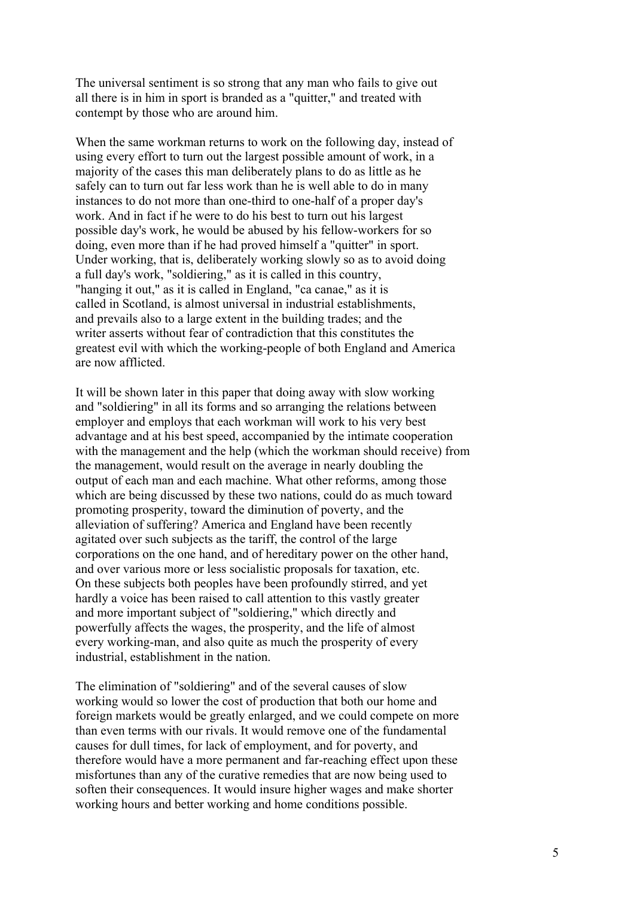The universal sentiment is so strong that any man who fails to give out all there is in him in sport is branded as a "quitter," and treated with contempt by those who are around him.

When the same workman returns to work on the following day, instead of using every effort to turn out the largest possible amount of work, in a majority of the cases this man deliberately plans to do as little as he safely can to turn out far less work than he is well able to do in many instances to do not more than one-third to one-half of a proper day's work. And in fact if he were to do his best to turn out his largest possible day's work, he would be abused by his fellow-workers for so doing, even more than if he had proved himself a "quitter" in sport. Under working, that is, deliberately working slowly so as to avoid doing a full day's work, "soldiering," as it is called in this country, "hanging it out," as it is called in England, "ca canae," as it is called in Scotland, is almost universal in industrial establishments, and prevails also to a large extent in the building trades; and the writer asserts without fear of contradiction that this constitutes the greatest evil with which the working-people of both England and America are now afflicted.

It will be shown later in this paper that doing away with slow working and "soldiering" in all its forms and so arranging the relations between employer and employs that each workman will work to his very best advantage and at his best speed, accompanied by the intimate cooperation with the management and the help (which the workman should receive) from the management, would result on the average in nearly doubling the output of each man and each machine. What other reforms, among those which are being discussed by these two nations, could do as much toward promoting prosperity, toward the diminution of poverty, and the alleviation of suffering? America and England have been recently agitated over such subjects as the tariff, the control of the large corporations on the one hand, and of hereditary power on the other hand, and over various more or less socialistic proposals for taxation, etc. On these subjects both peoples have been profoundly stirred, and yet hardly a voice has been raised to call attention to this vastly greater and more important subject of "soldiering," which directly and powerfully affects the wages, the prosperity, and the life of almost every working-man, and also quite as much the prosperity of every industrial, establishment in the nation.

The elimination of "soldiering" and of the several causes of slow working would so lower the cost of production that both our home and foreign markets would be greatly enlarged, and we could compete on more than even terms with our rivals. It would remove one of the fundamental causes for dull times, for lack of employment, and for poverty, and therefore would have a more permanent and far-reaching effect upon these misfortunes than any of the curative remedies that are now being used to soften their consequences. It would insure higher wages and make shorter working hours and better working and home conditions possible.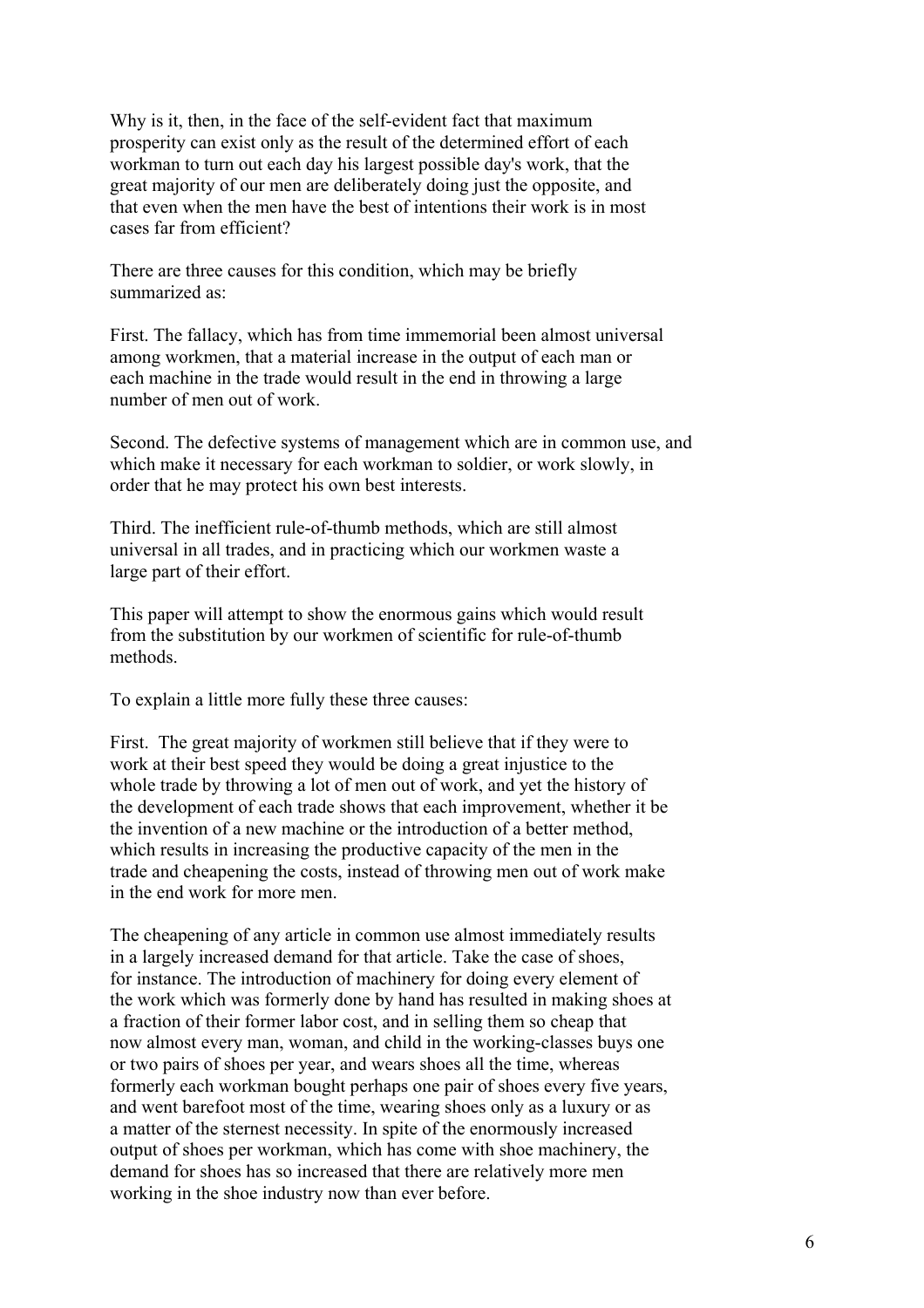Why is it, then, in the face of the self-evident fact that maximum prosperity can exist only as the result of the determined effort of each workman to turn out each day his largest possible day's work, that the great majority of our men are deliberately doing just the opposite, and that even when the men have the best of intentions their work is in most cases far from efficient?

There are three causes for this condition, which may be briefly summarized as:

First. The fallacy, which has from time immemorial been almost universal among workmen, that a material increase in the output of each man or each machine in the trade would result in the end in throwing a large number of men out of work.

Second. The defective systems of management which are in common use, and which make it necessary for each workman to soldier, or work slowly, in order that he may protect his own best interests.

Third. The inefficient rule-of-thumb methods, which are still almost universal in all trades, and in practicing which our workmen waste a large part of their effort.

This paper will attempt to show the enormous gains which would result from the substitution by our workmen of scientific for rule-of-thumb methods.

To explain a little more fully these three causes:

First. The great majority of workmen still believe that if they were to work at their best speed they would be doing a great injustice to the whole trade by throwing a lot of men out of work, and yet the history of the development of each trade shows that each improvement, whether it be the invention of a new machine or the introduction of a better method, which results in increasing the productive capacity of the men in the trade and cheapening the costs, instead of throwing men out of work make in the end work for more men.

The cheapening of any article in common use almost immediately results in a largely increased demand for that article. Take the case of shoes, for instance. The introduction of machinery for doing every element of the work which was formerly done by hand has resulted in making shoes at a fraction of their former labor cost, and in selling them so cheap that now almost every man, woman, and child in the working-classes buys one or two pairs of shoes per year, and wears shoes all the time, whereas formerly each workman bought perhaps one pair of shoes every five years, and went barefoot most of the time, wearing shoes only as a luxury or as a matter of the sternest necessity. In spite of the enormously increased output of shoes per workman, which has come with shoe machinery, the demand for shoes has so increased that there are relatively more men working in the shoe industry now than ever before.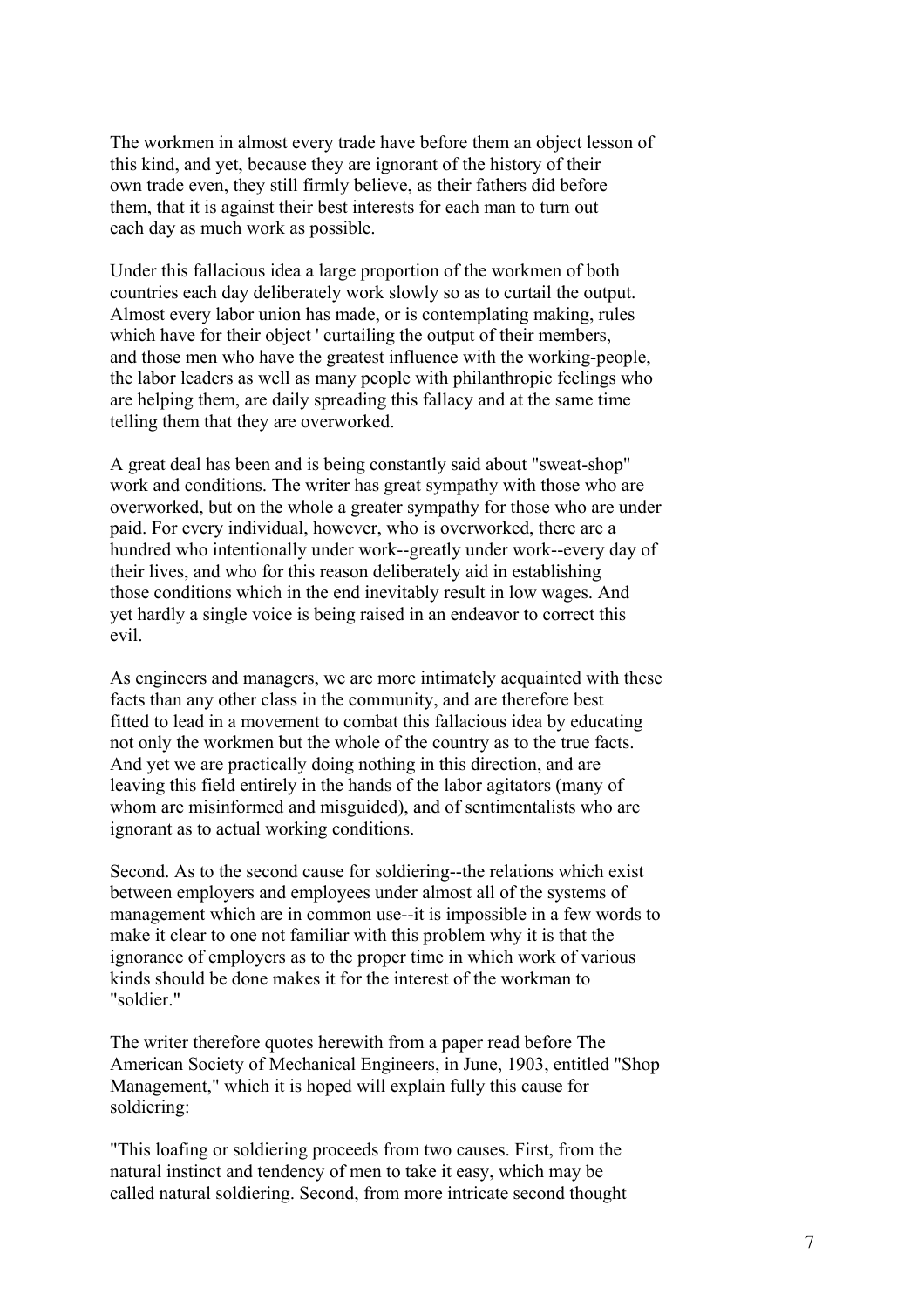The workmen in almost every trade have before them an object lesson of this kind, and yet, because they are ignorant of the history of their own trade even, they still firmly believe, as their fathers did before them, that it is against their best interests for each man to turn out each day as much work as possible.

Under this fallacious idea a large proportion of the workmen of both countries each day deliberately work slowly so as to curtail the output. Almost every labor union has made, or is contemplating making, rules which have for their object ' curtailing the output of their members, and those men who have the greatest influence with the working-people, the labor leaders as well as many people with philanthropic feelings who are helping them, are daily spreading this fallacy and at the same time telling them that they are overworked.

A great deal has been and is being constantly said about "sweat-shop" work and conditions. The writer has great sympathy with those who are overworked, but on the whole a greater sympathy for those who are under paid. For every individual, however, who is overworked, there are a hundred who intentionally under work--greatly under work--every day of their lives, and who for this reason deliberately aid in establishing those conditions which in the end inevitably result in low wages. And yet hardly a single voice is being raised in an endeavor to correct this evil.

As engineers and managers, we are more intimately acquainted with these facts than any other class in the community, and are therefore best fitted to lead in a movement to combat this fallacious idea by educating not only the workmen but the whole of the country as to the true facts. And yet we are practically doing nothing in this direction, and are leaving this field entirely in the hands of the labor agitators (many of whom are misinformed and misguided), and of sentimentalists who are ignorant as to actual working conditions.

Second. As to the second cause for soldiering--the relations which exist between employers and employees under almost all of the systems of management which are in common use--it is impossible in a few words to make it clear to one not familiar with this problem why it is that the ignorance of employers as to the proper time in which work of various kinds should be done makes it for the interest of the workman to "soldier."

The writer therefore quotes herewith from a paper read before The American Society of Mechanical Engineers, in June, 1903, entitled "Shop Management," which it is hoped will explain fully this cause for soldiering:

"This loafing or soldiering proceeds from two causes. First, from the natural instinct and tendency of men to take it easy, which may be called natural soldiering. Second, from more intricate second thought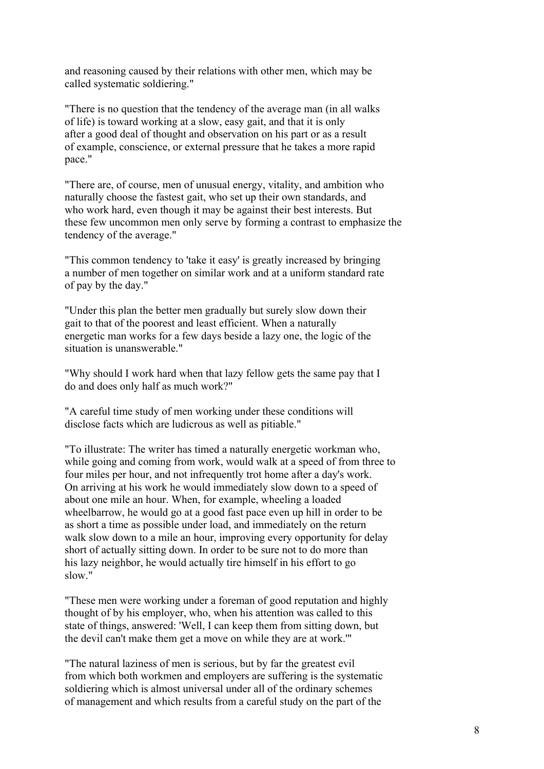and reasoning caused by their relations with other men, which may be called systematic soldiering."

"There is no question that the tendency of the average man (in all walks of life) is toward working at a slow, easy gait, and that it is only after a good deal of thought and observation on his part or as a result of example, conscience, or external pressure that he takes a more rapid pace."

"There are, of course, men of unusual energy, vitality, and ambition who naturally choose the fastest gait, who set up their own standards, and who work hard, even though it may be against their best interests. But these few uncommon men only serve by forming a contrast to emphasize the tendency of the average."

"This common tendency to 'take it easy' is greatly increased by bringing a number of men together on similar work and at a uniform standard rate of pay by the day."

"Under this plan the better men gradually but surely slow down their gait to that of the poorest and least efficient. When a naturally energetic man works for a few days beside a lazy one, the logic of the situation is unanswerable."

"Why should I work hard when that lazy fellow gets the same pay that I do and does only half as much work?"

"A careful time study of men working under these conditions will disclose facts which are ludicrous as well as pitiable."

"To illustrate: The writer has timed a naturally energetic workman who, while going and coming from work, would walk at a speed of from three to four miles per hour, and not infrequently trot home after a day's work. On arriving at his work he would immediately slow down to a speed of about one mile an hour. When, for example, wheeling a loaded wheelbarrow, he would go at a good fast pace even up hill in order to be as short a time as possible under load, and immediately on the return walk slow down to a mile an hour, improving every opportunity for delay short of actually sitting down. In order to be sure not to do more than his lazy neighbor, he would actually tire himself in his effort to go slow."

"These men were working under a foreman of good reputation and highly thought of by his employer, who, when his attention was called to this state of things, answered: 'Well, I can keep them from sitting down, but the devil can't make them get a move on while they are at work.'"

"The natural laziness of men is serious, but by far the greatest evil from which both workmen and employers are suffering is the systematic soldiering which is almost universal under all of the ordinary schemes of management and which results from a careful study on the part of the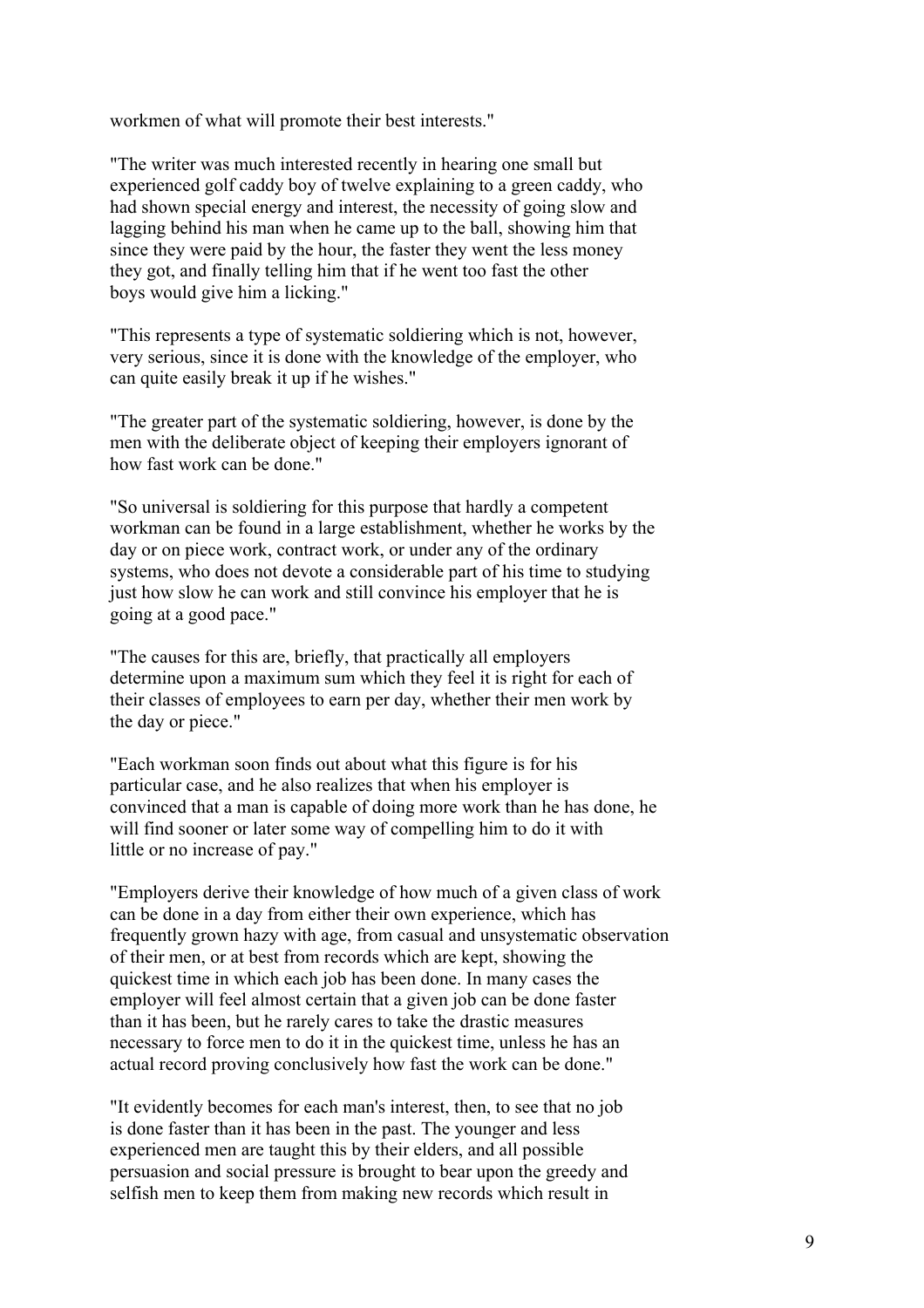workmen of what will promote their best interests."

"The writer was much interested recently in hearing one small but experienced golf caddy boy of twelve explaining to a green caddy, who had shown special energy and interest, the necessity of going slow and lagging behind his man when he came up to the ball, showing him that since they were paid by the hour, the faster they went the less money they got, and finally telling him that if he went too fast the other boys would give him a licking."

"This represents a type of systematic soldiering which is not, however, very serious, since it is done with the knowledge of the employer, who can quite easily break it up if he wishes."

"The greater part of the systematic soldiering, however, is done by the men with the deliberate object of keeping their employers ignorant of how fast work can be done."

"So universal is soldiering for this purpose that hardly a competent workman can be found in a large establishment, whether he works by the day or on piece work, contract work, or under any of the ordinary systems, who does not devote a considerable part of his time to studying just how slow he can work and still convince his employer that he is going at a good pace."

"The causes for this are, briefly, that practically all employers determine upon a maximum sum which they feel it is right for each of their classes of employees to earn per day, whether their men work by the day or piece."

"Each workman soon finds out about what this figure is for his particular case, and he also realizes that when his employer is convinced that a man is capable of doing more work than he has done, he will find sooner or later some way of compelling him to do it with little or no increase of pay."

"Employers derive their knowledge of how much of a given class of work can be done in a day from either their own experience, which has frequently grown hazy with age, from casual and unsystematic observation of their men, or at best from records which are kept, showing the quickest time in which each job has been done. In many cases the employer will feel almost certain that a given job can be done faster than it has been, but he rarely cares to take the drastic measures necessary to force men to do it in the quickest time, unless he has an actual record proving conclusively how fast the work can be done."

"It evidently becomes for each man's interest, then, to see that no job is done faster than it has been in the past. The younger and less experienced men are taught this by their elders, and all possible persuasion and social pressure is brought to bear upon the greedy and selfish men to keep them from making new records which result in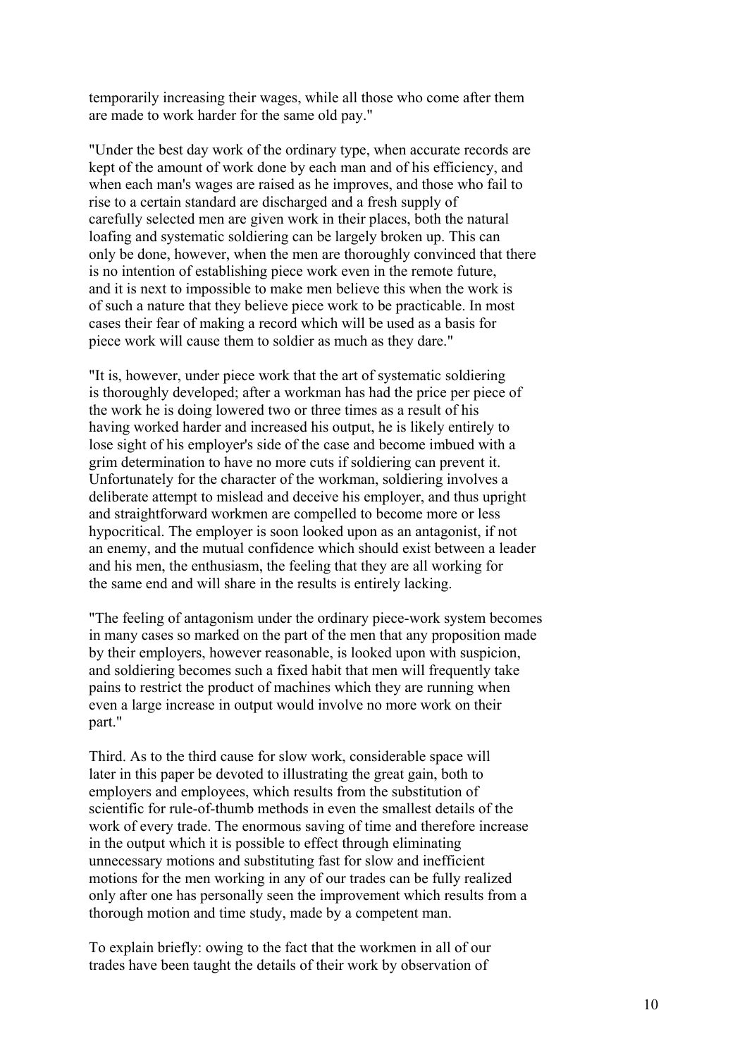temporarily increasing their wages, while all those who come after them are made to work harder for the same old pay."

"Under the best day work of the ordinary type, when accurate records are kept of the amount of work done by each man and of his efficiency, and when each man's wages are raised as he improves, and those who fail to rise to a certain standard are discharged and a fresh supply of carefully selected men are given work in their places, both the natural loafing and systematic soldiering can be largely broken up. This can only be done, however, when the men are thoroughly convinced that there is no intention of establishing piece work even in the remote future, and it is next to impossible to make men believe this when the work is of such a nature that they believe piece work to be practicable. In most cases their fear of making a record which will be used as a basis for piece work will cause them to soldier as much as they dare."

"It is, however, under piece work that the art of systematic soldiering is thoroughly developed; after a workman has had the price per piece of the work he is doing lowered two or three times as a result of his having worked harder and increased his output, he is likely entirely to lose sight of his employer's side of the case and become imbued with a grim determination to have no more cuts if soldiering can prevent it. Unfortunately for the character of the workman, soldiering involves a deliberate attempt to mislead and deceive his employer, and thus upright and straightforward workmen are compelled to become more or less hypocritical. The employer is soon looked upon as an antagonist, if not an enemy, and the mutual confidence which should exist between a leader and his men, the enthusiasm, the feeling that they are all working for the same end and will share in the results is entirely lacking.

"The feeling of antagonism under the ordinary piece-work system becomes in many cases so marked on the part of the men that any proposition made by their employers, however reasonable, is looked upon with suspicion, and soldiering becomes such a fixed habit that men will frequently take pains to restrict the product of machines which they are running when even a large increase in output would involve no more work on their part."

Third. As to the third cause for slow work, considerable space will later in this paper be devoted to illustrating the great gain, both to employers and employees, which results from the substitution of scientific for rule-of-thumb methods in even the smallest details of the work of every trade. The enormous saving of time and therefore increase in the output which it is possible to effect through eliminating unnecessary motions and substituting fast for slow and inefficient motions for the men working in any of our trades can be fully realized only after one has personally seen the improvement which results from a thorough motion and time study, made by a competent man.

To explain briefly: owing to the fact that the workmen in all of our trades have been taught the details of their work by observation of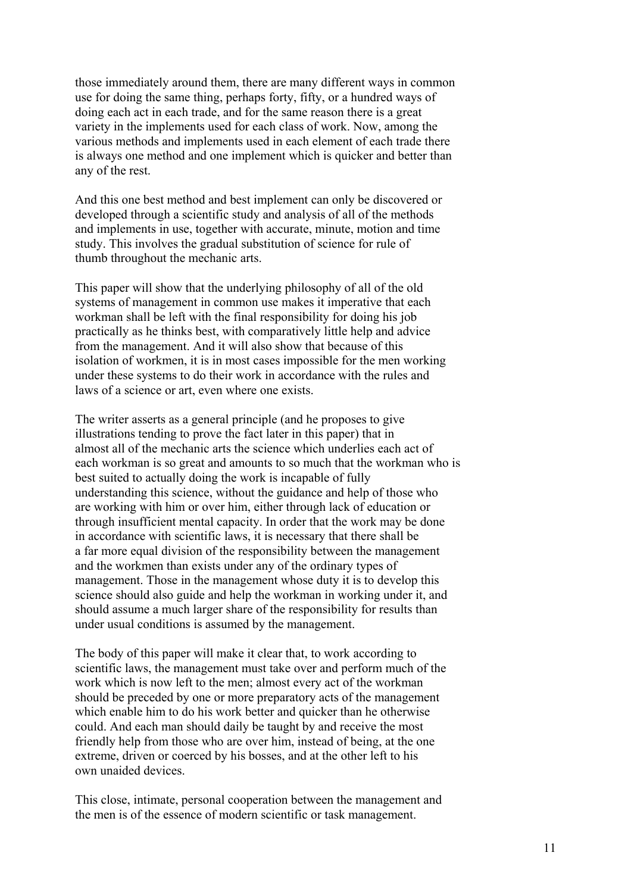those immediately around them, there are many different ways in common use for doing the same thing, perhaps forty, fifty, or a hundred ways of doing each act in each trade, and for the same reason there is a great variety in the implements used for each class of work. Now, among the various methods and implements used in each element of each trade there is always one method and one implement which is quicker and better than any of the rest.

And this one best method and best implement can only be discovered or developed through a scientific study and analysis of all of the methods and implements in use, together with accurate, minute, motion and time study. This involves the gradual substitution of science for rule of thumb throughout the mechanic arts.

This paper will show that the underlying philosophy of all of the old systems of management in common use makes it imperative that each workman shall be left with the final responsibility for doing his job practically as he thinks best, with comparatively little help and advice from the management. And it will also show that because of this isolation of workmen, it is in most cases impossible for the men working under these systems to do their work in accordance with the rules and laws of a science or art, even where one exists.

The writer asserts as a general principle (and he proposes to give illustrations tending to prove the fact later in this paper) that in almost all of the mechanic arts the science which underlies each act of each workman is so great and amounts to so much that the workman who is best suited to actually doing the work is incapable of fully understanding this science, without the guidance and help of those who are working with him or over him, either through lack of education or through insufficient mental capacity. In order that the work may be done in accordance with scientific laws, it is necessary that there shall be a far more equal division of the responsibility between the management and the workmen than exists under any of the ordinary types of management. Those in the management whose duty it is to develop this science should also guide and help the workman in working under it, and should assume a much larger share of the responsibility for results than under usual conditions is assumed by the management.

The body of this paper will make it clear that, to work according to scientific laws, the management must take over and perform much of the work which is now left to the men; almost every act of the workman should be preceded by one or more preparatory acts of the management which enable him to do his work better and quicker than he otherwise could. And each man should daily be taught by and receive the most friendly help from those who are over him, instead of being, at the one extreme, driven or coerced by his bosses, and at the other left to his own unaided devices.

This close, intimate, personal cooperation between the management and the men is of the essence of modern scientific or task management.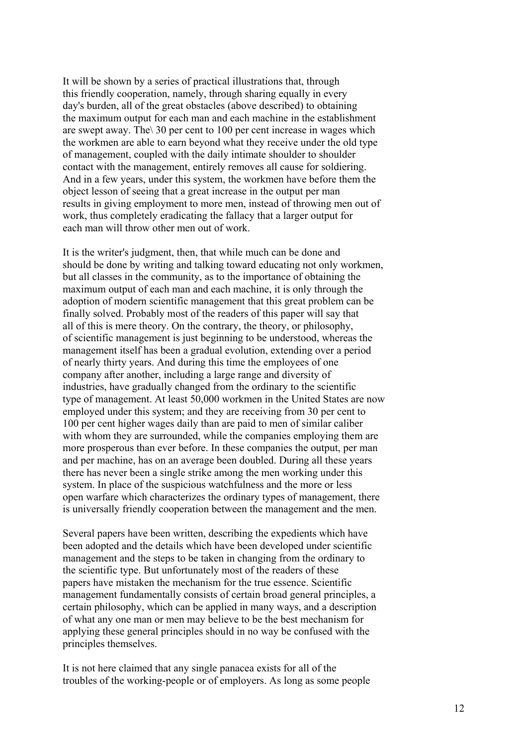It will be shown by a series of practical illustrations that, through this friendly cooperation, namely, through sharing equally in every day's burden, all of the great obstacles (above described) to obtaining the maximum output for each man and each machine in the establishment are swept away. The\ 30 per cent to 100 per cent increase in wages which the workmen are able to earn beyond what they receive under the old type of management, coupled with the daily intimate shoulder to shoulder contact with the management, entirely removes all cause for soldiering. And in a few years, under this system, the workmen have before them the object lesson of seeing that a great increase in the output per man results in giving employment to more men, instead of throwing men out of work, thus completely eradicating the fallacy that a larger output for each man will throw other men out of work.

It is the writer's judgment, then, that while much can be done and should be done by writing and talking toward educating not only workmen, but all classes in the community, as to the importance of obtaining the maximum output of each man and each machine, it is only through the adoption of modern scientific management that this great problem can be finally solved. Probably most of the readers of this paper will say that all of this is mere theory. On the contrary, the theory, or philosophy, of scientific management is just beginning to be understood, whereas the management itself has been a gradual evolution, extending over a period of nearly thirty years. And during this time the employees of one company after another, including a large range and diversity of industries, have gradually changed from the ordinary to the scientific type of management. At least 50,000 workmen in the United States are now employed under this system; and they are receiving from 30 per cent to 100 per cent higher wages daily than are paid to men of similar caliber with whom they are surrounded, while the companies employing them are more prosperous than ever before. In these companies the output, per man and per machine, has on an average been doubled. During all these years there has never been a single strike among the men working under this system. In place of the suspicious watchfulness and the more or less open warfare which characterizes the ordinary types of management, there is universally friendly cooperation between the management and the men.

Several papers have been written, describing the expedients which have been adopted and the details which have been developed under scientific management and the steps to be taken in changing from the ordinary to the scientific type. But unfortunately most of the readers of these papers have mistaken the mechanism for the true essence. Scientific management fundamentally consists of certain broad general principles, a certain philosophy, which can be applied in many ways, and a description of what any one man or men may believe to be the best mechanism for applying these general principles should in no way be confused with the principles themselves.

It is not here claimed that any single panacea exists for all of the troubles of the working-people or of employers. As long as some people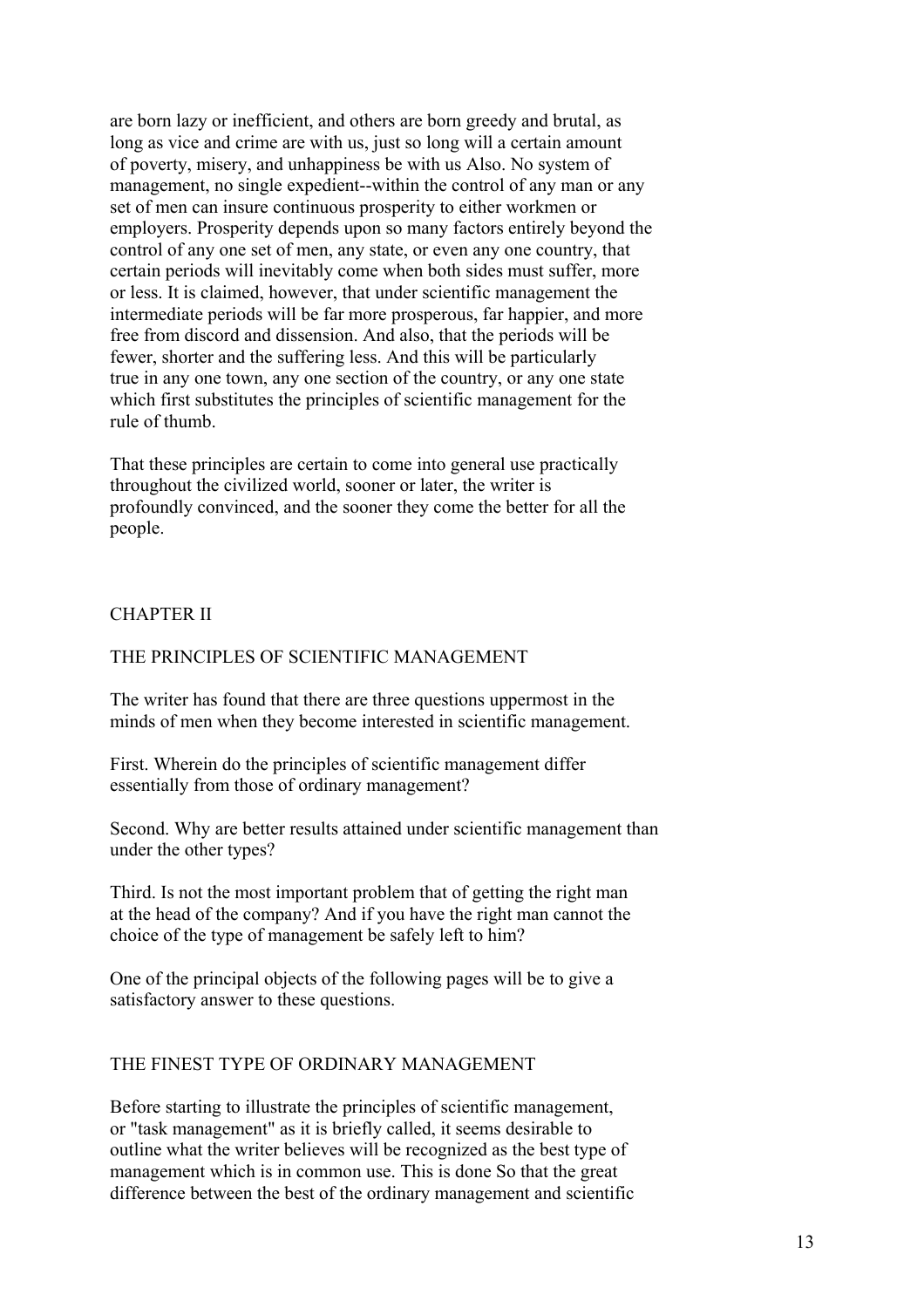are born lazy or inefficient, and others are born greedy and brutal, as long as vice and crime are with us, just so long will a certain amount of poverty, misery, and unhappiness be with us Also. No system of management, no single expedient--within the control of any man or any set of men can insure continuous prosperity to either workmen or employers. Prosperity depends upon so many factors entirely beyond the control of any one set of men, any state, or even any one country, that certain periods will inevitably come when both sides must suffer, more or less. It is claimed, however, that under scientific management the intermediate periods will be far more prosperous, far happier, and more free from discord and dissension. And also, that the periods will be fewer, shorter and the suffering less. And this will be particularly true in any one town, any one section of the country, or any one state which first substitutes the principles of scientific management for the rule of thumb.

That these principles are certain to come into general use practically throughout the civilized world, sooner or later, the writer is profoundly convinced, and the sooner they come the better for all the people.

## CHAPTER II

## THE PRINCIPLES OF SCIENTIFIC MANAGEMENT

The writer has found that there are three questions uppermost in the minds of men when they become interested in scientific management.

First. Wherein do the principles of scientific management differ essentially from those of ordinary management?

Second. Why are better results attained under scientific management than under the other types?

Third. Is not the most important problem that of getting the right man at the head of the company? And if you have the right man cannot the choice of the type of management be safely left to him?

One of the principal objects of the following pages will be to give a satisfactory answer to these questions.

### THE FINEST TYPE OF ORDINARY MANAGEMENT

Before starting to illustrate the principles of scientific management, or "task management" as it is briefly called, it seems desirable to outline what the writer believes will be recognized as the best type of management which is in common use. This is done So that the great difference between the best of the ordinary management and scientific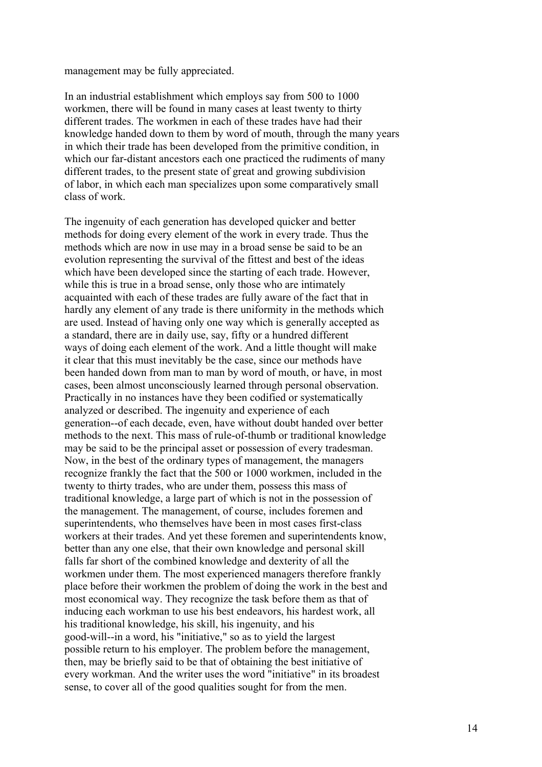management may be fully appreciated.

In an industrial establishment which employs say from 500 to 1000 workmen, there will be found in many cases at least twenty to thirty different trades. The workmen in each of these trades have had their knowledge handed down to them by word of mouth, through the many years in which their trade has been developed from the primitive condition, in which our far-distant ancestors each one practiced the rudiments of many different trades, to the present state of great and growing subdivision of labor, in which each man specializes upon some comparatively small class of work.

The ingenuity of each generation has developed quicker and better methods for doing every element of the work in every trade. Thus the methods which are now in use may in a broad sense be said to be an evolution representing the survival of the fittest and best of the ideas which have been developed since the starting of each trade. However, while this is true in a broad sense, only those who are intimately acquainted with each of these trades are fully aware of the fact that in hardly any element of any trade is there uniformity in the methods which are used. Instead of having only one way which is generally accepted as a standard, there are in daily use, say, fifty or a hundred different ways of doing each element of the work. And a little thought will make it clear that this must inevitably be the case, since our methods have been handed down from man to man by word of mouth, or have, in most cases, been almost unconsciously learned through personal observation. Practically in no instances have they been codified or systematically analyzed or described. The ingenuity and experience of each generation--of each decade, even, have without doubt handed over better methods to the next. This mass of rule-of-thumb or traditional knowledge may be said to be the principal asset or possession of every tradesman. Now, in the best of the ordinary types of management, the managers recognize frankly the fact that the 500 or 1000 workmen, included in the twenty to thirty trades, who are under them, possess this mass of traditional knowledge, a large part of which is not in the possession of the management. The management, of course, includes foremen and superintendents, who themselves have been in most cases first-class workers at their trades. And yet these foremen and superintendents know, better than any one else, that their own knowledge and personal skill falls far short of the combined knowledge and dexterity of all the workmen under them. The most experienced managers therefore frankly place before their workmen the problem of doing the work in the best and most economical way. They recognize the task before them as that of inducing each workman to use his best endeavors, his hardest work, all his traditional knowledge, his skill, his ingenuity, and his good-will--in a word, his "initiative," so as to yield the largest possible return to his employer. The problem before the management, then, may be briefly said to be that of obtaining the best initiative of every workman. And the writer uses the word "initiative" in its broadest sense, to cover all of the good qualities sought for from the men.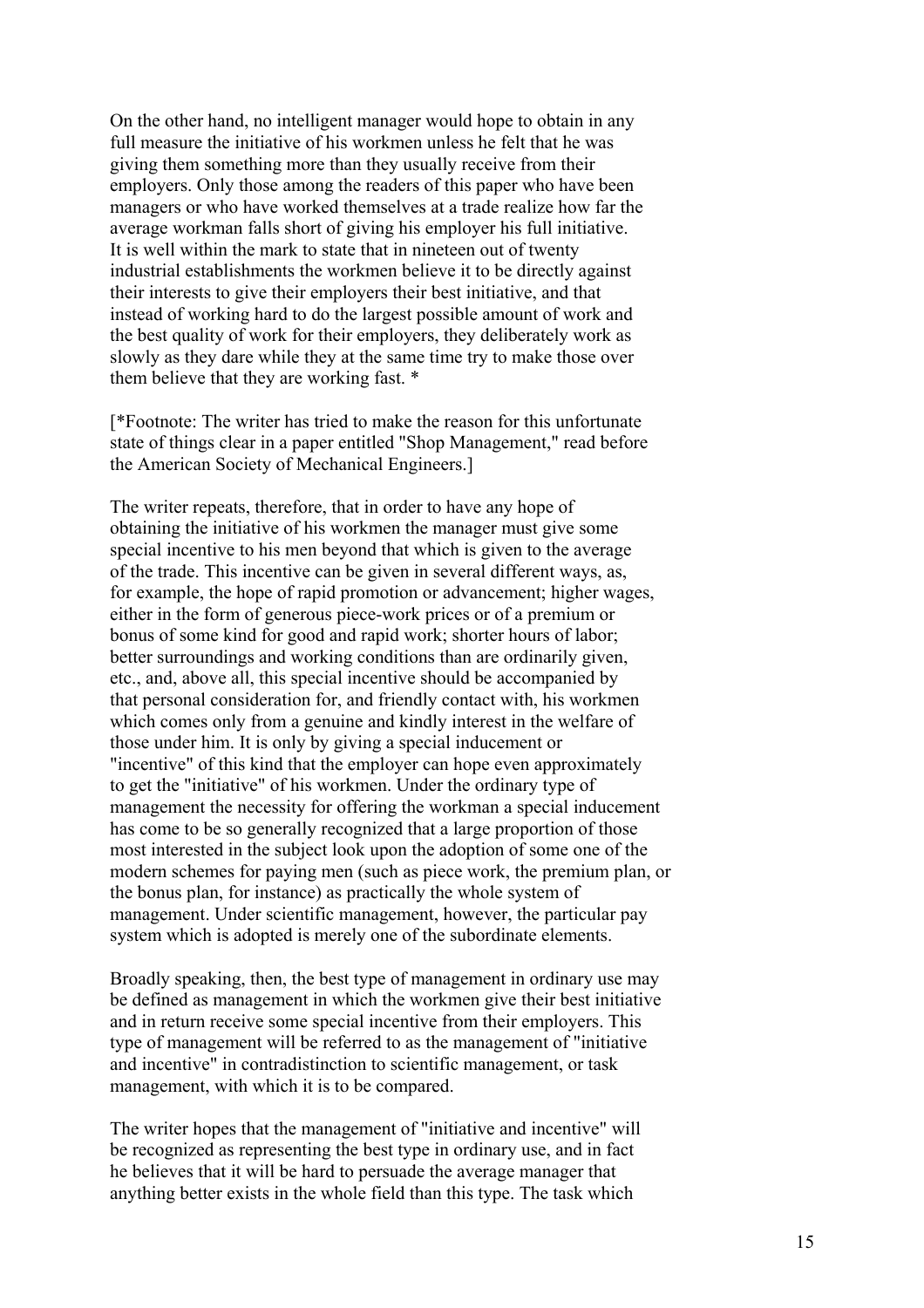On the other hand, no intelligent manager would hope to obtain in any full measure the initiative of his workmen unless he felt that he was giving them something more than they usually receive from their employers. Only those among the readers of this paper who have been managers or who have worked themselves at a trade realize how far the average workman falls short of giving his employer his full initiative. It is well within the mark to state that in nineteen out of twenty industrial establishments the workmen believe it to be directly against their interests to give their employers their best initiative, and that instead of working hard to do the largest possible amount of work and the best quality of work for their employers, they deliberately work as slowly as they dare while they at the same time try to make those over them believe that they are working fast. *

[*Footnote: The writer has tried to make the reason for this unfortunate state of things clear in a paper entitled "Shop Management," read before the American Society of Mechanical Engineers.]

The writer repeats, therefore, that in order to have any hope of obtaining the initiative of his workmen the manager must give some special incentive to his men beyond that which is given to the average of the trade. This incentive can be given in several different ways, as, for example, the hope of rapid promotion or advancement; higher wages, either in the form of generous piece-work prices or of a premium or bonus of some kind for good and rapid work; shorter hours of labor; better surroundings and working conditions than are ordinarily given, etc., and, above all, this special incentive should be accompanied by that personal consideration for, and friendly contact with, his workmen which comes only from a genuine and kindly interest in the welfare of those under him. It is only by giving a special inducement or "incentive" of this kind that the employer can hope even approximately to get the "initiative" of his workmen. Under the ordinary type of management the necessity for offering the workman a special inducement has come to be so generally recognized that a large proportion of those most interested in the subject look upon the adoption of some one of the modern schemes for paying men (such as piece work, the premium plan, or the bonus plan, for instance) as practically the whole system of management. Under scientific management, however, the particular pay system which is adopted is merely one of the subordinate elements.

Broadly speaking, then, the best type of management in ordinary use may be defined as management in which the workmen give their best initiative and in return receive some special incentive from their employers. This type of management will be referred to as the management of "initiative and incentive" in contradistinction to scientific management, or task management, with which it is to be compared.

The writer hopes that the management of "initiative and incentive" will be recognized as representing the best type in ordinary use, and in fact he believes that it will be hard to persuade the average manager that anything better exists in the whole field than this type. The task which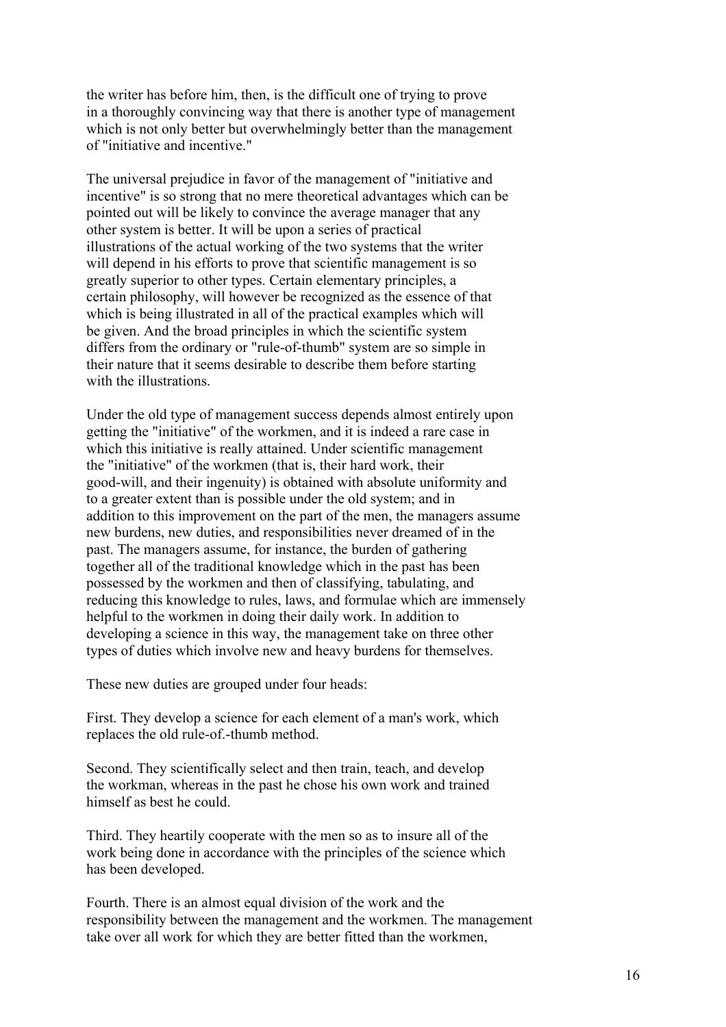the writer has before him, then, is the difficult one of trying to prove in a thoroughly convincing way that there is another type of management which is not only better but overwhelmingly better than the management of "initiative and incentive."

The universal prejudice in favor of the management of "initiative and incentive" is so strong that no mere theoretical advantages which can be pointed out will be likely to convince the average manager that any other system is better. It will be upon a series of practical illustrations of the actual working of the two systems that the writer will depend in his efforts to prove that scientific management is so greatly superior to other types. Certain elementary principles, a certain philosophy, will however be recognized as the essence of that which is being illustrated in all of the practical examples which will be given. And the broad principles in which the scientific system differs from the ordinary or "rule-of-thumb" system are so simple in their nature that it seems desirable to describe them before starting with the illustrations.

Under the old type of management success depends almost entirely upon getting the "initiative" of the workmen, and it is indeed a rare case in which this initiative is really attained. Under scientific management the "initiative" of the workmen (that is, their hard work, their good-will, and their ingenuity) is obtained with absolute uniformity and to a greater extent than is possible under the old system; and in addition to this improvement on the part of the men, the managers assume new burdens, new duties, and responsibilities never dreamed of in the past. The managers assume, for instance, the burden of gathering together all of the traditional knowledge which in the past has been possessed by the workmen and then of classifying, tabulating, and reducing this knowledge to rules, laws, and formulae which are immensely helpful to the workmen in doing their daily work. In addition to developing a science in this way, the management take on three other types of duties which involve new and heavy burdens for themselves.

These new duties are grouped under four heads:

First. They develop a science for each element of a man's work, which replaces the old rule-of.-thumb method.

Second. They scientifically select and then train, teach, and develop the workman, whereas in the past he chose his own work and trained himself as best he could.

Third. They heartily cooperate with the men so as to insure all of the work being done in accordance with the principles of the science which has been developed.

Fourth. There is an almost equal division of the work and the responsibility between the management and the workmen. The management take over all work for which they are better fitted than the workmen,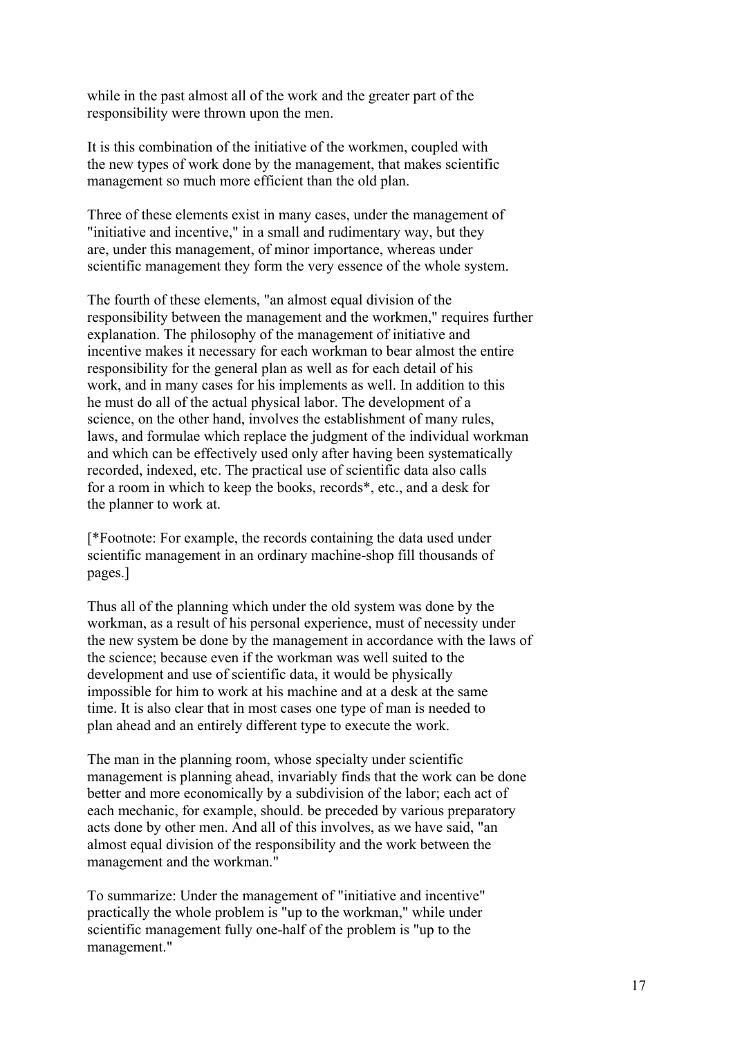while in the past almost all of the work and the greater part of the responsibility were thrown upon the men.

It is this combination of the initiative of the workmen, coupled with the new types of work done by the management, that makes scientific management so much more efficient than the old plan.

Three of these elements exist in many cases, under the management of "initiative and incentive," in a small and rudimentary way, but they are, under this management, of minor importance, whereas under scientific management they form the very essence of the whole system.

The fourth of these elements, "an almost equal division of the responsibility between the management and the workmen," requires further explanation. The philosophy of the management of initiative and incentive makes it necessary for each workman to bear almost the entire responsibility for the general plan as well as for each detail of his work, and in many cases for his implements as well. In addition to this he must do all of the actual physical labor. The development of a science, on the other hand, involves the establishment of many rules, laws, and formulae which replace the judgment of the individual workman and which can be effectively used only after having been systematically recorded, indexed, etc. The practical use of scientific data also calls for a room in which to keep the books, records*, etc., and a desk for the planner to work at.

[*Footnote: For example, the records containing the data used under scientific management in an ordinary machine-shop fill thousands of pages.]

Thus all of the planning which under the old system was done by the workman, as a result of his personal experience, must of necessity under the new system be done by the management in accordance with the laws of the science; because even if the workman was well suited to the development and use of scientific data, it would be physically impossible for him to work at his machine and at a desk at the same time. It is also clear that in most cases one type of man is needed to plan ahead and an entirely different type to execute the work.

The man in the planning room, whose specialty under scientific management is planning ahead, invariably finds that the work can be done better and more economically by a subdivision of the labor; each act of each mechanic, for example, should. be preceded by various preparatory acts done by other men. And all of this involves, as we have said, "an almost equal division of the responsibility and the work between the management and the workman."

To summarize: Under the management of "initiative and incentive" practically the whole problem is "up to the workman," while under scientific management fully one-half of the problem is "up to the management."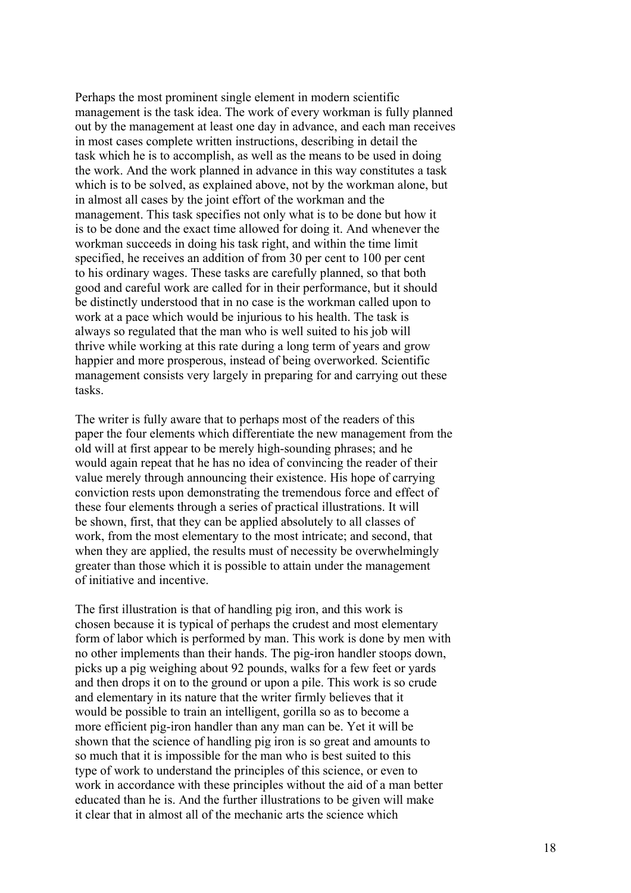Perhaps the most prominent single element in modern scientific management is the task idea. The work of every workman is fully planned out by the management at least one day in advance, and each man receives in most cases complete written instructions, describing in detail the task which he is to accomplish, as well as the means to be used in doing the work. And the work planned in advance in this way constitutes a task which is to be solved, as explained above, not by the workman alone, but in almost all cases by the joint effort of the workman and the management. This task specifies not only what is to be done but how it is to be done and the exact time allowed for doing it. And whenever the workman succeeds in doing his task right, and within the time limit specified, he receives an addition of from 30 per cent to 100 per cent to his ordinary wages. These tasks are carefully planned, so that both good and careful work are called for in their performance, but it should be distinctly understood that in no case is the workman called upon to work at a pace which would be injurious to his health. The task is always so regulated that the man who is well suited to his job will thrive while working at this rate during a long term of years and grow happier and more prosperous, instead of being overworked. Scientific management consists very largely in preparing for and carrying out these tasks.

The writer is fully aware that to perhaps most of the readers of this paper the four elements which differentiate the new management from the old will at first appear to be merely high-sounding phrases; and he would again repeat that he has no idea of convincing the reader of their value merely through announcing their existence. His hope of carrying conviction rests upon demonstrating the tremendous force and effect of these four elements through a series of practical illustrations. It will be shown, first, that they can be applied absolutely to all classes of work, from the most elementary to the most intricate; and second, that when they are applied, the results must of necessity be overwhelmingly greater than those which it is possible to attain under the management of initiative and incentive.

The first illustration is that of handling pig iron, and this work is chosen because it is typical of perhaps the crudest and most elementary form of labor which is performed by man. This work is done by men with no other implements than their hands. The pig-iron handler stoops down, picks up a pig weighing about 92 pounds, walks for a few feet or yards and then drops it on to the ground or upon a pile. This work is so crude and elementary in its nature that the writer firmly believes that it would be possible to train an intelligent, gorilla so as to become a more efficient pig-iron handler than any man can be. Yet it will be shown that the science of handling pig iron is so great and amounts to so much that it is impossible for the man who is best suited to this type of work to understand the principles of this science, or even to work in accordance with these principles without the aid of a man better educated than he is. And the further illustrations to be given will make it clear that in almost all of the mechanic arts the science which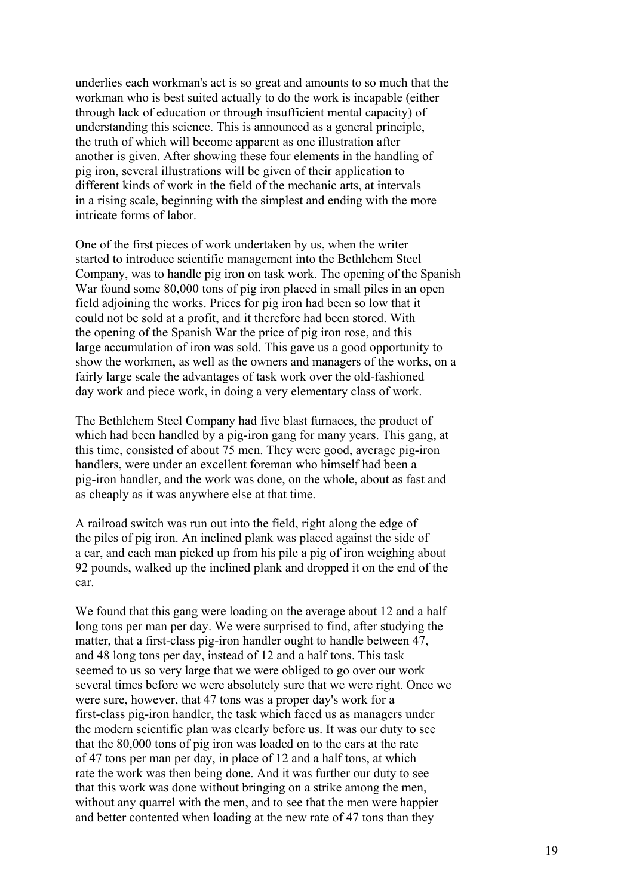underlies each workman's act is so great and amounts to so much that the workman who is best suited actually to do the work is incapable (either through lack of education or through insufficient mental capacity) of understanding this science. This is announced as a general principle, the truth of which will become apparent as one illustration after another is given. After showing these four elements in the handling of pig iron, several illustrations will be given of their application to different kinds of work in the field of the mechanic arts, at intervals in a rising scale, beginning with the simplest and ending with the more intricate forms of labor.

One of the first pieces of work undertaken by us, when the writer started to introduce scientific management into the Bethlehem Steel Company, was to handle pig iron on task work. The opening of the Spanish War found some 80,000 tons of pig iron placed in small piles in an open field adjoining the works. Prices for pig iron had been so low that it could not be sold at a profit, and it therefore had been stored. With the opening of the Spanish War the price of pig iron rose, and this large accumulation of iron was sold. This gave us a good opportunity to show the workmen, as well as the owners and managers of the works, on a fairly large scale the advantages of task work over the old-fashioned day work and piece work, in doing a very elementary class of work.

The Bethlehem Steel Company had five blast furnaces, the product of which had been handled by a pig-iron gang for many years. This gang, at this time, consisted of about 75 men. They were good, average pig-iron handlers, were under an excellent foreman who himself had been a pig-iron handler, and the work was done, on the whole, about as fast and as cheaply as it was anywhere else at that time.

A railroad switch was run out into the field, right along the edge of the piles of pig iron. An inclined plank was placed against the side of a car, and each man picked up from his pile a pig of iron weighing about 92 pounds, walked up the inclined plank and dropped it on the end of the car.

We found that this gang were loading on the average about 12 and a half long tons per man per day. We were surprised to find, after studying the matter, that a first-class pig-iron handler ought to handle between 47, and 48 long tons per day, instead of 12 and a half tons. This task seemed to us so very large that we were obliged to go over our work several times before we were absolutely sure that we were right. Once we were sure, however, that 47 tons was a proper day's work for a first-class pig-iron handler, the task which faced us as managers under the modern scientific plan was clearly before us. It was our duty to see that the 80,000 tons of pig iron was loaded on to the cars at the rate of 47 tons per man per day, in place of 12 and a half tons, at which rate the work was then being done. And it was further our duty to see that this work was done without bringing on a strike among the men, without any quarrel with the men, and to see that the men were happier and better contented when loading at the new rate of 47 tons than they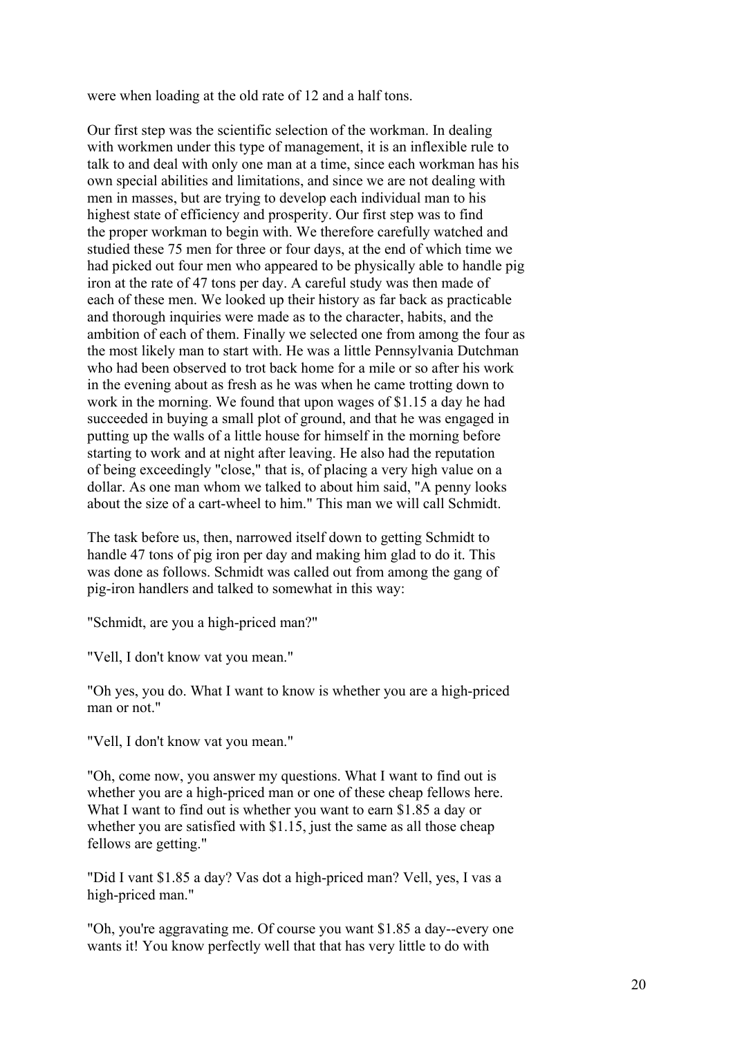were when loading at the old rate of 12 and a half tons.

Our first step was the scientific selection of the workman. In dealing with workmen under this type of management, it is an inflexible rule to talk to and deal with only one man at a time, since each workman has his own special abilities and limitations, and since we are not dealing with men in masses, but are trying to develop each individual man to his highest state of efficiency and prosperity. Our first step was to find the proper workman to begin with. We therefore carefully watched and studied these 75 men for three or four days, at the end of which time we had picked out four men who appeared to be physically able to handle pig iron at the rate of 47 tons per day. A careful study was then made of each of these men. We looked up their history as far back as practicable and thorough inquiries were made as to the character, habits, and the ambition of each of them. Finally we selected one from among the four as the most likely man to start with. He was a little Pennsylvania Dutchman who had been observed to trot back home for a mile or so after his work in the evening about as fresh as he was when he came trotting down to work in the morning. We found that upon wages of $1.15 a day he had succeeded in buying a small plot of ground, and that he was engaged in putting up the walls of a little house for himself in the morning before starting to work and at night after leaving. He also had the reputation of being exceedingly "close," that is, of placing a very high value on a dollar. As one man whom we talked to about him said, "A penny looks about the size of a cart-wheel to him." This man we will call Schmidt.

The task before us, then, narrowed itself down to getting Schmidt to handle 47 tons of pig iron per day and making him glad to do it. This was done as follows. Schmidt was called out from among the gang of pig-iron handlers and talked to somewhat in this way:

"Schmidt, are you a high-priced man?"

"Vell, I don't know vat you mean."

"Oh yes, you do. What I want to know is whether you are a high-priced man or not."

"Vell, I don't know vat you mean."

"Oh, come now, you answer my questions. What I want to find out is whether you are a high-priced man or one of these cheap fellows here. What I want to find out is whether you want to earn $1.85 a day or whether you are satisfied with $1.15, just the same as all those cheap fellows are getting."

"Did I vant $1.85 a day? Vas dot a high-priced man? Vell, yes, I vas a high-priced man."

"Oh, you're aggravating me. Of course you want $1.85 a day--every one wants it! You know perfectly well that that has very little to do with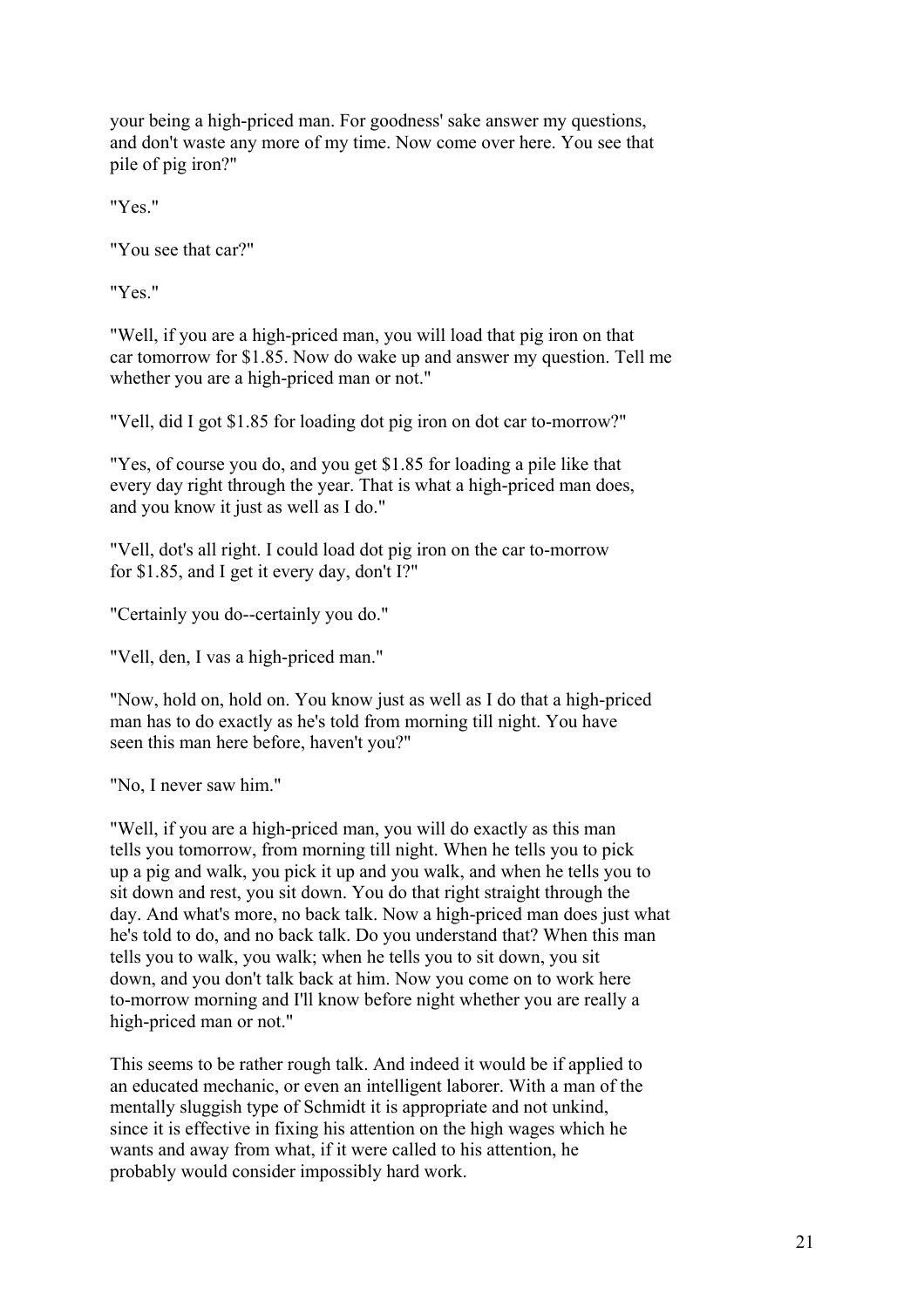your being a high-priced man. For goodness' sake answer my questions, and don't waste any more of my time. Now come over here. You see that pile of pig iron?"

"Yes."

"You see that car?"

"Yes."

"Well, if you are a high-priced man, you will load that pig iron on that car tomorrow for $1.85. Now do wake up and answer my question. Tell me whether you are a high-priced man or not."

"Vell, did I got $1.85 for loading dot pig iron on dot car to-morrow?"

"Yes, of course you do, and you get $1.85 for loading a pile like that every day right through the year. That is what a high-priced man does, and you know it just as well as I do."

"Vell, dot's all right. I could load dot pig iron on the car to-morrow for $1.85, and I get it every day, don't I?"

"Certainly you do--certainly you do."

"Vell, den, I vas a high-priced man."

"Now, hold on, hold on. You know just as well as I do that a high-priced man has to do exactly as he's told from morning till night. You have seen this man here before, haven't you?"

"No, I never saw him."

"Well, if you are a high-priced man, you will do exactly as this man tells you tomorrow, from morning till night. When he tells you to pick up a pig and walk, you pick it up and you walk, and when he tells you to sit down and rest, you sit down. You do that right straight through the day. And what's more, no back talk. Now a high-priced man does just what he's told to do, and no back talk. Do you understand that? When this man tells you to walk, you walk; when he tells you to sit down, you sit down, and you don't talk back at him. Now you come on to work here to-morrow morning and I'll know before night whether you are really a high-priced man or not."

This seems to be rather rough talk. And indeed it would be if applied to an educated mechanic, or even an intelligent laborer. With a man of the mentally sluggish type of Schmidt it is appropriate and not unkind, since it is effective in fixing his attention on the high wages which he wants and away from what, if it were called to his attention, he probably would consider impossibly hard work.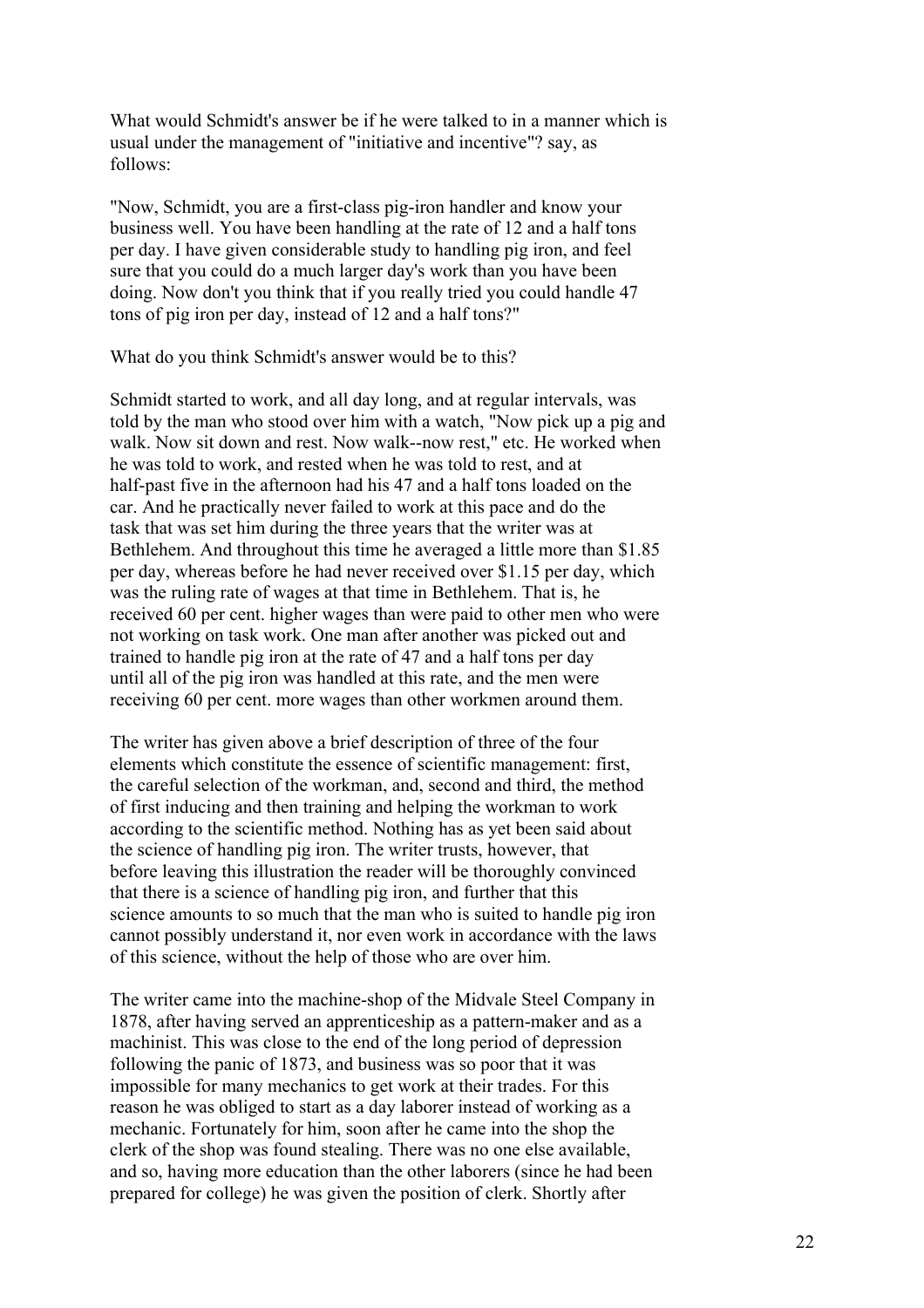What would Schmidt's answer be if he were talked to in a manner which is usual under the management of "initiative and incentive"? say, as follows:

"Now, Schmidt, you are a first-class pig-iron handler and know your business well. You have been handling at the rate of 12 and a half tons per day. I have given considerable study to handling pig iron, and feel sure that you could do a much larger day's work than you have been doing. Now don't you think that if you really tried you could handle 47 tons of pig iron per day, instead of 12 and a half tons?"

What do you think Schmidt's answer would be to this?

Schmidt started to work, and all day long, and at regular intervals, was told by the man who stood over him with a watch, "Now pick up a pig and walk. Now sit down and rest. Now walk--now rest," etc. He worked when he was told to work, and rested when he was told to rest, and at half-past five in the afternoon had his 47 and a half tons loaded on the car. And he practically never failed to work at this pace and do the task that was set him during the three years that the writer was at Bethlehem. And throughout this time he averaged a little more than $1.85 per day, whereas before he had never received over $1.15 per day, which was the ruling rate of wages at that time in Bethlehem. That is, he received 60 per cent. higher wages than were paid to other men who were not working on task work. One man after another was picked out and trained to handle pig iron at the rate of 47 and a half tons per day until all of the pig iron was handled at this rate, and the men were receiving 60 per cent. more wages than other workmen around them.

The writer has given above a brief description of three of the four elements which constitute the essence of scientific management: first, the careful selection of the workman, and, second and third, the method of first inducing and then training and helping the workman to work according to the scientific method. Nothing has as yet been said about the science of handling pig iron. The writer trusts, however, that before leaving this illustration the reader will be thoroughly convinced that there is a science of handling pig iron, and further that this science amounts to so much that the man who is suited to handle pig iron cannot possibly understand it, nor even work in accordance with the laws of this science, without the help of those who are over him.

The writer came into the machine-shop of the Midvale Steel Company in 1878, after having served an apprenticeship as a pattern-maker and as a machinist. This was close to the end of the long period of depression following the panic of 1873, and business was so poor that it was impossible for many mechanics to get work at their trades. For this reason he was obliged to start as a day laborer instead of working as a mechanic. Fortunately for him, soon after he came into the shop the clerk of the shop was found stealing. There was no one else available, and so, having more education than the other laborers (since he had been prepared for college) he was given the position of clerk. Shortly after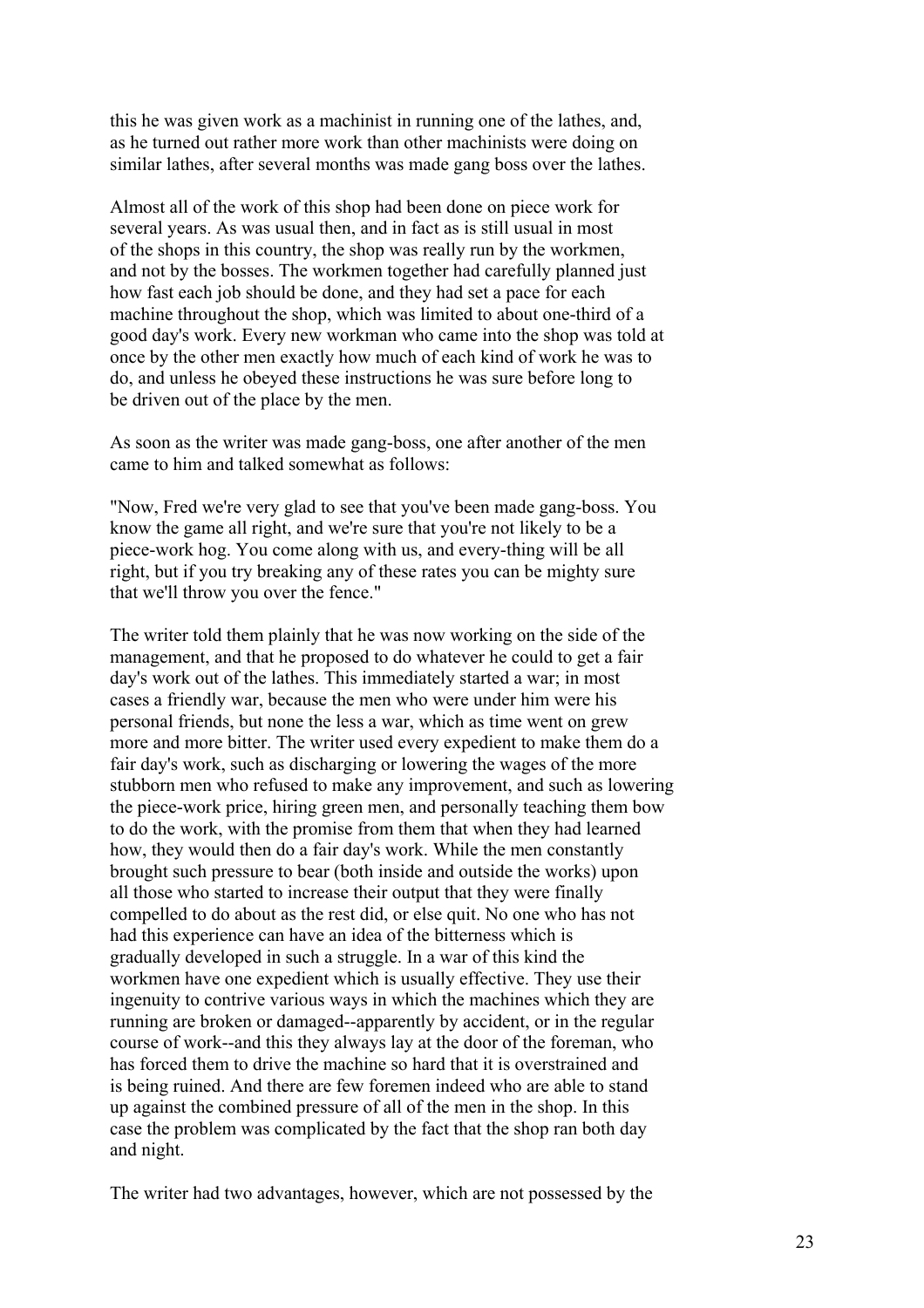this he was given work as a machinist in running one of the lathes, and, as he turned out rather more work than other machinists were doing on similar lathes, after several months was made gang boss over the lathes.

Almost all of the work of this shop had been done on piece work for several years. As was usual then, and in fact as is still usual in most of the shops in this country, the shop was really run by the workmen, and not by the bosses. The workmen together had carefully planned just how fast each job should be done, and they had set a pace for each machine throughout the shop, which was limited to about one-third of a good day's work. Every new workman who came into the shop was told at once by the other men exactly how much of each kind of work he was to do, and unless he obeyed these instructions he was sure before long to be driven out of the place by the men.

As soon as the writer was made gang-boss, one after another of the men came to him and talked somewhat as follows:

"Now, Fred we're very glad to see that you've been made gang-boss. You know the game all right, and we're sure that you're not likely to be a piece-work hog. You come along with us, and every-thing will be all right, but if you try breaking any of these rates you can be mighty sure that we'll throw you over the fence."

The writer told them plainly that he was now working on the side of the management, and that he proposed to do whatever he could to get a fair day's work out of the lathes. This immediately started a war; in most cases a friendly war, because the men who were under him were his personal friends, but none the less a war, which as time went on grew more and more bitter. The writer used every expedient to make them do a fair day's work, such as discharging or lowering the wages of the more stubborn men who refused to make any improvement, and such as lowering the piece-work price, hiring green men, and personally teaching them bow to do the work, with the promise from them that when they had learned how, they would then do a fair day's work. While the men constantly brought such pressure to bear (both inside and outside the works) upon all those who started to increase their output that they were finally compelled to do about as the rest did, or else quit. No one who has not had this experience can have an idea of the bitterness which is gradually developed in such a struggle. In a war of this kind the workmen have one expedient which is usually effective. They use their ingenuity to contrive various ways in which the machines which they are running are broken or damaged--apparently by accident, or in the regular course of work--and this they always lay at the door of the foreman, who has forced them to drive the machine so hard that it is overstrained and is being ruined. And there are few foremen indeed who are able to stand up against the combined pressure of all of the men in the shop. In this case the problem was complicated by the fact that the shop ran both day and night.

The writer had two advantages, however, which are not possessed by the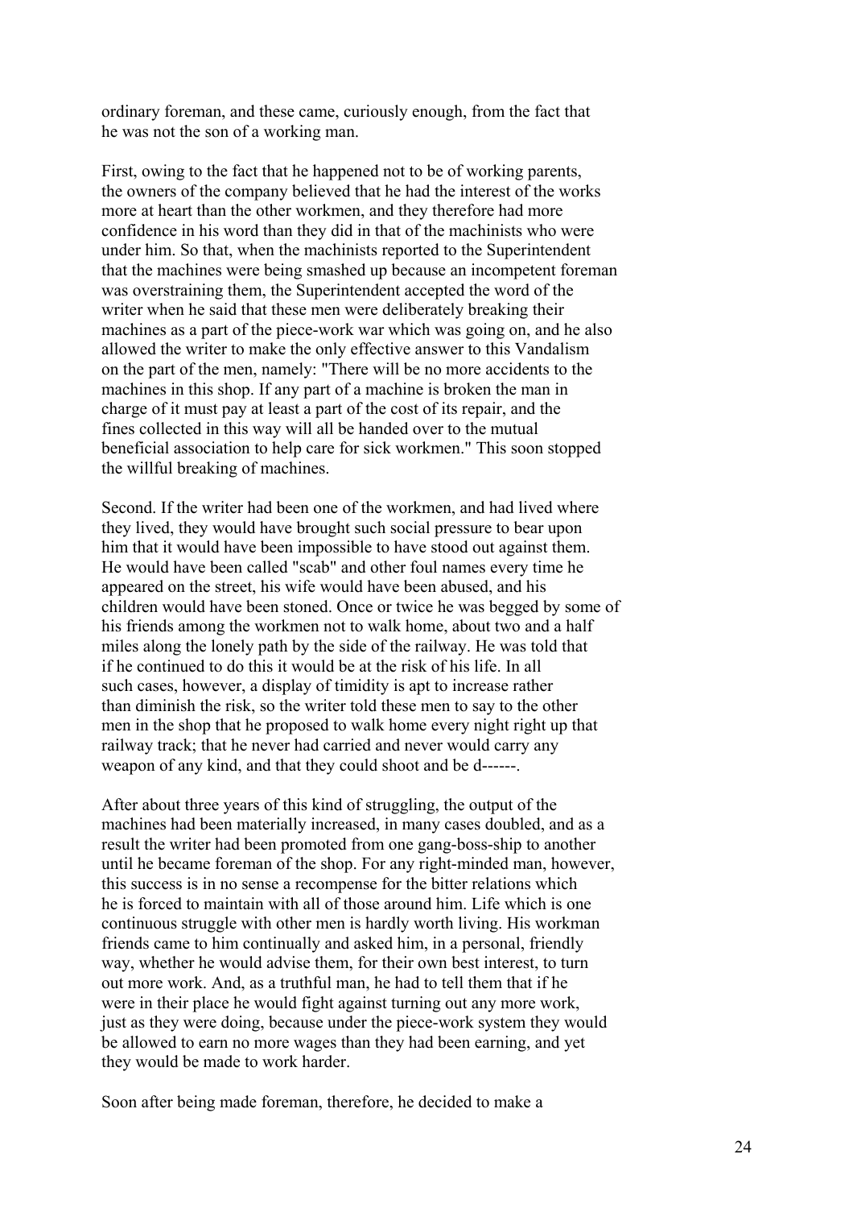ordinary foreman, and these came, curiously enough, from the fact that he was not the son of a working man.

First, owing to the fact that he happened not to be of working parents, the owners of the company believed that he had the interest of the works more at heart than the other workmen, and they therefore had more confidence in his word than they did in that of the machinists who were under him. So that, when the machinists reported to the Superintendent that the machines were being smashed up because an incompetent foreman was overstraining them, the Superintendent accepted the word of the writer when he said that these men were deliberately breaking their machines as a part of the piece-work war which was going on, and he also allowed the writer to make the only effective answer to this Vandalism on the part of the men, namely: "There will be no more accidents to the machines in this shop. If any part of a machine is broken the man in charge of it must pay at least a part of the cost of its repair, and the fines collected in this way will all be handed over to the mutual beneficial association to help care for sick workmen." This soon stopped the willful breaking of machines.

Second. If the writer had been one of the workmen, and had lived where they lived, they would have brought such social pressure to bear upon him that it would have been impossible to have stood out against them. He would have been called "scab" and other foul names every time he appeared on the street, his wife would have been abused, and his children would have been stoned. Once or twice he was begged by some of his friends among the workmen not to walk home, about two and a half miles along the lonely path by the side of the railway. He was told that if he continued to do this it would be at the risk of his life. In all such cases, however, a display of timidity is apt to increase rather than diminish the risk, so the writer told these men to say to the other men in the shop that he proposed to walk home every night right up that railway track; that he never had carried and never would carry any weapon of any kind, and that they could shoot and be d------.

After about three years of this kind of struggling, the output of the machines had been materially increased, in many cases doubled, and as a result the writer had been promoted from one gang-boss-ship to another until he became foreman of the shop. For any right-minded man, however, this success is in no sense a recompense for the bitter relations which he is forced to maintain with all of those around him. Life which is one continuous struggle with other men is hardly worth living. His workman friends came to him continually and asked him, in a personal, friendly way, whether he would advise them, for their own best interest, to turn out more work. And, as a truthful man, he had to tell them that if he were in their place he would fight against turning out any more work, just as they were doing, because under the piece-work system they would be allowed to earn no more wages than they had been earning, and yet they would be made to work harder.

Soon after being made foreman, therefore, he decided to make a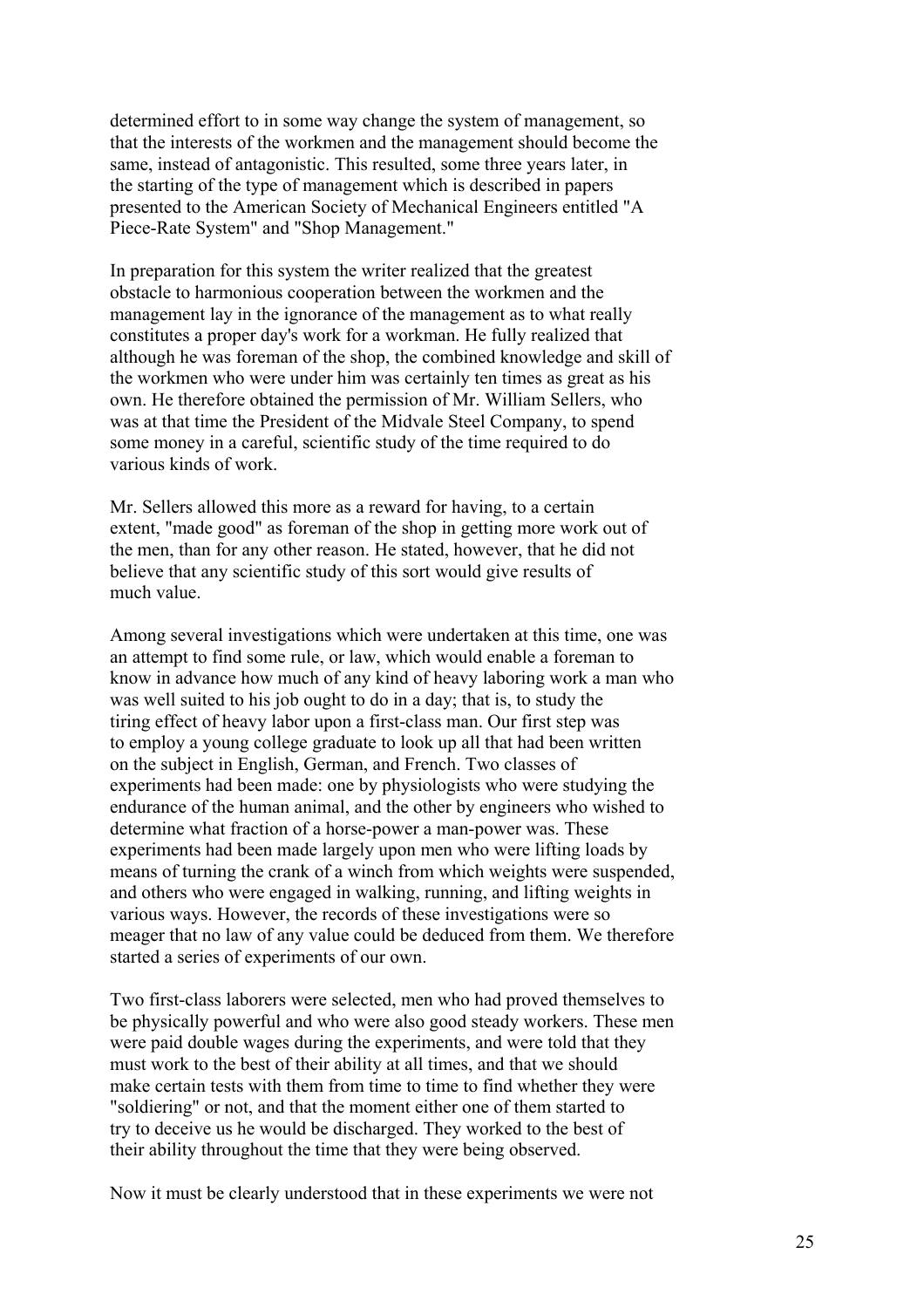determined effort to in some way change the system of management, so that the interests of the workmen and the management should become the same, instead of antagonistic. This resulted, some three years later, in the starting of the type of management which is described in papers presented to the American Society of Mechanical Engineers entitled "A Piece-Rate System" and "Shop Management."

In preparation for this system the writer realized that the greatest obstacle to harmonious cooperation between the workmen and the management lay in the ignorance of the management as to what really constitutes a proper day's work for a workman. He fully realized that although he was foreman of the shop, the combined knowledge and skill of the workmen who were under him was certainly ten times as great as his own. He therefore obtained the permission of Mr. William Sellers, who was at that time the President of the Midvale Steel Company, to spend some money in a careful, scientific study of the time required to do various kinds of work.

Mr. Sellers allowed this more as a reward for having, to a certain extent, "made good" as foreman of the shop in getting more work out of the men, than for any other reason. He stated, however, that he did not believe that any scientific study of this sort would give results of much value.

Among several investigations which were undertaken at this time, one was an attempt to find some rule, or law, which would enable a foreman to know in advance how much of any kind of heavy laboring work a man who was well suited to his job ought to do in a day; that is, to study the tiring effect of heavy labor upon a first-class man. Our first step was to employ a young college graduate to look up all that had been written on the subject in English, German, and French. Two classes of experiments had been made: one by physiologists who were studying the endurance of the human animal, and the other by engineers who wished to determine what fraction of a horse-power a man-power was. These experiments had been made largely upon men who were lifting loads by means of turning the crank of a winch from which weights were suspended, and others who were engaged in walking, running, and lifting weights in various ways. However, the records of these investigations were so meager that no law of any value could be deduced from them. We therefore started a series of experiments of our own.

Two first-class laborers were selected, men who had proved themselves to be physically powerful and who were also good steady workers. These men were paid double wages during the experiments, and were told that they must work to the best of their ability at all times, and that we should make certain tests with them from time to time to find whether they were "soldiering" or not, and that the moment either one of them started to try to deceive us he would be discharged. They worked to the best of their ability throughout the time that they were being observed.

Now it must be clearly understood that in these experiments we were not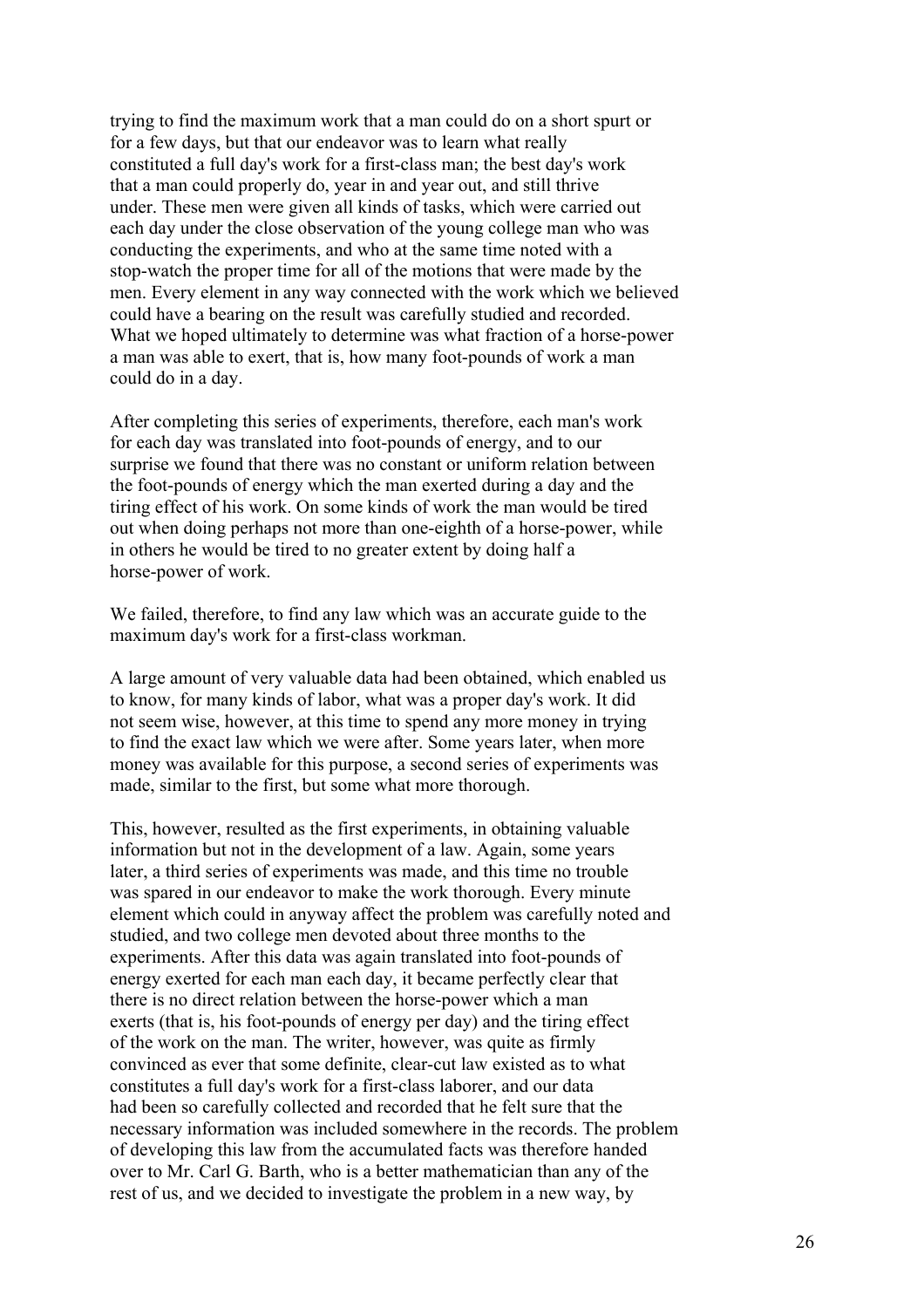trying to find the maximum work that a man could do on a short spurt or for a few days, but that our endeavor was to learn what really constituted a full day's work for a first-class man; the best day's work that a man could properly do, year in and year out, and still thrive under. These men were given all kinds of tasks, which were carried out each day under the close observation of the young college man who was conducting the experiments, and who at the same time noted with a stop-watch the proper time for all of the motions that were made by the men. Every element in any way connected with the work which we believed could have a bearing on the result was carefully studied and recorded. What we hoped ultimately to determine was what fraction of a horse-power a man was able to exert, that is, how many foot-pounds of work a man could do in a day.

After completing this series of experiments, therefore, each man's work for each day was translated into foot-pounds of energy, and to our surprise we found that there was no constant or uniform relation between the foot-pounds of energy which the man exerted during a day and the tiring effect of his work. On some kinds of work the man would be tired out when doing perhaps not more than one-eighth of a horse-power, while in others he would be tired to no greater extent by doing half a horse-power of work.

We failed, therefore, to find any law which was an accurate guide to the maximum day's work for a first-class workman.

A large amount of very valuable data had been obtained, which enabled us to know, for many kinds of labor, what was a proper day's work. It did not seem wise, however, at this time to spend any more money in trying to find the exact law which we were after. Some years later, when more money was available for this purpose, a second series of experiments was made, similar to the first, but some what more thorough.

This, however, resulted as the first experiments, in obtaining valuable information but not in the development of a law. Again, some years later, a third series of experiments was made, and this time no trouble was spared in our endeavor to make the work thorough. Every minute element which could in anyway affect the problem was carefully noted and studied, and two college men devoted about three months to the experiments. After this data was again translated into foot-pounds of energy exerted for each man each day, it became perfectly clear that there is no direct relation between the horse-power which a man exerts (that is, his foot-pounds of energy per day) and the tiring effect of the work on the man. The writer, however, was quite as firmly convinced as ever that some definite, clear-cut law existed as to what constitutes a full day's work for a first-class laborer, and our data had been so carefully collected and recorded that he felt sure that the necessary information was included somewhere in the records. The problem of developing this law from the accumulated facts was therefore handed over to Mr. Carl G. Barth, who is a better mathematician than any of the rest of us, and we decided to investigate the problem in a new way, by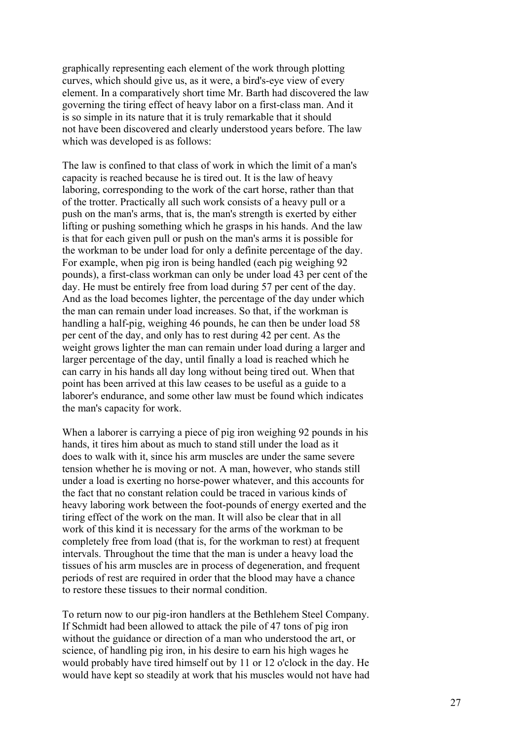graphically representing each element of the work through plotting curves, which should give us, as it were, a bird's-eye view of every element. In a comparatively short time Mr. Barth had discovered the law governing the tiring effect of heavy labor on a first-class man. And it is so simple in its nature that it is truly remarkable that it should not have been discovered and clearly understood years before. The law which was developed is as follows:

The law is confined to that class of work in which the limit of a man's capacity is reached because he is tired out. It is the law of heavy laboring, corresponding to the work of the cart horse, rather than that of the trotter. Practically all such work consists of a heavy pull or a push on the man's arms, that is, the man's strength is exerted by either lifting or pushing something which he grasps in his hands. And the law is that for each given pull or push on the man's arms it is possible for the workman to be under load for only a definite percentage of the day. For example, when pig iron is being handled (each pig weighing 92 pounds), a first-class workman can only be under load 43 per cent of the day. He must be entirely free from load during 57 per cent of the day. And as the load becomes lighter, the percentage of the day under which the man can remain under load increases. So that, if the workman is handling a half-pig, weighing 46 pounds, he can then be under load 58 per cent of the day, and only has to rest during 42 per cent. As the weight grows lighter the man can remain under load during a larger and larger percentage of the day, until finally a load is reached which he can carry in his hands all day long without being tired out. When that point has been arrived at this law ceases to be useful as a guide to a laborer's endurance, and some other law must be found which indicates the man's capacity for work.

When a laborer is carrying a piece of pig iron weighing 92 pounds in his hands, it tires him about as much to stand still under the load as it does to walk with it, since his arm muscles are under the same severe tension whether he is moving or not. A man, however, who stands still under a load is exerting no horse-power whatever, and this accounts for the fact that no constant relation could be traced in various kinds of heavy laboring work between the foot-pounds of energy exerted and the tiring effect of the work on the man. It will also be clear that in all work of this kind it is necessary for the arms of the workman to be completely free from load (that is, for the workman to rest) at frequent intervals. Throughout the time that the man is under a heavy load the tissues of his arm muscles are in process of degeneration, and frequent periods of rest are required in order that the blood may have a chance to restore these tissues to their normal condition.

To return now to our pig-iron handlers at the Bethlehem Steel Company. If Schmidt had been allowed to attack the pile of 47 tons of pig iron without the guidance or direction of a man who understood the art, or science, of handling pig iron, in his desire to earn his high wages he would probably have tired himself out by 11 or 12 o'clock in the day. He would have kept so steadily at work that his muscles would not have had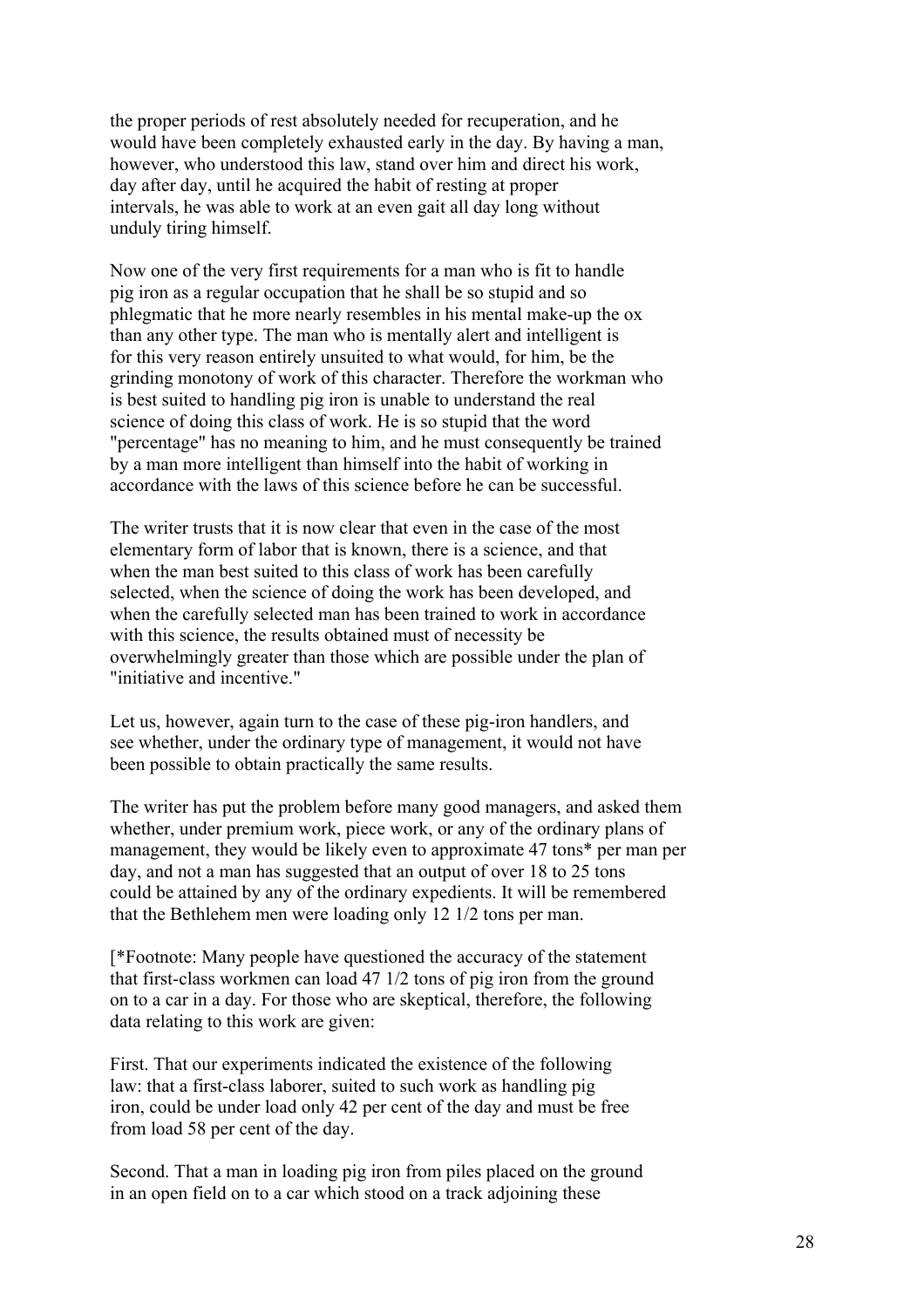the proper periods of rest absolutely needed for recuperation, and he would have been completely exhausted early in the day. By having a man, however, who understood this law, stand over him and direct his work, day after day, until he acquired the habit of resting at proper intervals, he was able to work at an even gait all day long without unduly tiring himself.

Now one of the very first requirements for a man who is fit to handle pig iron as a regular occupation that he shall be so stupid and so phlegmatic that he more nearly resembles in his mental make-up the ox than any other type. The man who is mentally alert and intelligent is for this very reason entirely unsuited to what would, for him, be the grinding monotony of work of this character. Therefore the workman who is best suited to handling pig iron is unable to understand the real science of doing this class of work. He is so stupid that the word "percentage" has no meaning to him, and he must consequently be trained by a man more intelligent than himself into the habit of working in accordance with the laws of this science before he can be successful.

The writer trusts that it is now clear that even in the case of the most elementary form of labor that is known, there is a science, and that when the man best suited to this class of work has been carefully selected, when the science of doing the work has been developed, and when the carefully selected man has been trained to work in accordance with this science, the results obtained must of necessity be overwhelmingly greater than those which are possible under the plan of "initiative and incentive."

Let us, however, again turn to the case of these pig-iron handlers, and see whether, under the ordinary type of management, it would not have been possible to obtain practically the same results.

The writer has put the problem before many good managers, and asked them whether, under premium work, piece work, or any of the ordinary plans of management, they would be likely even to approximate 47 tons* per man per day, and not a man has suggested that an output of over 18 to 25 tons could be attained by any of the ordinary expedients. It will be remembered that the Bethlehem men were loading only 12 1/2 tons per man.

[*Footnote: Many people have questioned the accuracy of the statement that first-class workmen can load 47 1/2 tons of pig iron from the ground on to a car in a day. For those who are skeptical, therefore, the following data relating to this work are given:

First. That our experiments indicated the existence of the following law: that a first-class laborer, suited to such work as handling pig iron, could be under load only 42 per cent of the day and must be free from load 58 per cent of the day.

Second. That a man in loading pig iron from piles placed on the ground in an open field on to a car which stood on a track adjoining these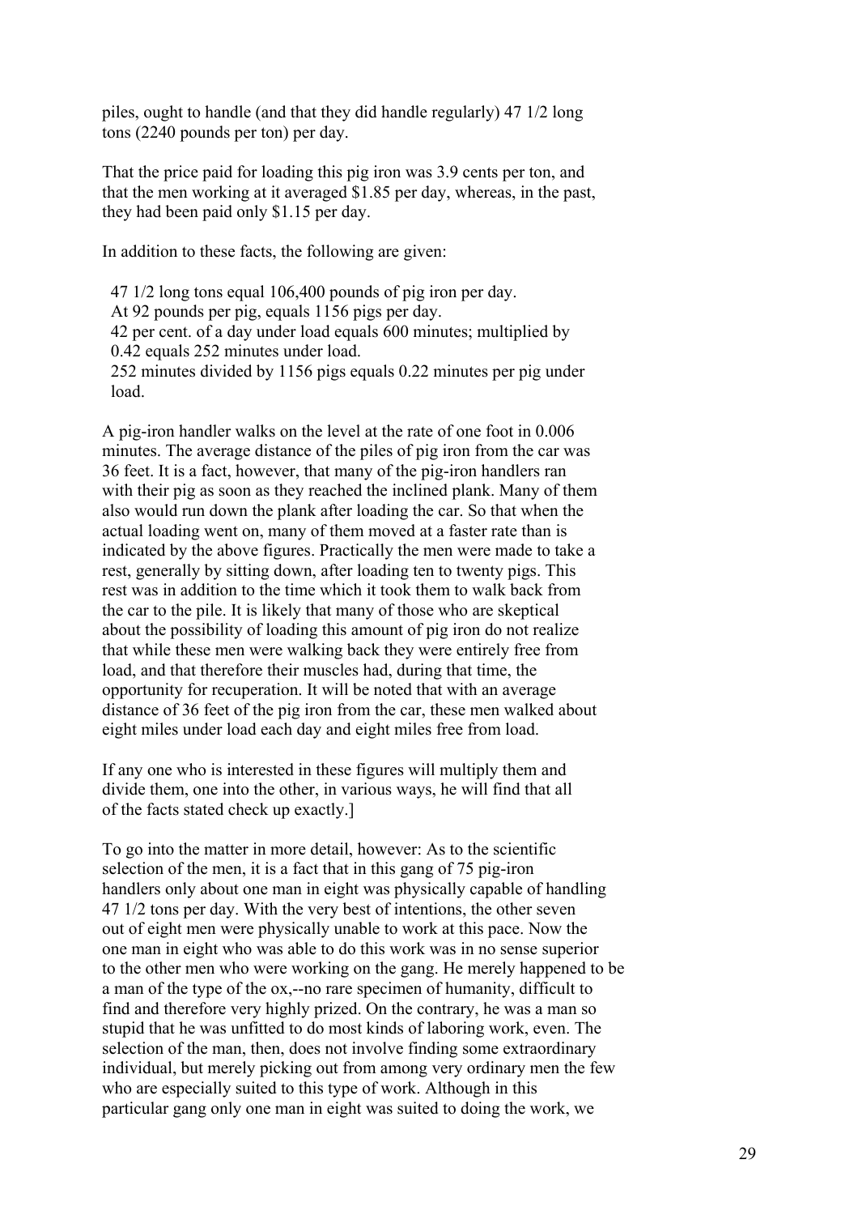piles, ought to handle (and that they did handle regularly) 47 1/2 long tons (2240 pounds per ton) per day.

That the price paid for loading this pig iron was 3.9 cents per ton, and that the men working at it averaged $1.85 per day, whereas, in the past, they had been paid only $1.15 per day.

In addition to these facts, the following are given:

47 1/2 long tons equal 106,400 pounds of pig iron per day.
At 92 pounds per pig, equals 1156 pigs per day.
42 per cent. of a day under load equals 600 minutes; multiplied by 0.42 equals 252 minutes under load.
252 minutes divided by 1156 pigs equals 0.22 minutes per pig under load.

A pig-iron handler walks on the level at the rate of one foot in 0.006 minutes. The average distance of the piles of pig iron from the car was 36 feet. It is a fact, however, that many of the pig-iron handlers ran with their pig as soon as they reached the inclined plank. Many of them also would run down the plank after loading the car. So that when the actual loading went on, many of them moved at a faster rate than is indicated by the above figures. Practically the men were made to take a rest, generally by sitting down, after loading ten to twenty pigs. This rest was in addition to the time which it took them to walk back from the car to the pile. It is likely that many of those who are skeptical about the possibility of loading this amount of pig iron do not realize that while these men were walking back they were entirely free from load, and that therefore their muscles had, during that time, the opportunity for recuperation. It will be noted that with an average distance of 36 feet of the pig iron from the car, these men walked about eight miles under load each day and eight miles free from load.

If any one who is interested in these figures will multiply them and divide them, one into the other, in various ways, he will find that all of the facts stated check up exactly.]

To go into the matter in more detail, however: As to the scientific selection of the men, it is a fact that in this gang of 75 pig-iron handlers only about one man in eight was physically capable of handling 47 1/2 tons per day. With the very best of intentions, the other seven out of eight men were physically unable to work at this pace. Now the one man in eight who was able to do this work was in no sense superior to the other men who were working on the gang. He merely happened to be a man of the type of the ox,--no rare specimen of humanity, difficult to find and therefore very highly prized. On the contrary, he was a man so stupid that he was unfitted to do most kinds of laboring work, even. The selection of the man, then, does not involve finding some extraordinary individual, but merely picking out from among very ordinary men the few who are especially suited to this type of work. Although in this particular gang only one man in eight was suited to doing the work, we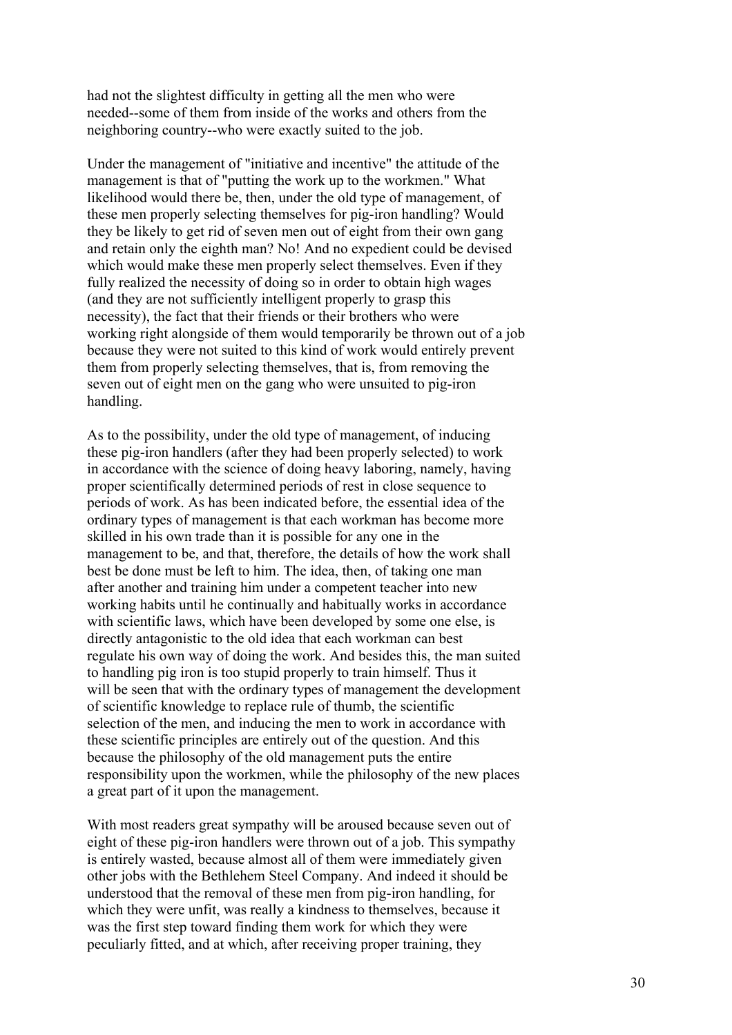had not the slightest difficulty in getting all the men who were needed--some of them from inside of the works and others from the neighboring country--who were exactly suited to the job.

Under the management of "initiative and incentive" the attitude of the management is that of "putting the work up to the workmen." What likelihood would there be, then, under the old type of management, of these men properly selecting themselves for pig-iron handling? Would they be likely to get rid of seven men out of eight from their own gang and retain only the eighth man? No! And no expedient could be devised which would make these men properly select themselves. Even if they fully realized the necessity of doing so in order to obtain high wages (and they are not sufficiently intelligent properly to grasp this necessity), the fact that their friends or their brothers who were working right alongside of them would temporarily be thrown out of a job because they were not suited to this kind of work would entirely prevent them from properly selecting themselves, that is, from removing the seven out of eight men on the gang who were unsuited to pig-iron handling.

As to the possibility, under the old type of management, of inducing these pig-iron handlers (after they had been properly selected) to work in accordance with the science of doing heavy laboring, namely, having proper scientifically determined periods of rest in close sequence to periods of work. As has been indicated before, the essential idea of the ordinary types of management is that each workman has become more skilled in his own trade than it is possible for any one in the management to be, and that, therefore, the details of how the work shall best be done must be left to him. The idea, then, of taking one man after another and training him under a competent teacher into new working habits until he continually and habitually works in accordance with scientific laws, which have been developed by some one else, is directly antagonistic to the old idea that each workman can best regulate his own way of doing the work. And besides this, the man suited to handling pig iron is too stupid properly to train himself. Thus it will be seen that with the ordinary types of management the development of scientific knowledge to replace rule of thumb, the scientific selection of the men, and inducing the men to work in accordance with these scientific principles are entirely out of the question. And this because the philosophy of the old management puts the entire responsibility upon the workmen, while the philosophy of the new places a great part of it upon the management.

With most readers great sympathy will be aroused because seven out of eight of these pig-iron handlers were thrown out of a job. This sympathy is entirely wasted, because almost all of them were immediately given other jobs with the Bethlehem Steel Company. And indeed it should be understood that the removal of these men from pig-iron handling, for which they were unfit, was really a kindness to themselves, because it was the first step toward finding them work for which they were peculiarly fitted, and at which, after receiving proper training, they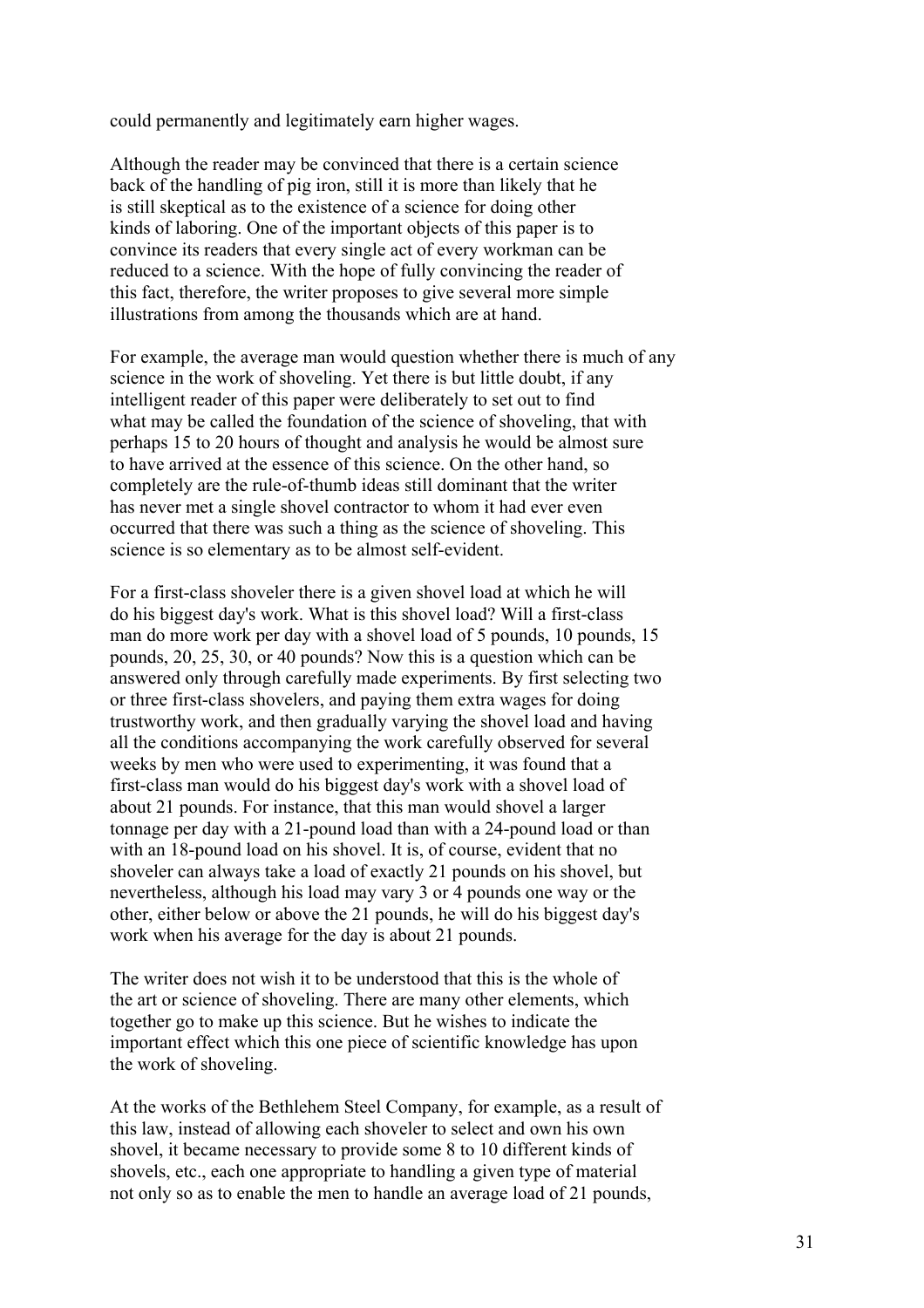could permanently and legitimately earn higher wages.

Although the reader may be convinced that there is a certain science back of the handling of pig iron, still it is more than likely that he is still skeptical as to the existence of a science for doing other kinds of laboring. One of the important objects of this paper is to convince its readers that every single act of every workman can be reduced to a science. With the hope of fully convincing the reader of this fact, therefore, the writer proposes to give several more simple illustrations from among the thousands which are at hand.

For example, the average man would question whether there is much of any science in the work of shoveling. Yet there is but little doubt, if any intelligent reader of this paper were deliberately to set out to find what may be called the foundation of the science of shoveling, that with perhaps 15 to 20 hours of thought and analysis he would be almost sure to have arrived at the essence of this science. On the other hand, so completely are the rule-of-thumb ideas still dominant that the writer has never met a single shovel contractor to whom it had ever even occurred that there was such a thing as the science of shoveling. This science is so elementary as to be almost self-evident.

For a first-class shoveler there is a given shovel load at which he will do his biggest day's work. What is this shovel load? Will a first-class man do more work per day with a shovel load of 5 pounds, 10 pounds, 15 pounds, 20, 25, 30, or 40 pounds? Now this is a question which can be answered only through carefully made experiments. By first selecting two or three first-class shovelers, and paying them extra wages for doing trustworthy work, and then gradually varying the shovel load and having all the conditions accompanying the work carefully observed for several weeks by men who were used to experimenting, it was found that a first-class man would do his biggest day's work with a shovel load of about 21 pounds. For instance, that this man would shovel a larger tonnage per day with a 21-pound load than with a 24-pound load or than with an 18-pound load on his shovel. It is, of course, evident that no shoveler can always take a load of exactly 21 pounds on his shovel, but nevertheless, although his load may vary 3 or 4 pounds one way or the other, either below or above the 21 pounds, he will do his biggest day's work when his average for the day is about 21 pounds.

The writer does not wish it to be understood that this is the whole of the art or science of shoveling. There are many other elements, which together go to make up this science. But he wishes to indicate the important effect which this one piece of scientific knowledge has upon the work of shoveling.

At the works of the Bethlehem Steel Company, for example, as a result of this law, instead of allowing each shoveler to select and own his own shovel, it became necessary to provide some 8 to 10 different kinds of shovels, etc., each one appropriate to handling a given type of material not only so as to enable the men to handle an average load of 21 pounds,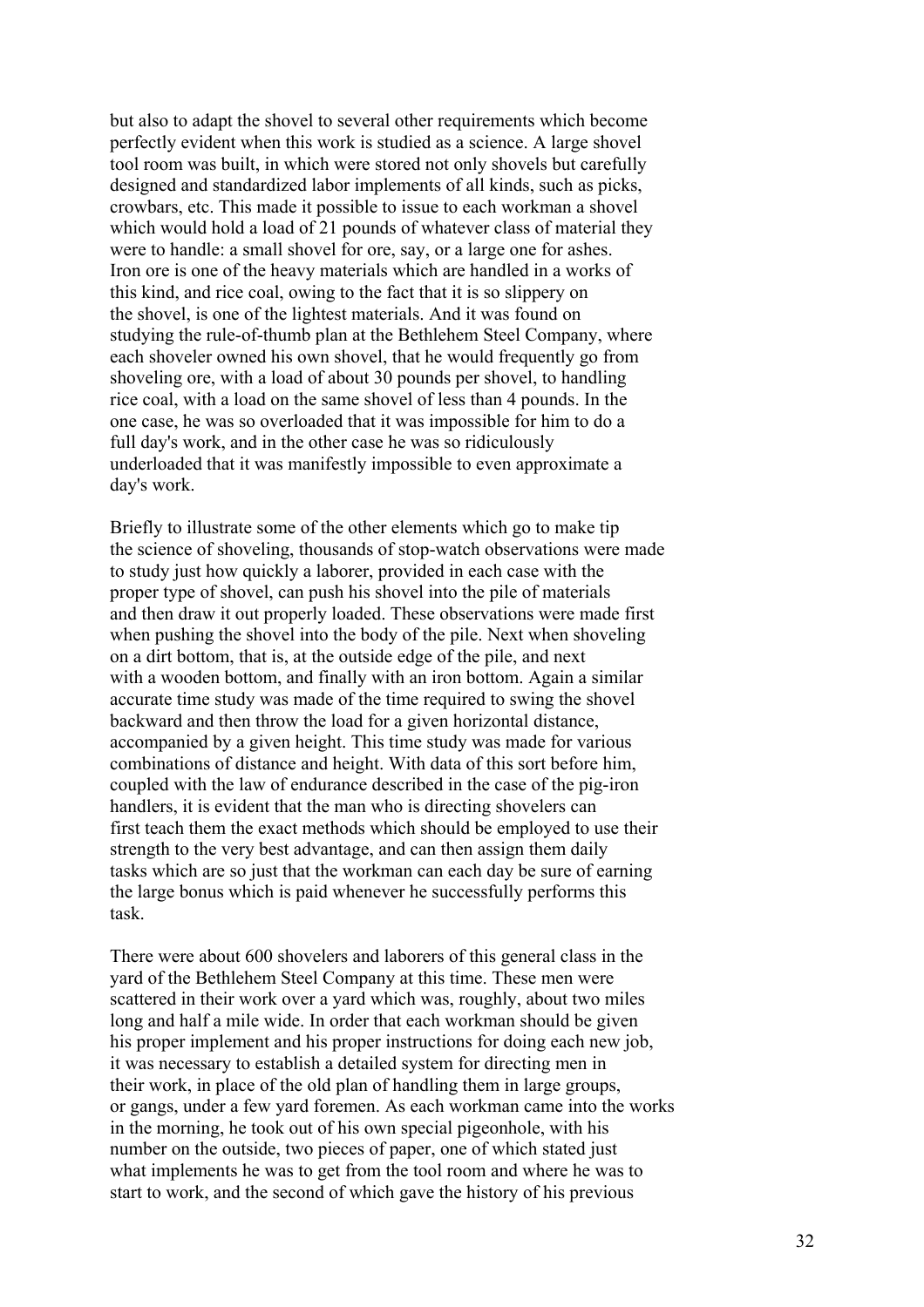but also to adapt the shovel to several other requirements which become perfectly evident when this work is studied as a science. A large shovel tool room was built, in which were stored not only shovels but carefully designed and standardized labor implements of all kinds, such as picks, crowbars, etc. This made it possible to issue to each workman a shovel which would hold a load of 21 pounds of whatever class of material they were to handle: a small shovel for ore, say, or a large one for ashes. Iron ore is one of the heavy materials which are handled in a works of this kind, and rice coal, owing to the fact that it is so slippery on the shovel, is one of the lightest materials. And it was found on studying the rule-of-thumb plan at the Bethlehem Steel Company, where each shoveler owned his own shovel, that he would frequently go from shoveling ore, with a load of about 30 pounds per shovel, to handling rice coal, with a load on the same shovel of less than 4 pounds. In the one case, he was so overloaded that it was impossible for him to do a full day's work, and in the other case he was so ridiculously underloaded that it was manifestly impossible to even approximate a day's work.

Briefly to illustrate some of the other elements which go to make tip the science of shoveling, thousands of stop-watch observations were made to study just how quickly a laborer, provided in each case with the proper type of shovel, can push his shovel into the pile of materials and then draw it out properly loaded. These observations were made first when pushing the shovel into the body of the pile. Next when shoveling on a dirt bottom, that is, at the outside edge of the pile, and next with a wooden bottom, and finally with an iron bottom. Again a similar accurate time study was made of the time required to swing the shovel backward and then throw the load for a given horizontal distance, accompanied by a given height. This time study was made for various combinations of distance and height. With data of this sort before him, coupled with the law of endurance described in the case of the pig-iron handlers, it is evident that the man who is directing shovelers can first teach them the exact methods which should be employed to use their strength to the very best advantage, and can then assign them daily tasks which are so just that the workman can each day be sure of earning the large bonus which is paid whenever he successfully performs this task.

There were about 600 shovelers and laborers of this general class in the yard of the Bethlehem Steel Company at this time. These men were scattered in their work over a yard which was, roughly, about two miles long and half a mile wide. In order that each workman should be given his proper implement and his proper instructions for doing each new job, it was necessary to establish a detailed system for directing men in their work, in place of the old plan of handling them in large groups, or gangs, under a few yard foremen. As each workman came into the works in the morning, he took out of his own special pigeonhole, with his number on the outside, two pieces of paper, one of which stated just what implements he was to get from the tool room and where he was to start to work, and the second of which gave the history of his previous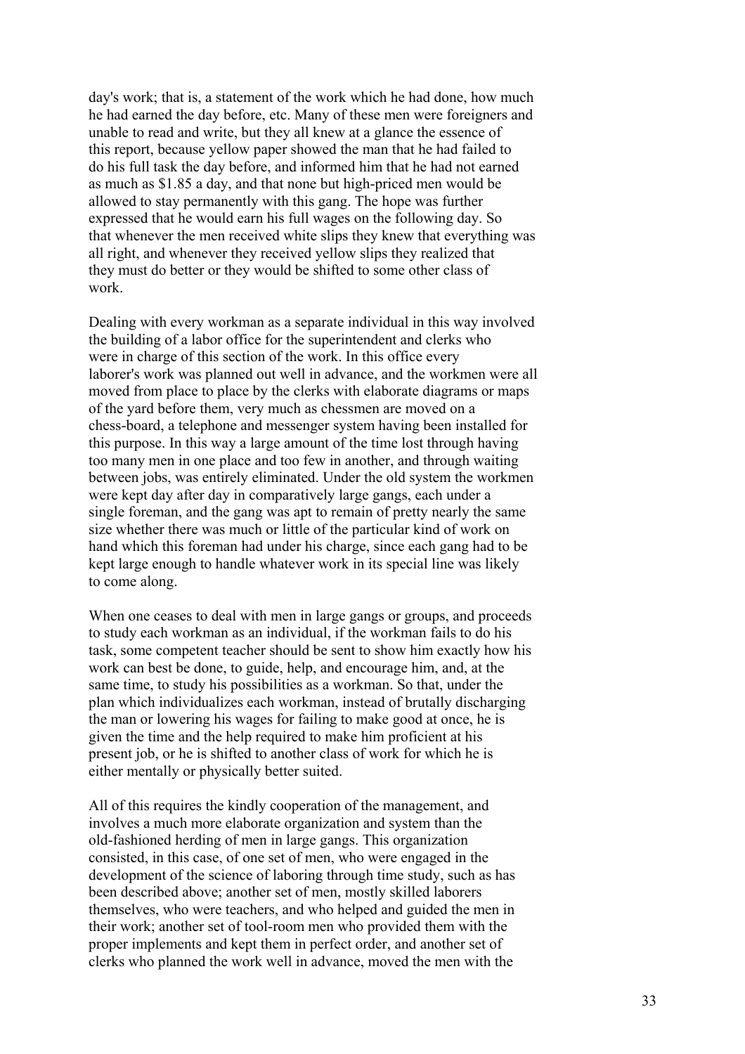day's work; that is, a statement of the work which he had done, how much he had earned the day before, etc. Many of these men were foreigners and unable to read and write, but they all knew at a glance the essence of this report, because yellow paper showed the man that he had failed to do his full task the day before, and informed him that he had not earned as much as $1.85 a day, and that none but high-priced men would be allowed to stay permanently with this gang. The hope was further expressed that he would earn his full wages on the following day. So that whenever the men received white slips they knew that everything was all right, and whenever they received yellow slips they realized that they must do better or they would be shifted to some other class of work.

Dealing with every workman as a separate individual in this way involved the building of a labor office for the superintendent and clerks who were in charge of this section of the work. In this office every laborer's work was planned out well in advance, and the workmen were all moved from place to place by the clerks with elaborate diagrams or maps of the yard before them, very much as chessmen are moved on a chess-board, a telephone and messenger system having been installed for this purpose. In this way a large amount of the time lost through having too many men in one place and too few in another, and through waiting between jobs, was entirely eliminated. Under the old system the workmen were kept day after day in comparatively large gangs, each under a single foreman, and the gang was apt to remain of pretty nearly the same size whether there was much or little of the particular kind of work on hand which this foreman had under his charge, since each gang had to be kept large enough to handle whatever work in its special line was likely to come along.

When one ceases to deal with men in large gangs or groups, and proceeds to study each workman as an individual, if the workman fails to do his task, some competent teacher should be sent to show him exactly how his work can best be done, to guide, help, and encourage him, and, at the same time, to study his possibilities as a workman. So that, under the plan which individualizes each workman, instead of brutally discharging the man or lowering his wages for failing to make good at once, he is given the time and the help required to make him proficient at his present job, or he is shifted to another class of work for which he is either mentally or physically better suited.

All of this requires the kindly cooperation of the management, and involves a much more elaborate organization and system than the old-fashioned herding of men in large gangs. This organization consisted, in this case, of one set of men, who were engaged in the development of the science of laboring through time study, such as has been described above; another set of men, mostly skilled laborers themselves, who were teachers, and who helped and guided the men in their work; another set of tool-room men who provided them with the proper implements and kept them in perfect order, and another set of clerks who planned the work well in advance, moved the men with the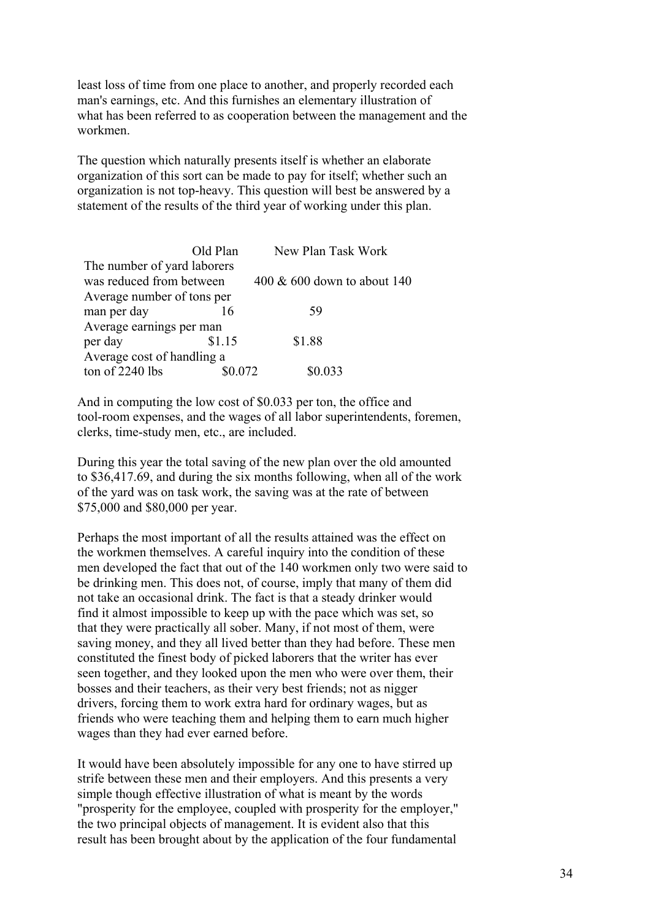least loss of time from one place to another, and properly recorded each man's earnings, etc. And this furnishes an elementary illustration of what has been referred to as cooperation between the management and the workmen.

The question which naturally presents itself is whether an elaborate organization of this sort can be made to pay for itself; whether such an organization is not top-heavy. This question will best be answered by a statement of the results of the third year of working under this plan.

| | Old Plan | New Plan Task Work |
|---|---|---|
| The number of yard laborers was reduced from between | 400 & 600 down to about 140 | |
| Average number of tons per man per day | 16 | 59 |
| Average earnings per man per day | $1.15 | $1.88 |
| Average cost of handling a ton of 2240 lbs | $0.072 | $0.033 |

And in computing the low cost of $0.033 per ton, the office and tool-room expenses, and the wages of all labor superintendents, foremen, clerks, time-study men, etc., are included.

During this year the total saving of the new plan over the old amounted to $36,417.69, and during the six months following, when all of the work of the yard was on task work, the saving was at the rate of between $75,000 and $80,000 per year.

Perhaps the most important of all the results attained was the effect on the workmen themselves. A careful inquiry into the condition of these men developed the fact that out of the 140 workmen only two were said to be drinking men. This does not, of course, imply that many of them did not take an occasional drink. The fact is that a steady drinker would find it almost impossible to keep up with the pace which was set, so that they were practically all sober. Many, if not most of them, were saving money, and they all lived better than they had before. These men constituted the finest body of picked laborers that the writer has ever seen together, and they looked upon the men who were over them, their bosses and their teachers, as their very best friends; not as nigger drivers, forcing them to work extra hard for ordinary wages, but as friends who were teaching them and helping them to earn much higher wages than they had ever earned before.

It would have been absolutely impossible for any one to have stirred up strife between these men and their employers. And this presents a very simple though effective illustration of what is meant by the words "prosperity for the employee, coupled with prosperity for the employer," the two principal objects of management. It is evident also that this result has been brought about by the application of the four fundamental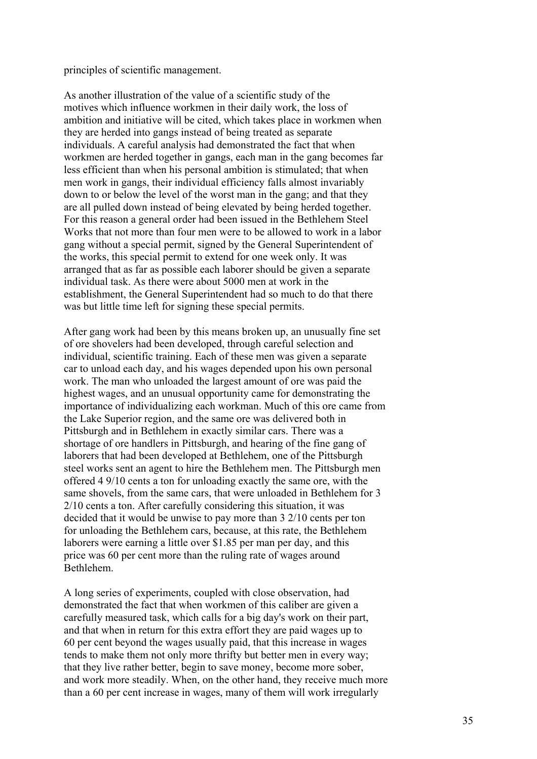principles of scientific management.

As another illustration of the value of a scientific study of the motives which influence workmen in their daily work, the loss of ambition and initiative will be cited, which takes place in workmen when they are herded into gangs instead of being treated as separate individuals. A careful analysis had demonstrated the fact that when workmen are herded together in gangs, each man in the gang becomes far less efficient than when his personal ambition is stimulated; that when men work in gangs, their individual efficiency falls almost invariably down to or below the level of the worst man in the gang; and that they are all pulled down instead of being elevated by being herded together. For this reason a general order had been issued in the Bethlehem Steel Works that not more than four men were to be allowed to work in a labor gang without a special permit, signed by the General Superintendent of the works, this special permit to extend for one week only. It was arranged that as far as possible each laborer should be given a separate individual task. As there were about 5000 men at work in the establishment, the General Superintendent had so much to do that there was but little time left for signing these special permits.

After gang work had been by this means broken up, an unusually fine set of ore shovelers had been developed, through careful selection and individual, scientific training. Each of these men was given a separate car to unload each day, and his wages depended upon his own personal work. The man who unloaded the largest amount of ore was paid the highest wages, and an unusual opportunity came for demonstrating the importance of individualizing each workman. Much of this ore came from the Lake Superior region, and the same ore was delivered both in Pittsburgh and in Bethlehem in exactly similar cars. There was a shortage of ore handlers in Pittsburgh, and hearing of the fine gang of laborers that had been developed at Bethlehem, one of the Pittsburgh steel works sent an agent to hire the Bethlehem men. The Pittsburgh men offered 4 9/10 cents a ton for unloading exactly the same ore, with the same shovels, from the same cars, that were unloaded in Bethlehem for 3 2/10 cents a ton. After carefully considering this situation, it was decided that it would be unwise to pay more than 3 2/10 cents per ton for unloading the Bethlehem cars, because, at this rate, the Bethlehem laborers were earning a little over $1.85 per man per day, and this price was 60 per cent more than the ruling rate of wages around Bethlehem.

A long series of experiments, coupled with close observation, had demonstrated the fact that when workmen of this caliber are given a carefully measured task, which calls for a big day's work on their part, and that when in return for this extra effort they are paid wages up to 60 per cent beyond the wages usually paid, that this increase in wages tends to make them not only more thrifty but better men in every way; that they live rather better, begin to save money, become more sober, and work more steadily. When, on the other hand, they receive much more than a 60 per cent increase in wages, many of them will work irregularly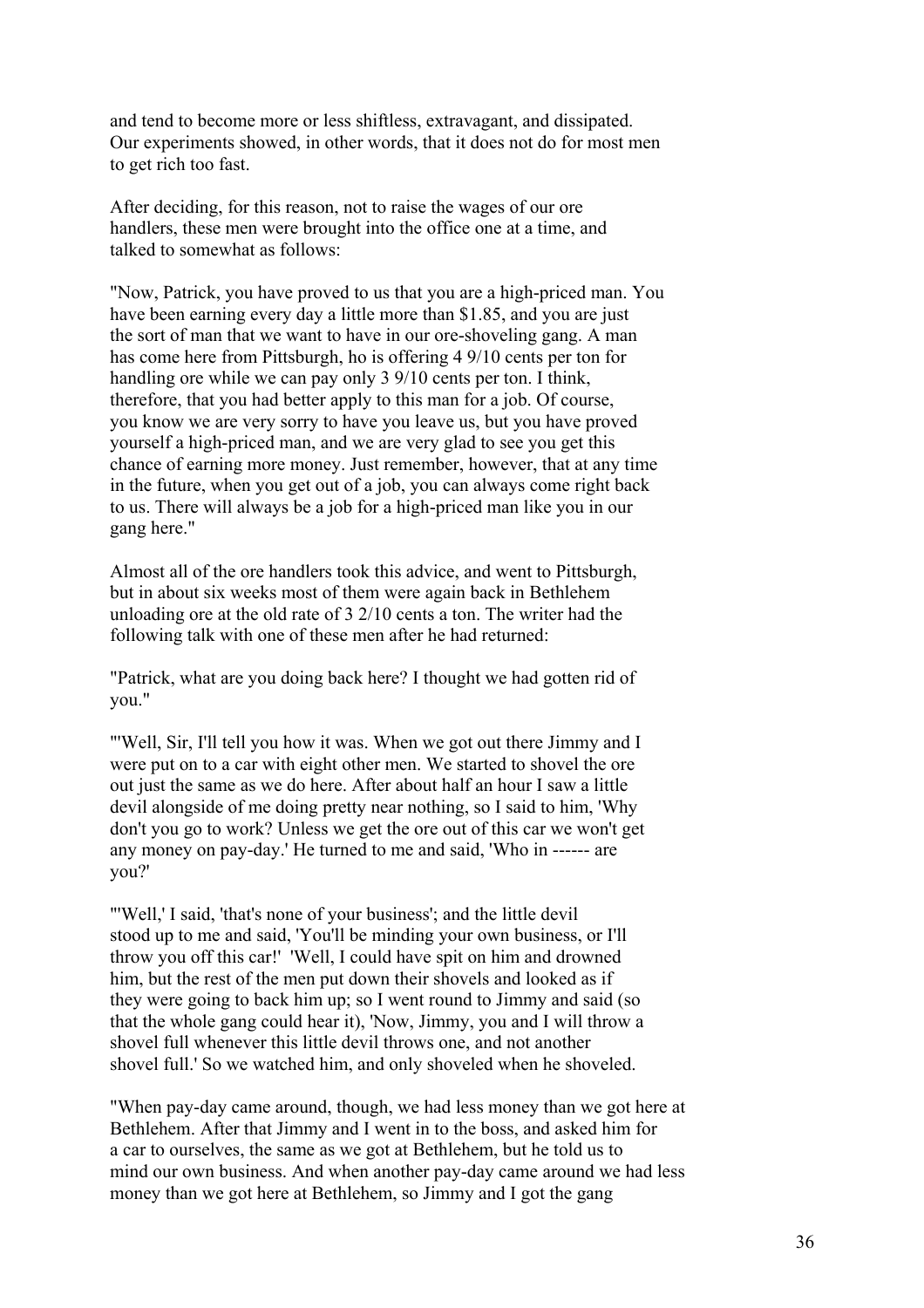and tend to become more or less shiftless, extravagant, and dissipated. Our experiments showed, in other words, that it does not do for most men to get rich too fast.

After deciding, for this reason, not to raise the wages of our ore handlers, these men were brought into the office one at a time, and talked to somewhat as follows:

"Now, Patrick, you have proved to us that you are a high-priced man. You have been earning every day a little more than $1.85, and you are just the sort of man that we want to have in our ore-shoveling gang. A man has come here from Pittsburgh, ho is offering 4 9/10 cents per ton for handling ore while we can pay only 3 9/10 cents per ton. I think, therefore, that you had better apply to this man for a job. Of course, you know we are very sorry to have you leave us, but you have proved yourself a high-priced man, and we are very glad to see you get this chance of earning more money. Just remember, however, that at any time in the future, when you get out of a job, you can always come right back to us. There will always be a job for a high-priced man like you in our gang here."

Almost all of the ore handlers took this advice, and went to Pittsburgh, but in about six weeks most of them were again back in Bethlehem unloading ore at the old rate of 3 2/10 cents a ton. The writer had the following talk with one of these men after he had returned:

"Patrick, what are you doing back here? I thought we had gotten rid of you."

"'Well, Sir, I'll tell you how it was. When we got out there Jimmy and I were put on to a car with eight other men. We started to shovel the ore out just the same as we do here. After about half an hour I saw a little devil alongside of me doing pretty near nothing, so I said to him, 'Why don't you go to work? Unless we get the ore out of this car we won't get any money on pay-day.' He turned to me and said, 'Who in ------ are you?'

"'Well,' I said, 'that's none of your business'; and the little devil stood up to me and said, 'You'll be minding your own business, or I'll throw you off this car!' 'Well, I could have spit on him and drowned him, but the rest of the men put down their shovels and looked as if they were going to back him up; so I went round to Jimmy and said (so that the whole gang could hear it), 'Now, Jimmy, you and I will throw a shovel full whenever this little devil throws one, and not another shovel full.' So we watched him, and only shoveled when he shoveled.

"When pay-day came around, though, we had less money than we got here at Bethlehem. After that Jimmy and I went in to the boss, and asked him for a car to ourselves, the same as we got at Bethlehem, but he told us to mind our own business. And when another pay-day came around we had less money than we got here at Bethlehem, so Jimmy and I got the gang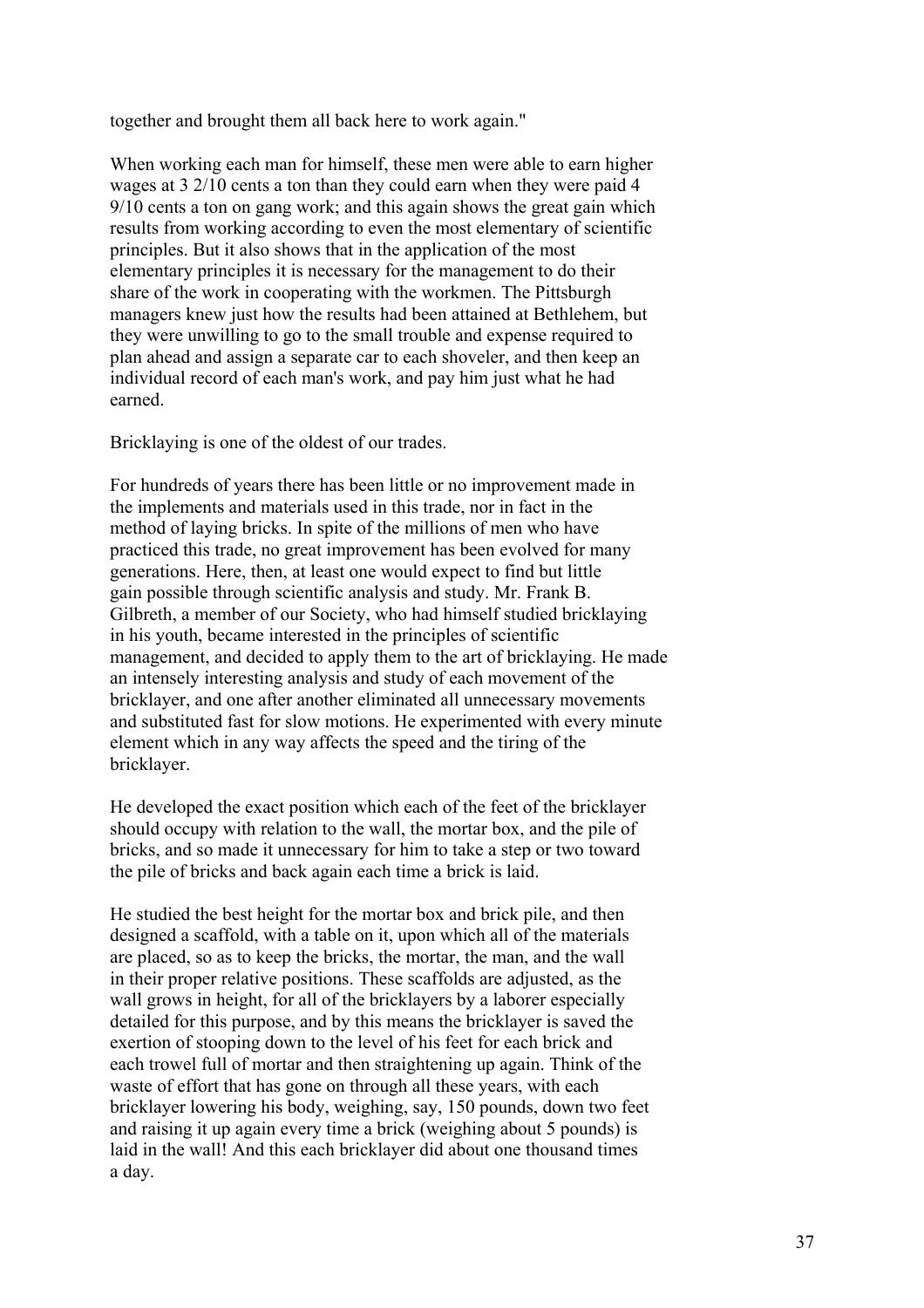together and brought them all back here to work again."

When working each man for himself, these men were able to earn higher wages at 3 2/10 cents a ton than they could earn when they were paid 4 9/10 cents a ton on gang work; and this again shows the great gain which results from working according to even the most elementary of scientific principles. But it also shows that in the application of the most elementary principles it is necessary for the management to do their share of the work in cooperating with the workmen. The Pittsburgh managers knew just how the results had been attained at Bethlehem, but they were unwilling to go to the small trouble and expense required to plan ahead and assign a separate car to each shoveler, and then keep an individual record of each man's work, and pay him just what he had earned.

Bricklaying is one of the oldest of our trades.

For hundreds of years there has been little or no improvement made in the implements and materials used in this trade, nor in fact in the method of laying bricks. In spite of the millions of men who have practiced this trade, no great improvement has been evolved for many generations. Here, then, at least one would expect to find but little gain possible through scientific analysis and study. Mr. Frank B. Gilbreth, a member of our Society, who had himself studied bricklaying in his youth, became interested in the principles of scientific management, and decided to apply them to the art of bricklaying. He made an intensely interesting analysis and study of each movement of the bricklayer, and one after another eliminated all unnecessary movements and substituted fast for slow motions. He experimented with every minute element which in any way affects the speed and the tiring of the bricklayer.

He developed the exact position which each of the feet of the bricklayer should occupy with relation to the wall, the mortar box, and the pile of bricks, and so made it unnecessary for him to take a step or two toward the pile of bricks and back again each time a brick is laid.

He studied the best height for the mortar box and brick pile, and then designed a scaffold, with a table on it, upon which all of the materials are placed, so as to keep the bricks, the mortar, the man, and the wall in their proper relative positions. These scaffolds are adjusted, as the wall grows in height, for all of the bricklayers by a laborer especially detailed for this purpose, and by this means the bricklayer is saved the exertion of stooping down to the level of his feet for each brick and each trowel full of mortar and then straightening up again. Think of the waste of effort that has gone on through all these years, with each bricklayer lowering his body, weighing, say, 150 pounds, down two feet and raising it up again every time a brick (weighing about 5 pounds) is laid in the wall! And this each bricklayer did about one thousand times a day.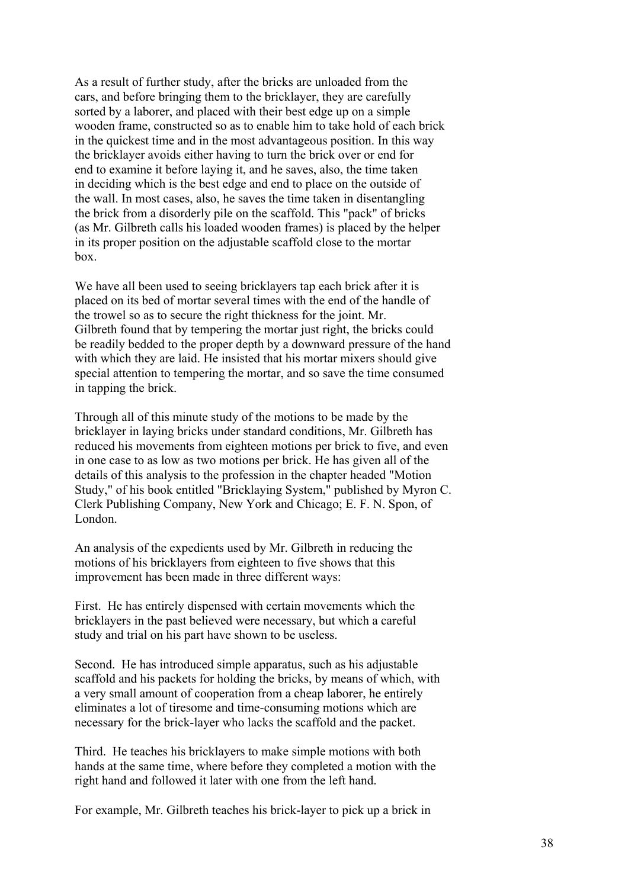As a result of further study, after the bricks are unloaded from the cars, and before bringing them to the bricklayer, they are carefully sorted by a laborer, and placed with their best edge up on a simple wooden frame, constructed so as to enable him to take hold of each brick in the quickest time and in the most advantageous position. In this way the bricklayer avoids either having to turn the brick over or end for end to examine it before laying it, and he saves, also, the time taken in deciding which is the best edge and end to place on the outside of the wall. In most cases, also, he saves the time taken in disentangling the brick from a disorderly pile on the scaffold. This "pack" of bricks (as Mr. Gilbreth calls his loaded wooden frames) is placed by the helper in its proper position on the adjustable scaffold close to the mortar box.

We have all been used to seeing bricklayers tap each brick after it is placed on its bed of mortar several times with the end of the handle of the trowel so as to secure the right thickness for the joint. Mr. Gilbreth found that by tempering the mortar just right, the bricks could be readily bedded to the proper depth by a downward pressure of the hand with which they are laid. He insisted that his mortar mixers should give special attention to tempering the mortar, and so save the time consumed in tapping the brick.

Through all of this minute study of the motions to be made by the bricklayer in laying bricks under standard conditions, Mr. Gilbreth has reduced his movements from eighteen motions per brick to five, and even in one case to as low as two motions per brick. He has given all of the details of this analysis to the profession in the chapter headed "Motion Study," of his book entitled "Bricklaying System," published by Myron C. Clerk Publishing Company, New York and Chicago; E. F. N. Spon, of London.

An analysis of the expedients used by Mr. Gilbreth in reducing the motions of his bricklayers from eighteen to five shows that this improvement has been made in three different ways:

First. He has entirely dispensed with certain movements which the bricklayers in the past believed were necessary, but which a careful study and trial on his part have shown to be useless.

Second. He has introduced simple apparatus, such as his adjustable scaffold and his packets for holding the bricks, by means of which, with a very small amount of cooperation from a cheap laborer, he entirely eliminates a lot of tiresome and time-consuming motions which are necessary for the brick-layer who lacks the scaffold and the packet.

Third. He teaches his bricklayers to make simple motions with both hands at the same time, where before they completed a motion with the right hand and followed it later with one from the left hand.

For example, Mr. Gilbreth teaches his brick-layer to pick up a brick in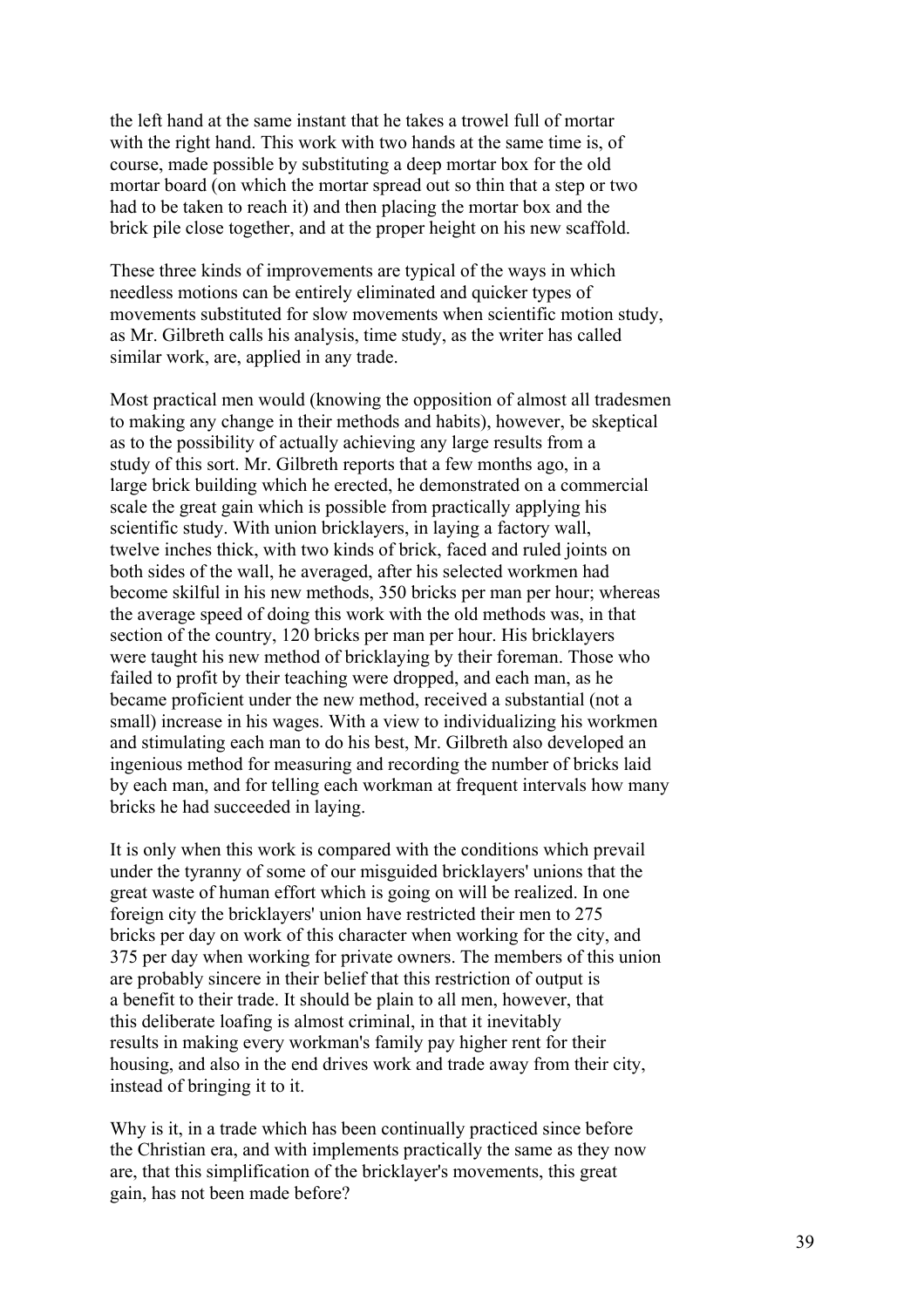the left hand at the same instant that he takes a trowel full of mortar with the right hand. This work with two hands at the same time is, of course, made possible by substituting a deep mortar box for the old mortar board (on which the mortar spread out so thin that a step or two had to be taken to reach it) and then placing the mortar box and the brick pile close together, and at the proper height on his new scaffold.

These three kinds of improvements are typical of the ways in which needless motions can be entirely eliminated and quicker types of movements substituted for slow movements when scientific motion study, as Mr. Gilbreth calls his analysis, time study, as the writer has called similar work, are, applied in any trade.

Most practical men would (knowing the opposition of almost all tradesmen to making any change in their methods and habits), however, be skeptical as to the possibility of actually achieving any large results from a study of this sort. Mr. Gilbreth reports that a few months ago, in a large brick building which he erected, he demonstrated on a commercial scale the great gain which is possible from practically applying his scientific study. With union bricklayers, in laying a factory wall, twelve inches thick, with two kinds of brick, faced and ruled joints on both sides of the wall, he averaged, after his selected workmen had become skilful in his new methods, 350 bricks per man per hour; whereas the average speed of doing this work with the old methods was, in that section of the country, 120 bricks per man per hour. His bricklayers were taught his new method of bricklaying by their foreman. Those who failed to profit by their teaching were dropped, and each man, as he became proficient under the new method, received a substantial (not a small) increase in his wages. With a view to individualizing his workmen and stimulating each man to do his best, Mr. Gilbreth also developed an ingenious method for measuring and recording the number of bricks laid by each man, and for telling each workman at frequent intervals how many bricks he had succeeded in laying.

It is only when this work is compared with the conditions which prevail under the tyranny of some of our misguided bricklayers' unions that the great waste of human effort which is going on will be realized. In one foreign city the bricklayers' union have restricted their men to 275 bricks per day on work of this character when working for the city, and 375 per day when working for private owners. The members of this union are probably sincere in their belief that this restriction of output is a benefit to their trade. It should be plain to all men, however, that this deliberate loafing is almost criminal, in that it inevitably results in making every workman's family pay higher rent for their housing, and also in the end drives work and trade away from their city, instead of bringing it to it.

Why is it, in a trade which has been continually practiced since before the Christian era, and with implements practically the same as they now are, that this simplification of the bricklayer's movements, this great gain, has not been made before?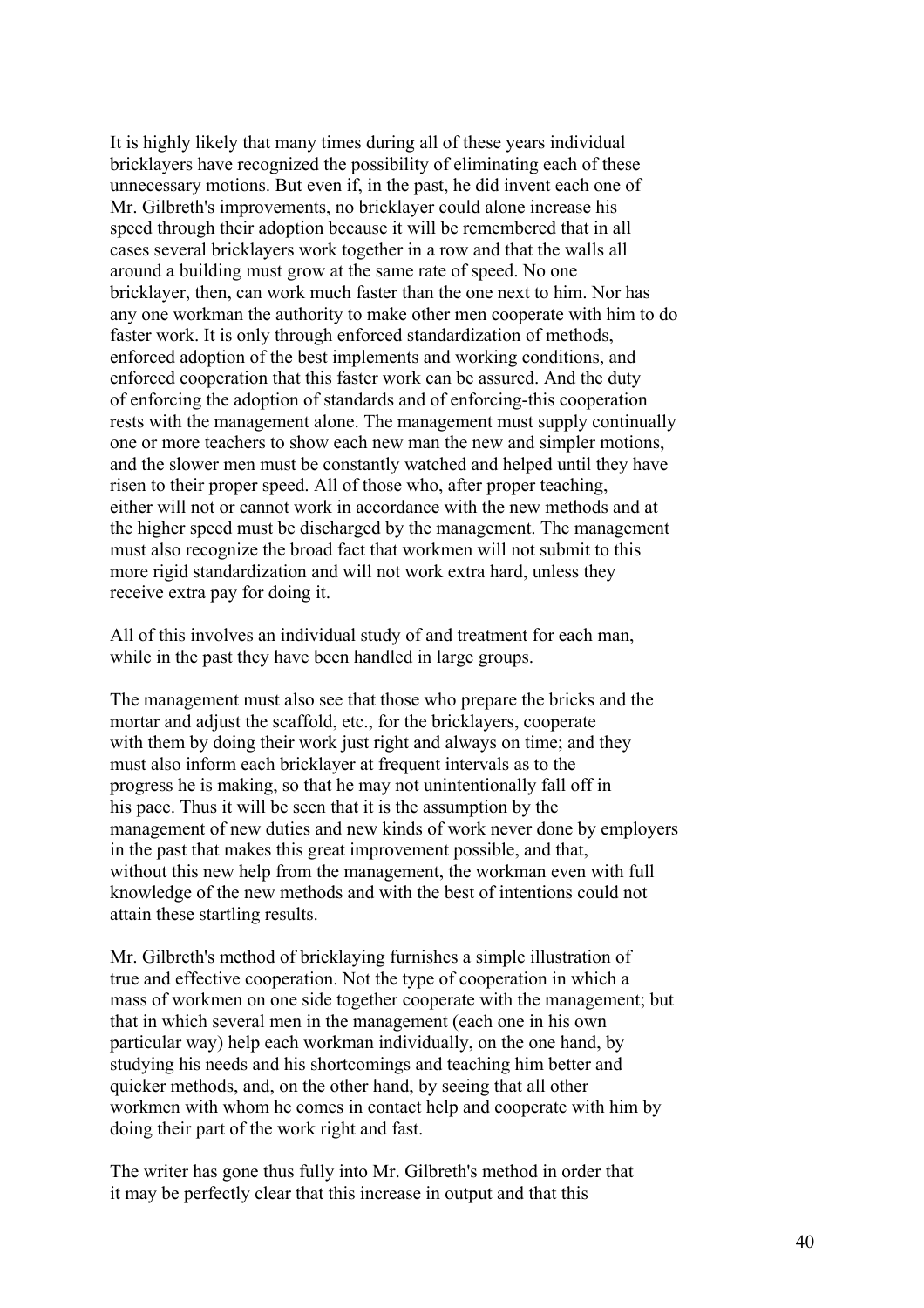It is highly likely that many times during all of these years individual bricklayers have recognized the possibility of eliminating each of these unnecessary motions. But even if, in the past, he did invent each one of Mr. Gilbreth's improvements, no bricklayer could alone increase his speed through their adoption because it will be remembered that in all cases several bricklayers work together in a row and that the walls all around a building must grow at the same rate of speed. No one bricklayer, then, can work much faster than the one next to him. Nor has any one workman the authority to make other men cooperate with him to do faster work. It is only through enforced standardization of methods, enforced adoption of the best implements and working conditions, and enforced cooperation that this faster work can be assured. And the duty of enforcing the adoption of standards and of enforcing-this cooperation rests with the management alone. The management must supply continually one or more teachers to show each new man the new and simpler motions, and the slower men must be constantly watched and helped until they have risen to their proper speed. All of those who, after proper teaching, either will not or cannot work in accordance with the new methods and at the higher speed must be discharged by the management. The management must also recognize the broad fact that workmen will not submit to this more rigid standardization and will not work extra hard, unless they receive extra pay for doing it.

All of this involves an individual study of and treatment for each man, while in the past they have been handled in large groups.

The management must also see that those who prepare the bricks and the mortar and adjust the scaffold, etc., for the bricklayers, cooperate with them by doing their work just right and always on time; and they must also inform each bricklayer at frequent intervals as to the progress he is making, so that he may not unintentionally fall off in his pace. Thus it will be seen that it is the assumption by the management of new duties and new kinds of work never done by employers in the past that makes this great improvement possible, and that, without this new help from the management, the workman even with full knowledge of the new methods and with the best of intentions could not attain these startling results.

Mr. Gilbreth's method of bricklaying furnishes a simple illustration of true and effective cooperation. Not the type of cooperation in which a mass of workmen on one side together cooperate with the management; but that in which several men in the management (each one in his own particular way) help each workman individually, on the one hand, by studying his needs and his shortcomings and teaching him better and quicker methods, and, on the other hand, by seeing that all other workmen with whom he comes in contact help and cooperate with him by doing their part of the work right and fast.

The writer has gone thus fully into Mr. Gilbreth's method in order that it may be perfectly clear that this increase in output and that this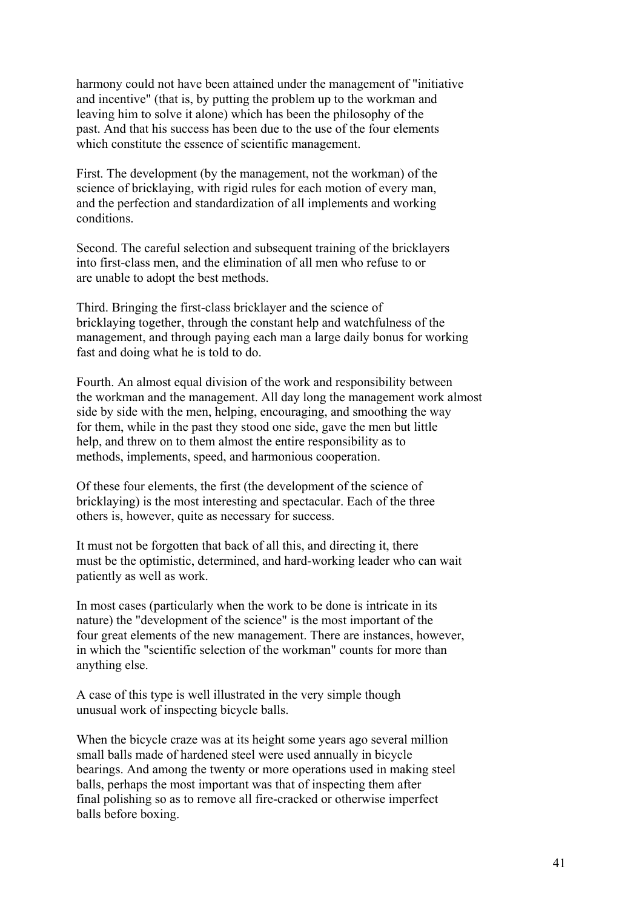harmony could not have been attained under the management of "initiative and incentive" (that is, by putting the problem up to the workman and leaving him to solve it alone) which has been the philosophy of the past. And that his success has been due to the use of the four elements which constitute the essence of scientific management.

First. The development (by the management, not the workman) of the science of bricklaying, with rigid rules for each motion of every man, and the perfection and standardization of all implements and working conditions.

Second. The careful selection and subsequent training of the bricklayers into first-class men, and the elimination of all men who refuse to or are unable to adopt the best methods.

Third. Bringing the first-class bricklayer and the science of bricklaying together, through the constant help and watchfulness of the management, and through paying each man a large daily bonus for working fast and doing what he is told to do.

Fourth. An almost equal division of the work and responsibility between the workman and the management. All day long the management work almost side by side with the men, helping, encouraging, and smoothing the way for them, while in the past they stood one side, gave the men but little help, and threw on to them almost the entire responsibility as to methods, implements, speed, and harmonious cooperation.

Of these four elements, the first (the development of the science of bricklaying) is the most interesting and spectacular. Each of the three others is, however, quite as necessary for success.

It must not be forgotten that back of all this, and directing it, there must be the optimistic, determined, and hard-working leader who can wait patiently as well as work.

In most cases (particularly when the work to be done is intricate in its nature) the "development of the science" is the most important of the four great elements of the new management. There are instances, however, in which the "scientific selection of the workman" counts for more than anything else.

A case of this type is well illustrated in the very simple though unusual work of inspecting bicycle balls.

When the bicycle craze was at its height some years ago several million small balls made of hardened steel were used annually in bicycle bearings. And among the twenty or more operations used in making steel balls, perhaps the most important was that of inspecting them after final polishing so as to remove all fire-cracked or otherwise imperfect balls before boxing.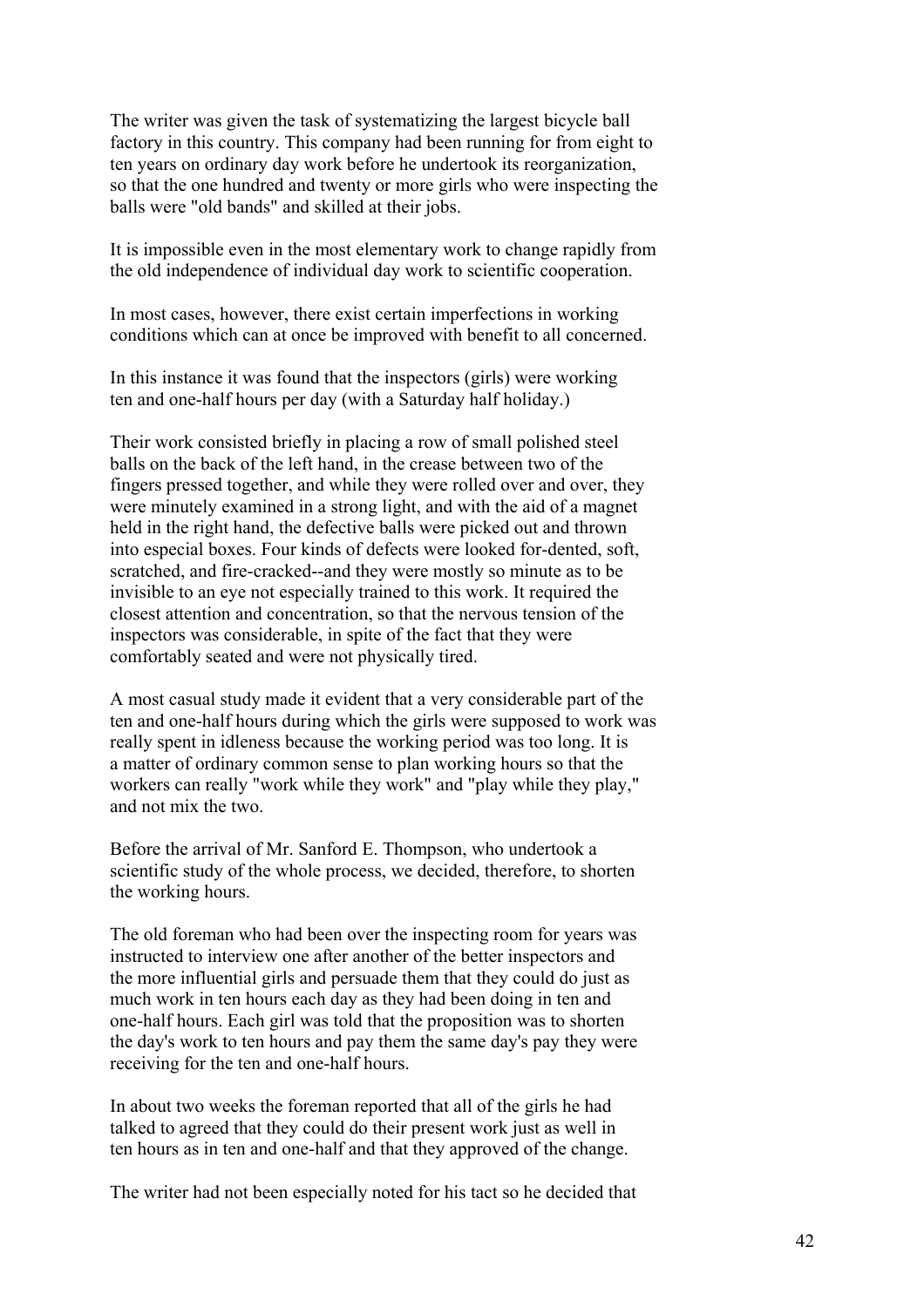The writer was given the task of systematizing the largest bicycle ball factory in this country. This company had been running for from eight to ten years on ordinary day work before he undertook its reorganization, so that the one hundred and twenty or more girls who were inspecting the balls were "old bands" and skilled at their jobs.

It is impossible even in the most elementary work to change rapidly from the old independence of individual day work to scientific cooperation.

In most cases, however, there exist certain imperfections in working conditions which can at once be improved with benefit to all concerned.

In this instance it was found that the inspectors (girls) were working ten and one-half hours per day (with a Saturday half holiday.)

Their work consisted briefly in placing a row of small polished steel balls on the back of the left hand, in the crease between two of the fingers pressed together, and while they were rolled over and over, they were minutely examined in a strong light, and with the aid of a magnet held in the right hand, the defective balls were picked out and thrown into especial boxes. Four kinds of defects were looked for-dented, soft, scratched, and fire-cracked--and they were mostly so minute as to be invisible to an eye not especially trained to this work. It required the closest attention and concentration, so that the nervous tension of the inspectors was considerable, in spite of the fact that they were comfortably seated and were not physically tired.

A most casual study made it evident that a very considerable part of the ten and one-half hours during which the girls were supposed to work was really spent in idleness because the working period was too long. It is a matter of ordinary common sense to plan working hours so that the workers can really "work while they work" and "play while they play," and not mix the two.

Before the arrival of Mr. Sanford E. Thompson, who undertook a scientific study of the whole process, we decided, therefore, to shorten the working hours.

The old foreman who had been over the inspecting room for years was instructed to interview one after another of the better inspectors and the more influential girls and persuade them that they could do just as much work in ten hours each day as they had been doing in ten and one-half hours. Each girl was told that the proposition was to shorten the day's work to ten hours and pay them the same day's pay they were receiving for the ten and one-half hours.

In about two weeks the foreman reported that all of the girls he had talked to agreed that they could do their present work just as well in ten hours as in ten and one-half and that they approved of the change.

The writer had not been especially noted for his tact so he decided that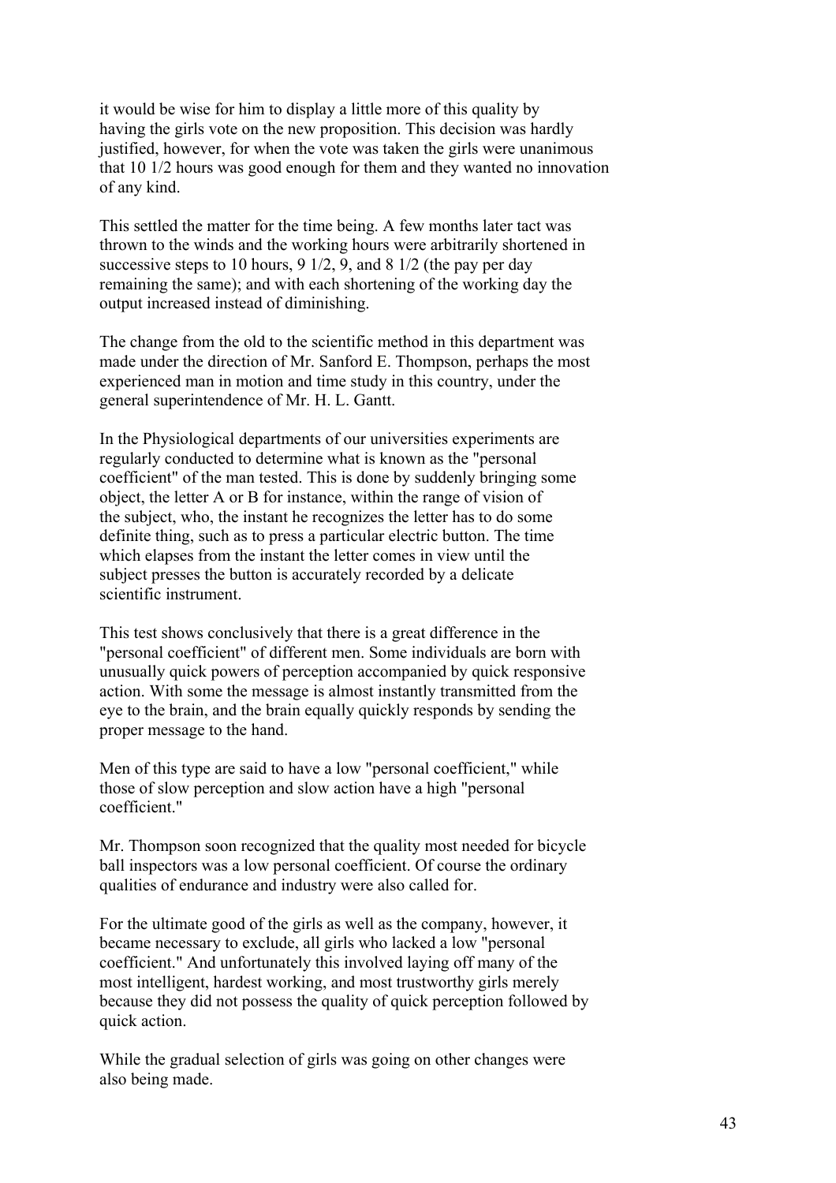it would be wise for him to display a little more of this quality by having the girls vote on the new proposition. This decision was hardly justified, however, for when the vote was taken the girls were unanimous that 10 1/2 hours was good enough for them and they wanted no innovation of any kind.

This settled the matter for the time being. A few months later tact was thrown to the winds and the working hours were arbitrarily shortened in successive steps to 10 hours, 9 1/2, 9, and 8 1/2 (the pay per day remaining the same); and with each shortening of the working day the output increased instead of diminishing.

The change from the old to the scientific method in this department was made under the direction of Mr. Sanford E. Thompson, perhaps the most experienced man in motion and time study in this country, under the general superintendence of Mr. H. L. Gantt.

In the Physiological departments of our universities experiments are regularly conducted to determine what is known as the "personal coefficient" of the man tested. This is done by suddenly bringing some object, the letter A or B for instance, within the range of vision of the subject, who, the instant he recognizes the letter has to do some definite thing, such as to press a particular electric button. The time which elapses from the instant the letter comes in view until the subject presses the button is accurately recorded by a delicate scientific instrument.

This test shows conclusively that there is a great difference in the "personal coefficient" of different men. Some individuals are born with unusually quick powers of perception accompanied by quick responsive action. With some the message is almost instantly transmitted from the eye to the brain, and the brain equally quickly responds by sending the proper message to the hand.

Men of this type are said to have a low "personal coefficient," while those of slow perception and slow action have a high "personal coefficient."

Mr. Thompson soon recognized that the quality most needed for bicycle ball inspectors was a low personal coefficient. Of course the ordinary qualities of endurance and industry were also called for.

For the ultimate good of the girls as well as the company, however, it became necessary to exclude, all girls who lacked a low "personal coefficient." And unfortunately this involved laying off many of the most intelligent, hardest working, and most trustworthy girls merely because they did not possess the quality of quick perception followed by quick action.

While the gradual selection of girls was going on other changes were also being made.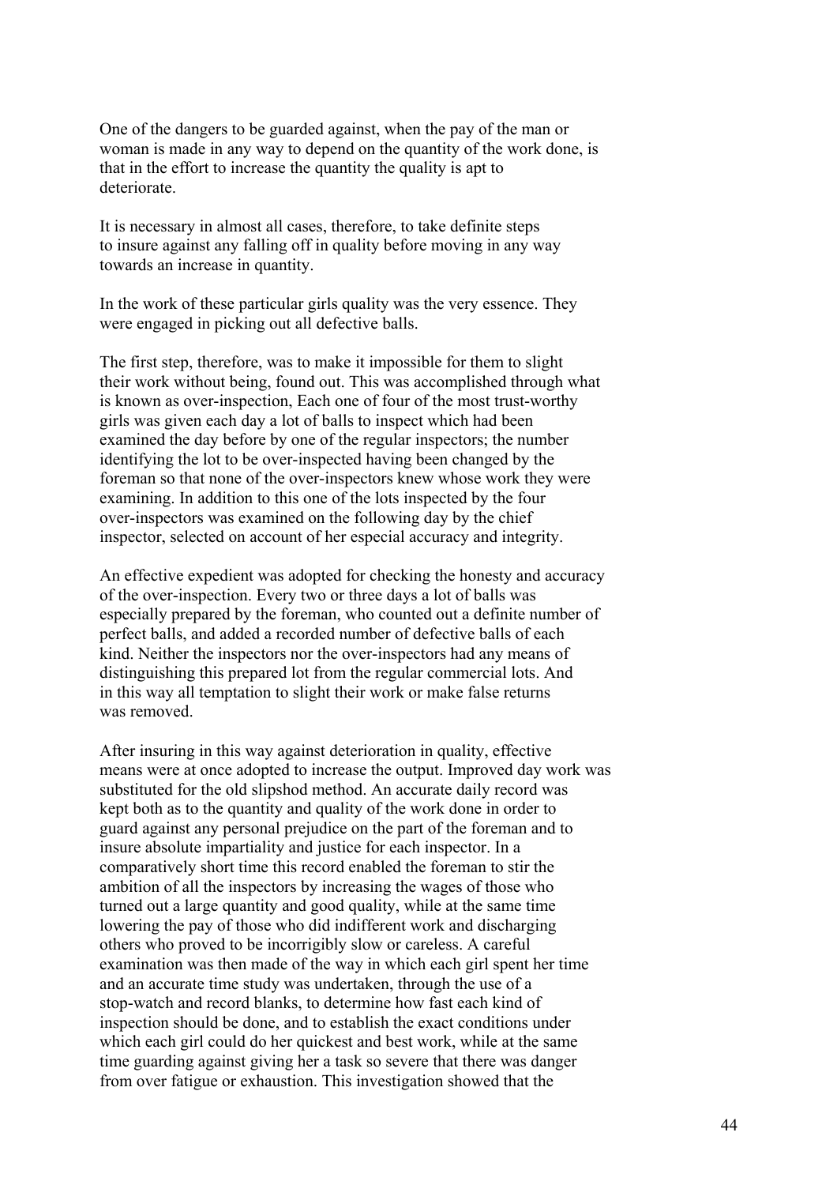One of the dangers to be guarded against, when the pay of the man or woman is made in any way to depend on the quantity of the work done, is that in the effort to increase the quantity the quality is apt to deteriorate.

It is necessary in almost all cases, therefore, to take definite steps to insure against any falling off in quality before moving in any way towards an increase in quantity.

In the work of these particular girls quality was the very essence. They were engaged in picking out all defective balls.

The first step, therefore, was to make it impossible for them to slight their work without being, found out. This was accomplished through what is known as over-inspection, Each one of four of the most trust-worthy girls was given each day a lot of balls to inspect which had been examined the day before by one of the regular inspectors; the number identifying the lot to be over-inspected having been changed by the foreman so that none of the over-inspectors knew whose work they were examining. In addition to this one of the lots inspected by the four over-inspectors was examined on the following day by the chief inspector, selected on account of her especial accuracy and integrity.

An effective expedient was adopted for checking the honesty and accuracy of the over-inspection. Every two or three days a lot of balls was especially prepared by the foreman, who counted out a definite number of perfect balls, and added a recorded number of defective balls of each kind. Neither the inspectors nor the over-inspectors had any means of distinguishing this prepared lot from the regular commercial lots. And in this way all temptation to slight their work or make false returns was removed.

After insuring in this way against deterioration in quality, effective means were at once adopted to increase the output. Improved day work was substituted for the old slipshod method. An accurate daily record was kept both as to the quantity and quality of the work done in order to guard against any personal prejudice on the part of the foreman and to insure absolute impartiality and justice for each inspector. In a comparatively short time this record enabled the foreman to stir the ambition of all the inspectors by increasing the wages of those who turned out a large quantity and good quality, while at the same time lowering the pay of those who did indifferent work and discharging others who proved to be incorrigibly slow or careless. A careful examination was then made of the way in which each girl spent her time and an accurate time study was undertaken, through the use of a stop-watch and record blanks, to determine how fast each kind of inspection should be done, and to establish the exact conditions under which each girl could do her quickest and best work, while at the same time guarding against giving her a task so severe that there was danger from over fatigue or exhaustion. This investigation showed that the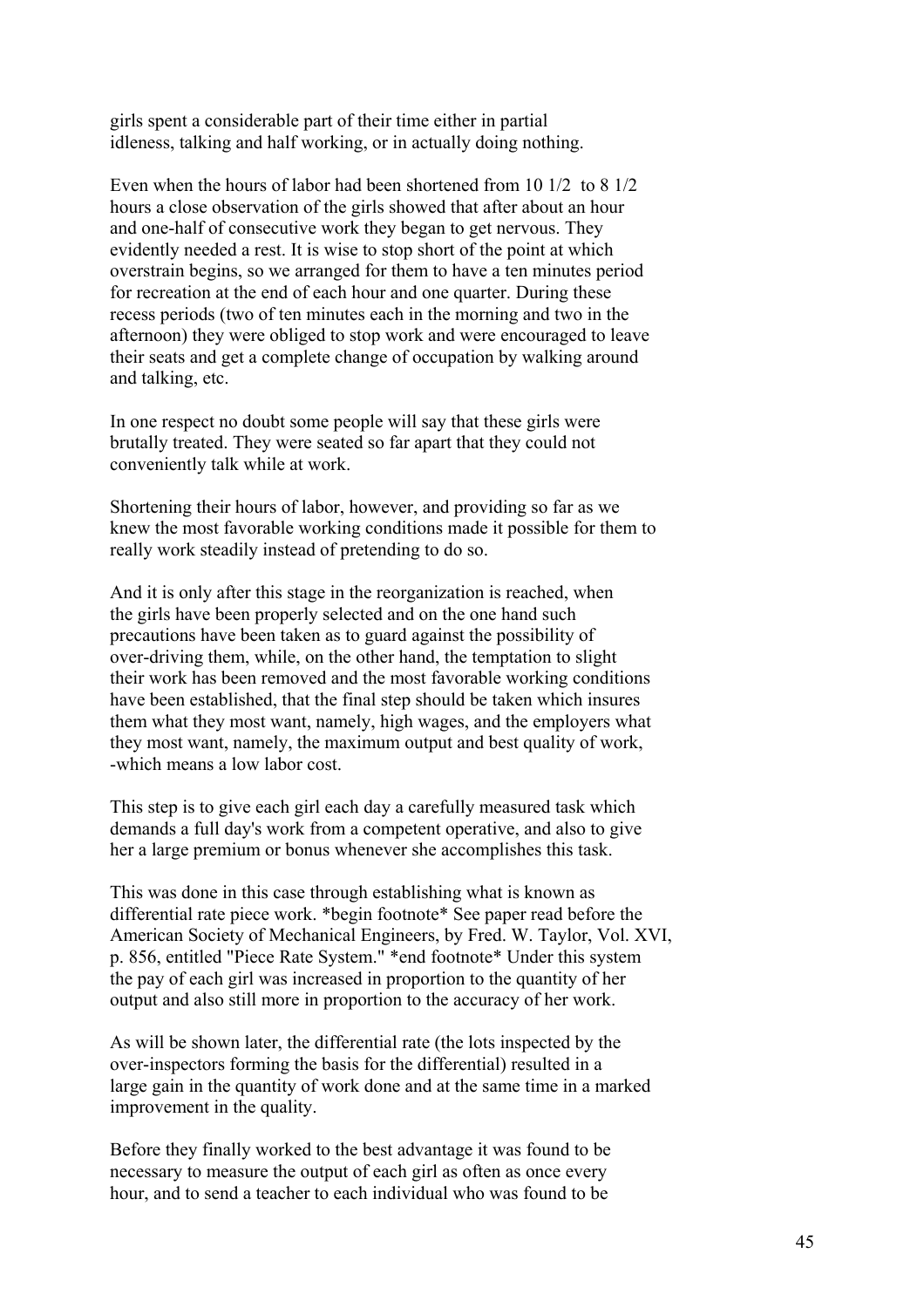girls spent a considerable part of their time either in partial idleness, talking and half working, or in actually doing nothing.

Even when the hours of labor had been shortened from 10 1/2 to 8 1/2 hours a close observation of the girls showed that after about an hour and one-half of consecutive work they began to get nervous. They evidently needed a rest. It is wise to stop short of the point at which overstrain begins, so we arranged for them to have a ten minutes period for recreation at the end of each hour and one quarter. During these recess periods (two of ten minutes each in the morning and two in the afternoon) they were obliged to stop work and were encouraged to leave their seats and get a complete change of occupation by walking around and talking, etc.

In one respect no doubt some people will say that these girls were brutally treated. They were seated so far apart that they could not conveniently talk while at work.

Shortening their hours of labor, however, and providing so far as we knew the most favorable working conditions made it possible for them to really work steadily instead of pretending to do so.

And it is only after this stage in the reorganization is reached, when the girls have been properly selected and on the one hand such precautions have been taken as to guard against the possibility of over-driving them, while, on the other hand, the temptation to slight their work has been removed and the most favorable working conditions have been established, that the final step should be taken which insures them what they most want, namely, high wages, and the employers what they most want, namely, the maximum output and best quality of work, -which means a low labor cost.

This step is to give each girl each day a carefully measured task which demands a full day's work from a competent operative, and also to give her a large premium or bonus whenever she accomplishes this task.

This was done in this case through establishing what is known as differential rate piece work. *begin footnote* See paper read before the American Society of Mechanical Engineers, by Fred. W. Taylor, Vol. XVI, p. 856, entitled "Piece Rate System." *end footnote* Under this system the pay of each girl was increased in proportion to the quantity of her output and also still more in proportion to the accuracy of her work.

As will be shown later, the differential rate (the lots inspected by the over-inspectors forming the basis for the differential) resulted in a large gain in the quantity of work done and at the same time in a marked improvement in the quality.

Before they finally worked to the best advantage it was found to be necessary to measure the output of each girl as often as once every hour, and to send a teacher to each individual who was found to be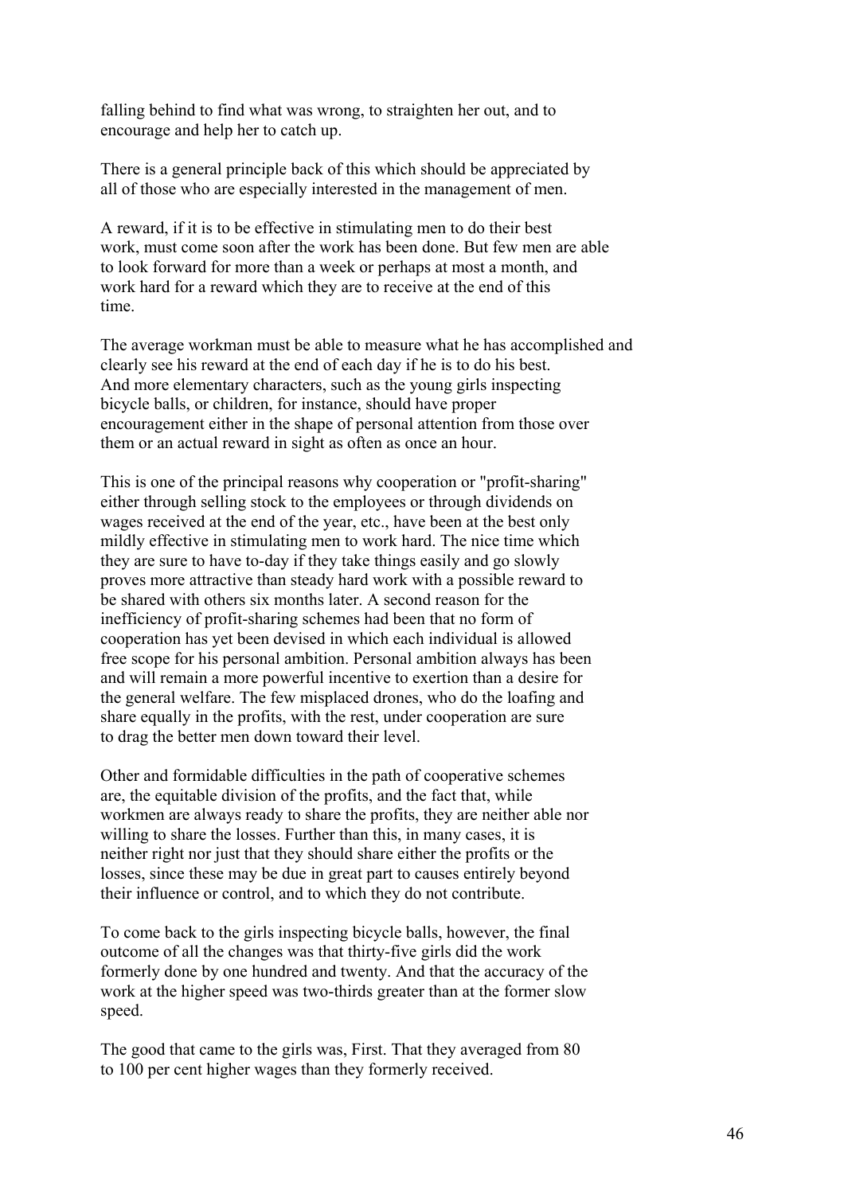falling behind to find what was wrong, to straighten her out, and to encourage and help her to catch up.

There is a general principle back of this which should be appreciated by all of those who are especially interested in the management of men.

A reward, if it is to be effective in stimulating men to do their best work, must come soon after the work has been done. But few men are able to look forward for more than a week or perhaps at most a month, and work hard for a reward which they are to receive at the end of this time.

The average workman must be able to measure what he has accomplished and clearly see his reward at the end of each day if he is to do his best. And more elementary characters, such as the young girls inspecting bicycle balls, or children, for instance, should have proper encouragement either in the shape of personal attention from those over them or an actual reward in sight as often as once an hour.

This is one of the principal reasons why cooperation or "profit-sharing" either through selling stock to the employees or through dividends on wages received at the end of the year, etc., have been at the best only mildly effective in stimulating men to work hard. The nice time which they are sure to have to-day if they take things easily and go slowly proves more attractive than steady hard work with a possible reward to be shared with others six months later. A second reason for the inefficiency of profit-sharing schemes had been that no form of cooperation has yet been devised in which each individual is allowed free scope for his personal ambition. Personal ambition always has been and will remain a more powerful incentive to exertion than a desire for the general welfare. The few misplaced drones, who do the loafing and share equally in the profits, with the rest, under cooperation are sure to drag the better men down toward their level.

Other and formidable difficulties in the path of cooperative schemes are, the equitable division of the profits, and the fact that, while workmen are always ready to share the profits, they are neither able nor willing to share the losses. Further than this, in many cases, it is neither right nor just that they should share either the profits or the losses, since these may be due in great part to causes entirely beyond their influence or control, and to which they do not contribute.

To come back to the girls inspecting bicycle balls, however, the final outcome of all the changes was that thirty-five girls did the work formerly done by one hundred and twenty. And that the accuracy of the work at the higher speed was two-thirds greater than at the former slow speed.

The good that came to the girls was, First. That they averaged from 80 to 100 per cent higher wages than they formerly received.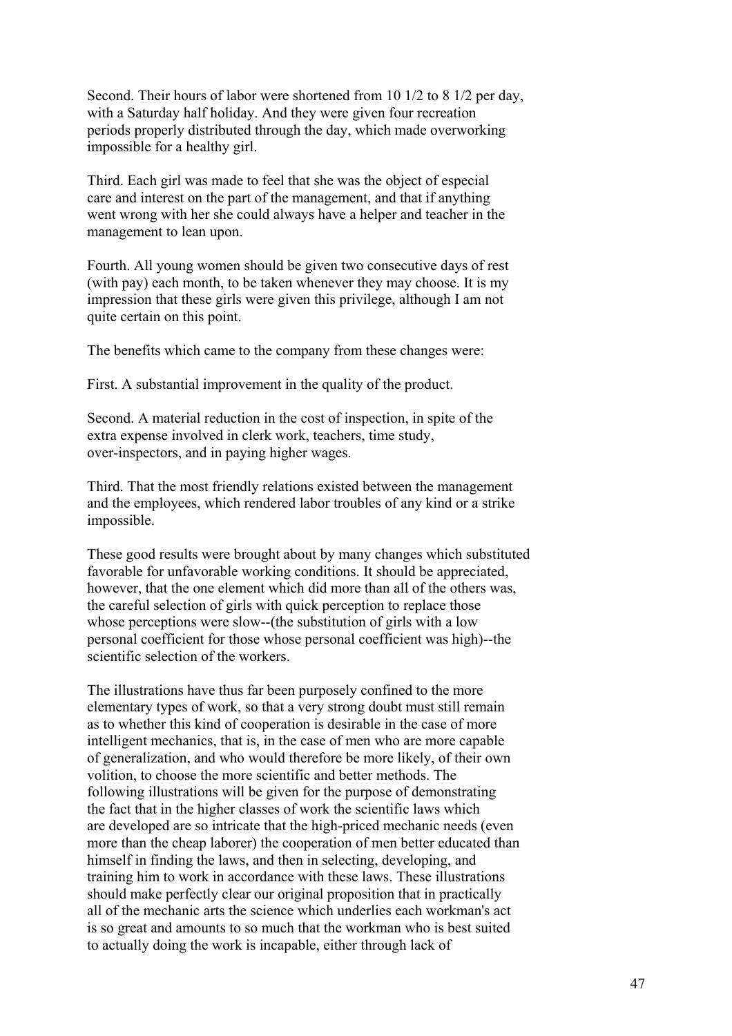Second. Their hours of labor were shortened from 10 1/2 to 8 1/2 per day, with a Saturday half holiday. And they were given four recreation periods properly distributed through the day, which made overworking impossible for a healthy girl.

Third. Each girl was made to feel that she was the object of especial care and interest on the part of the management, and that if anything went wrong with her she could always have a helper and teacher in the management to lean upon.

Fourth. All young women should be given two consecutive days of rest (with pay) each month, to be taken whenever they may choose. It is my impression that these girls were given this privilege, although I am not quite certain on this point.

The benefits which came to the company from these changes were:

First. A substantial improvement in the quality of the product.

Second. A material reduction in the cost of inspection, in spite of the extra expense involved in clerk work, teachers, time study, over-inspectors, and in paying higher wages.

Third. That the most friendly relations existed between the management and the employees, which rendered labor troubles of any kind or a strike impossible.

These good results were brought about by many changes which substituted favorable for unfavorable working conditions. It should be appreciated, however, that the one element which did more than all of the others was, the careful selection of girls with quick perception to replace those whose perceptions were slow--(the substitution of girls with a low personal coefficient for those whose personal coefficient was high)--the scientific selection of the workers.

The illustrations have thus far been purposely confined to the more elementary types of work, so that a very strong doubt must still remain as to whether this kind of cooperation is desirable in the case of more intelligent mechanics, that is, in the case of men who are more capable of generalization, and who would therefore be more likely, of their own volition, to choose the more scientific and better methods. The following illustrations will be given for the purpose of demonstrating the fact that in the higher classes of work the scientific laws which are developed are so intricate that the high-priced mechanic needs (even more than the cheap laborer) the cooperation of men better educated than himself in finding the laws, and then in selecting, developing, and training him to work in accordance with these laws. These illustrations should make perfectly clear our original proposition that in practically all of the mechanic arts the science which underlies each workman's act is so great and amounts to so much that the workman who is best suited to actually doing the work is incapable, either through lack of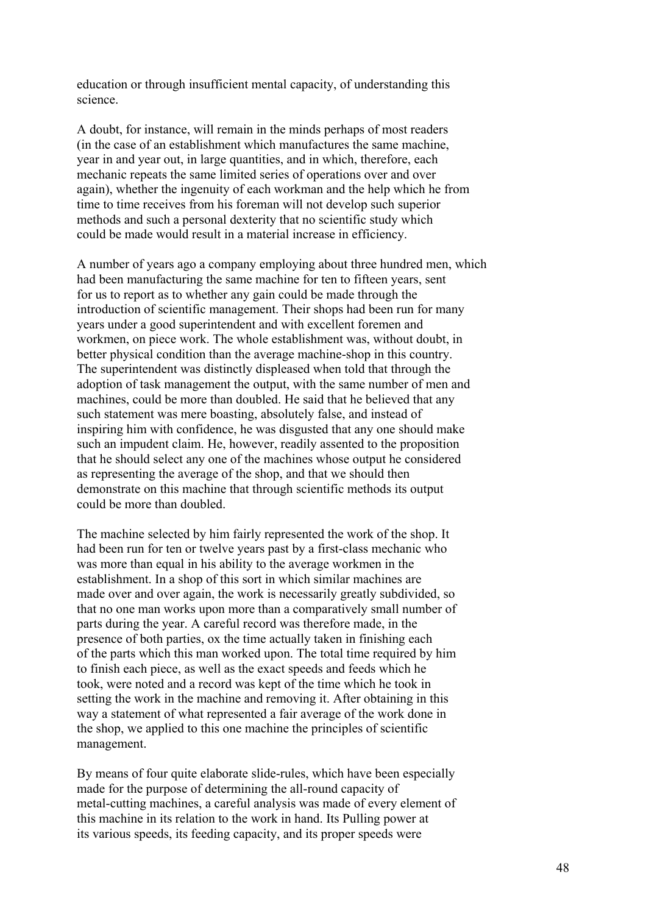education or through insufficient mental capacity, of understanding this science.

A doubt, for instance, will remain in the minds perhaps of most readers (in the case of an establishment which manufactures the same machine, year in and year out, in large quantities, and in which, therefore, each mechanic repeats the same limited series of operations over and over again), whether the ingenuity of each workman and the help which he from time to time receives from his foreman will not develop such superior methods and such a personal dexterity that no scientific study which could be made would result in a material increase in efficiency.

A number of years ago a company employing about three hundred men, which had been manufacturing the same machine for ten to fifteen years, sent for us to report as to whether any gain could be made through the introduction of scientific management. Their shops had been run for many years under a good superintendent and with excellent foremen and workmen, on piece work. The whole establishment was, without doubt, in better physical condition than the average machine-shop in this country. The superintendent was distinctly displeased when told that through the adoption of task management the output, with the same number of men and machines, could be more than doubled. He said that he believed that any such statement was mere boasting, absolutely false, and instead of inspiring him with confidence, he was disgusted that any one should make such an impudent claim. He, however, readily assented to the proposition that he should select any one of the machines whose output he considered as representing the average of the shop, and that we should then demonstrate on this machine that through scientific methods its output could be more than doubled.

The machine selected by him fairly represented the work of the shop. It had been run for ten or twelve years past by a first-class mechanic who was more than equal in his ability to the average workmen in the establishment. In a shop of this sort in which similar machines are made over and over again, the work is necessarily greatly subdivided, so that no one man works upon more than a comparatively small number of parts during the year. A careful record was therefore made, in the presence of both parties, ox the time actually taken in finishing each of the parts which this man worked upon. The total time required by him to finish each piece, as well as the exact speeds and feeds which he took, were noted and a record was kept of the time which he took in setting the work in the machine and removing it. After obtaining in this way a statement of what represented a fair average of the work done in the shop, we applied to this one machine the principles of scientific management.

By means of four quite elaborate slide-rules, which have been especially made for the purpose of determining the all-round capacity of metal-cutting machines, a careful analysis was made of every element of this machine in its relation to the work in hand. Its Pulling power at its various speeds, its feeding capacity, and its proper speeds were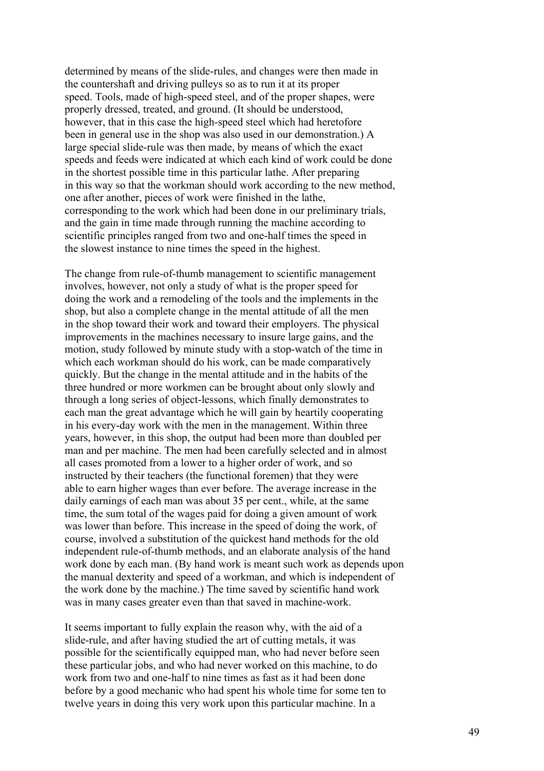determined by means of the slide-rules, and changes were then made in the countershaft and driving pulleys so as to run it at its proper speed. Tools, made of high-speed steel, and of the proper shapes, were properly dressed, treated, and ground. (It should be understood, however, that in this case the high-speed steel which had heretofore been in general use in the shop was also used in our demonstration.) A large special slide-rule was then made, by means of which the exact speeds and feeds were indicated at which each kind of work could be done in the shortest possible time in this particular lathe. After preparing in this way so that the workman should work according to the new method, one after another, pieces of work were finished in the lathe, corresponding to the work which had been done in our preliminary trials, and the gain in time made through running the machine according to scientific principles ranged from two and one-half times the speed in the slowest instance to nine times the speed in the highest.

The change from rule-of-thumb management to scientific management involves, however, not only a study of what is the proper speed for doing the work and a remodeling of the tools and the implements in the shop, but also a complete change in the mental attitude of all the men in the shop toward their work and toward their employers. The physical improvements in the machines necessary to insure large gains, and the motion, study followed by minute study with a stop-watch of the time in which each workman should do his work, can be made comparatively quickly. But the change in the mental attitude and in the habits of the three hundred or more workmen can be brought about only slowly and through a long series of object-lessons, which finally demonstrates to each man the great advantage which he will gain by heartily cooperating in his every-day work with the men in the management. Within three years, however, in this shop, the output had been more than doubled per man and per machine. The men had been carefully selected and in almost all cases promoted from a lower to a higher order of work, and so instructed by their teachers (the functional foremen) that they were able to earn higher wages than ever before. The average increase in the daily earnings of each man was about 35 per cent., while, at the same time, the sum total of the wages paid for doing a given amount of work was lower than before. This increase in the speed of doing the work, of course, involved a substitution of the quickest hand methods for the old independent rule-of-thumb methods, and an elaborate analysis of the hand work done by each man. (By hand work is meant such work as depends upon the manual dexterity and speed of a workman, and which is independent of the work done by the machine.) The time saved by scientific hand work was in many cases greater even than that saved in machine-work.

It seems important to fully explain the reason why, with the aid of a slide-rule, and after having studied the art of cutting metals, it was possible for the scientifically equipped man, who had never before seen these particular jobs, and who had never worked on this machine, to do work from two and one-half to nine times as fast as it had been done before by a good mechanic who had spent his whole time for some ten to twelve years in doing this very work upon this particular machine. In a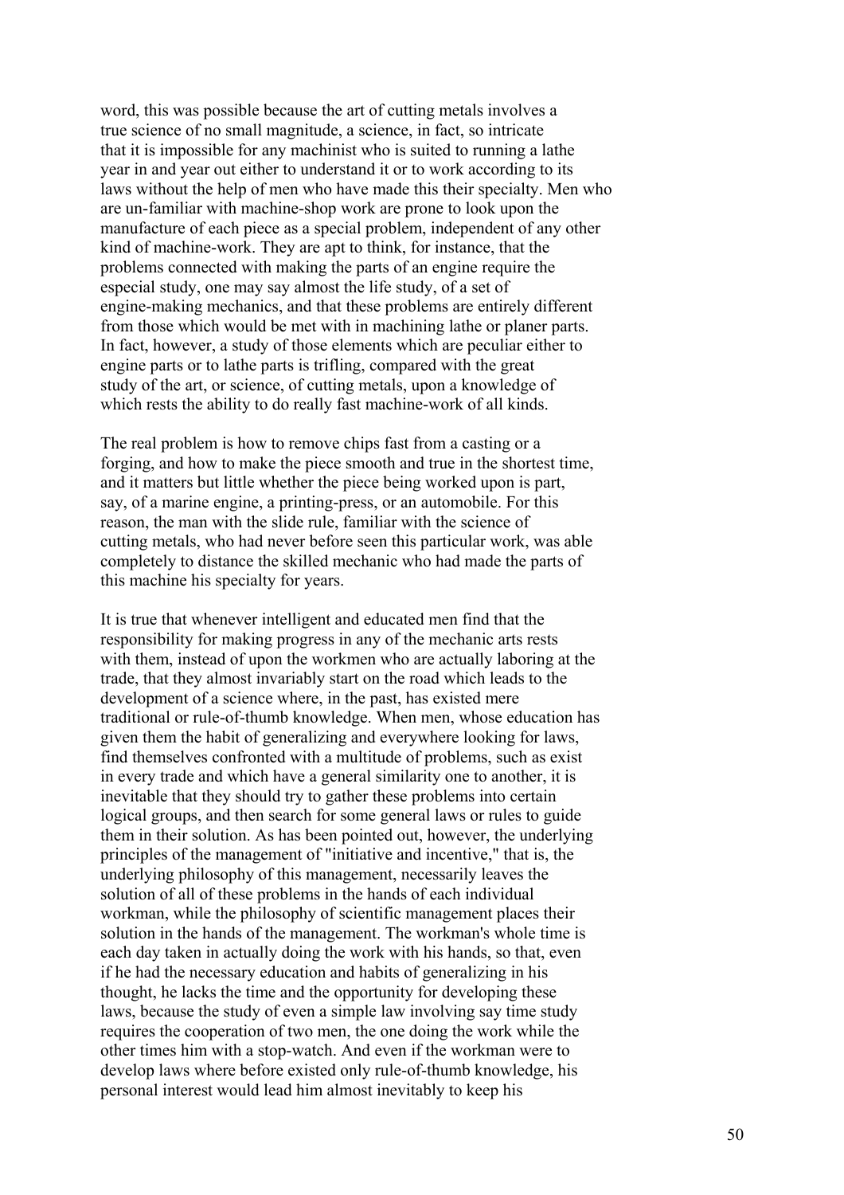word, this was possible because the art of cutting metals involves a true science of no small magnitude, a science, in fact, so intricate that it is impossible for any machinist who is suited to running a lathe year in and year out either to understand it or to work according to its laws without the help of men who have made this their specialty. Men who are un-familiar with machine-shop work are prone to look upon the manufacture of each piece as a special problem, independent of any other kind of machine-work. They are apt to think, for instance, that the problems connected with making the parts of an engine require the especial study, one may say almost the life study, of a set of engine-making mechanics, and that these problems are entirely different from those which would be met with in machining lathe or planer parts. In fact, however, a study of those elements which are peculiar either to engine parts or to lathe parts is trifling, compared with the great study of the art, or science, of cutting metals, upon a knowledge of which rests the ability to do really fast machine-work of all kinds.

The real problem is how to remove chips fast from a casting or a forging, and how to make the piece smooth and true in the shortest time, and it matters but little whether the piece being worked upon is part, say, of a marine engine, a printing-press, or an automobile. For this reason, the man with the slide rule, familiar with the science of cutting metals, who had never before seen this particular work, was able completely to distance the skilled mechanic who had made the parts of this machine his specialty for years.

It is true that whenever intelligent and educated men find that the responsibility for making progress in any of the mechanic arts rests with them, instead of upon the workmen who are actually laboring at the trade, that they almost invariably start on the road which leads to the development of a science where, in the past, has existed mere traditional or rule-of-thumb knowledge. When men, whose education has given them the habit of generalizing and everywhere looking for laws, find themselves confronted with a multitude of problems, such as exist in every trade and which have a general similarity one to another, it is inevitable that they should try to gather these problems into certain logical groups, and then search for some general laws or rules to guide them in their solution. As has been pointed out, however, the underlying principles of the management of "initiative and incentive," that is, the underlying philosophy of this management, necessarily leaves the solution of all of these problems in the hands of each individual workman, while the philosophy of scientific management places their solution in the hands of the management. The workman's whole time is each day taken in actually doing the work with his hands, so that, even if he had the necessary education and habits of generalizing in his thought, he lacks the time and the opportunity for developing these laws, because the study of even a simple law involving say time study requires the cooperation of two men, the one doing the work while the other times him with a stop-watch. And even if the workman were to develop laws where before existed only rule-of-thumb knowledge, his personal interest would lead him almost inevitably to keep his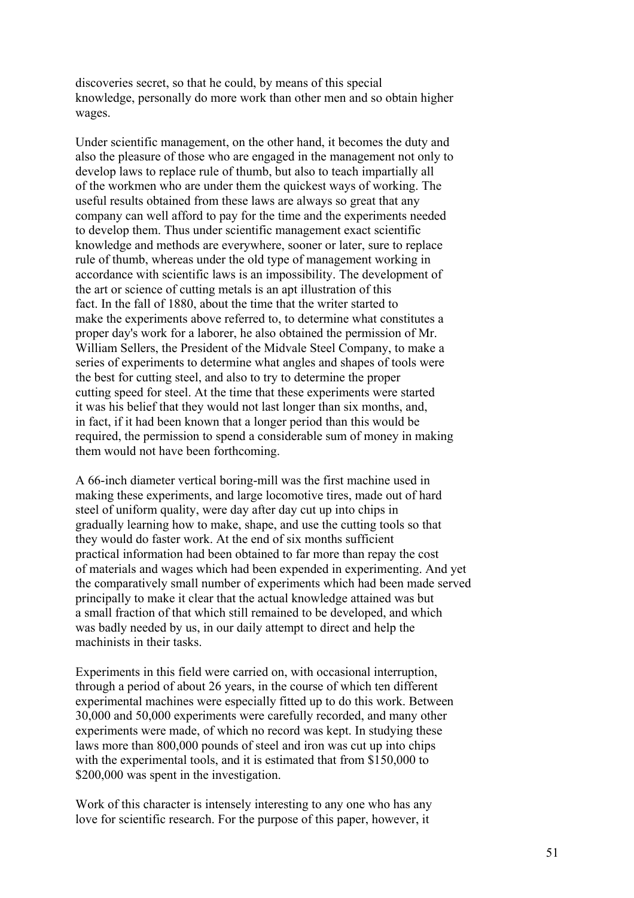discoveries secret, so that he could, by means of this special knowledge, personally do more work than other men and so obtain higher wages.

Under scientific management, on the other hand, it becomes the duty and also the pleasure of those who are engaged in the management not only to develop laws to replace rule of thumb, but also to teach impartially all of the workmen who are under them the quickest ways of working. The useful results obtained from these laws are always so great that any company can well afford to pay for the time and the experiments needed to develop them. Thus under scientific management exact scientific knowledge and methods are everywhere, sooner or later, sure to replace rule of thumb, whereas under the old type of management working in accordance with scientific laws is an impossibility. The development of the art or science of cutting metals is an apt illustration of this fact. In the fall of 1880, about the time that the writer started to make the experiments above referred to, to determine what constitutes a proper day's work for a laborer, he also obtained the permission of Mr. William Sellers, the President of the Midvale Steel Company, to make a series of experiments to determine what angles and shapes of tools were the best for cutting steel, and also to try to determine the proper cutting speed for steel. At the time that these experiments were started it was his belief that they would not last longer than six months, and, in fact, if it had been known that a longer period than this would be required, the permission to spend a considerable sum of money in making them would not have been forthcoming.

A 66-inch diameter vertical boring-mill was the first machine used in making these experiments, and large locomotive tires, made out of hard steel of uniform quality, were day after day cut up into chips in gradually learning how to make, shape, and use the cutting tools so that they would do faster work. At the end of six months sufficient practical information had been obtained to far more than repay the cost of materials and wages which had been expended in experimenting. And yet the comparatively small number of experiments which had been made served principally to make it clear that the actual knowledge attained was but a small fraction of that which still remained to be developed, and which was badly needed by us, in our daily attempt to direct and help the machinists in their tasks.

Experiments in this field were carried on, with occasional interruption, through a period of about 26 years, in the course of which ten different experimental machines were especially fitted up to do this work. Between 30,000 and 50,000 experiments were carefully recorded, and many other experiments were made, of which no record was kept. In studying these laws more than 800,000 pounds of steel and iron was cut up into chips with the experimental tools, and it is estimated that from $150,000 to $200,000 was spent in the investigation.

Work of this character is intensely interesting to any one who has any love for scientific research. For the purpose of this paper, however, it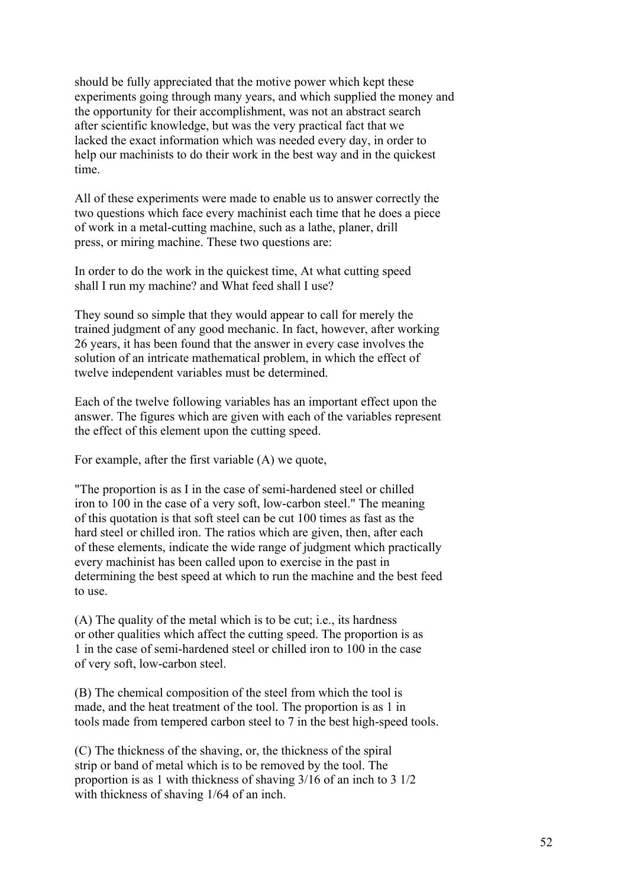should be fully appreciated that the motive power which kept these experiments going through many years, and which supplied the money and the opportunity for their accomplishment, was not an abstract search after scientific knowledge, but was the very practical fact that we lacked the exact information which was needed every day, in order to help our machinists to do their work in the best way and in the quickest time.

All of these experiments were made to enable us to answer correctly the two questions which face every machinist each time that he does a piece of work in a metal-cutting machine, such as a lathe, planer, drill press, or miring machine. These two questions are:

In order to do the work in the quickest time, At what cutting speed shall I run my machine? and What feed shall I use?

They sound so simple that they would appear to call for merely the trained judgment of any good mechanic. In fact, however, after working 26 years, it has been found that the answer in every case involves the solution of an intricate mathematical problem, in which the effect of twelve independent variables must be determined.

Each of the twelve following variables has an important effect upon the answer. The figures which are given with each of the variables represent the effect of this element upon the cutting speed.

For example, after the first variable (A) we quote,

"The proportion is as I in the case of semi-hardened steel or chilled iron to 100 in the case of a very soft, low-carbon steel." The meaning of this quotation is that soft steel can be cut 100 times as fast as the hard steel or chilled iron. The ratios which are given, then, after each of these elements, indicate the wide range of judgment which practically every machinist has been called upon to exercise in the past in determining the best speed at which to run the machine and the best feed to use.

(A) The quality of the metal which is to be cut; i.e., its hardness or other qualities which affect the cutting speed. The proportion is as 1 in the case of semi-hardened steel or chilled iron to 100 in the case of very soft, low-carbon steel.

(B) The chemical composition of the steel from which the tool is made, and the heat treatment of the tool. The proportion is as 1 in tools made from tempered carbon steel to 7 in the best high-speed tools.

(C) The thickness of the shaving, or, the thickness of the spiral strip or band of metal which is to be removed by the tool. The proportion is as 1 with thickness of shaving 3/16 of an inch to 3 1/2 with thickness of shaving 1/64 of an inch.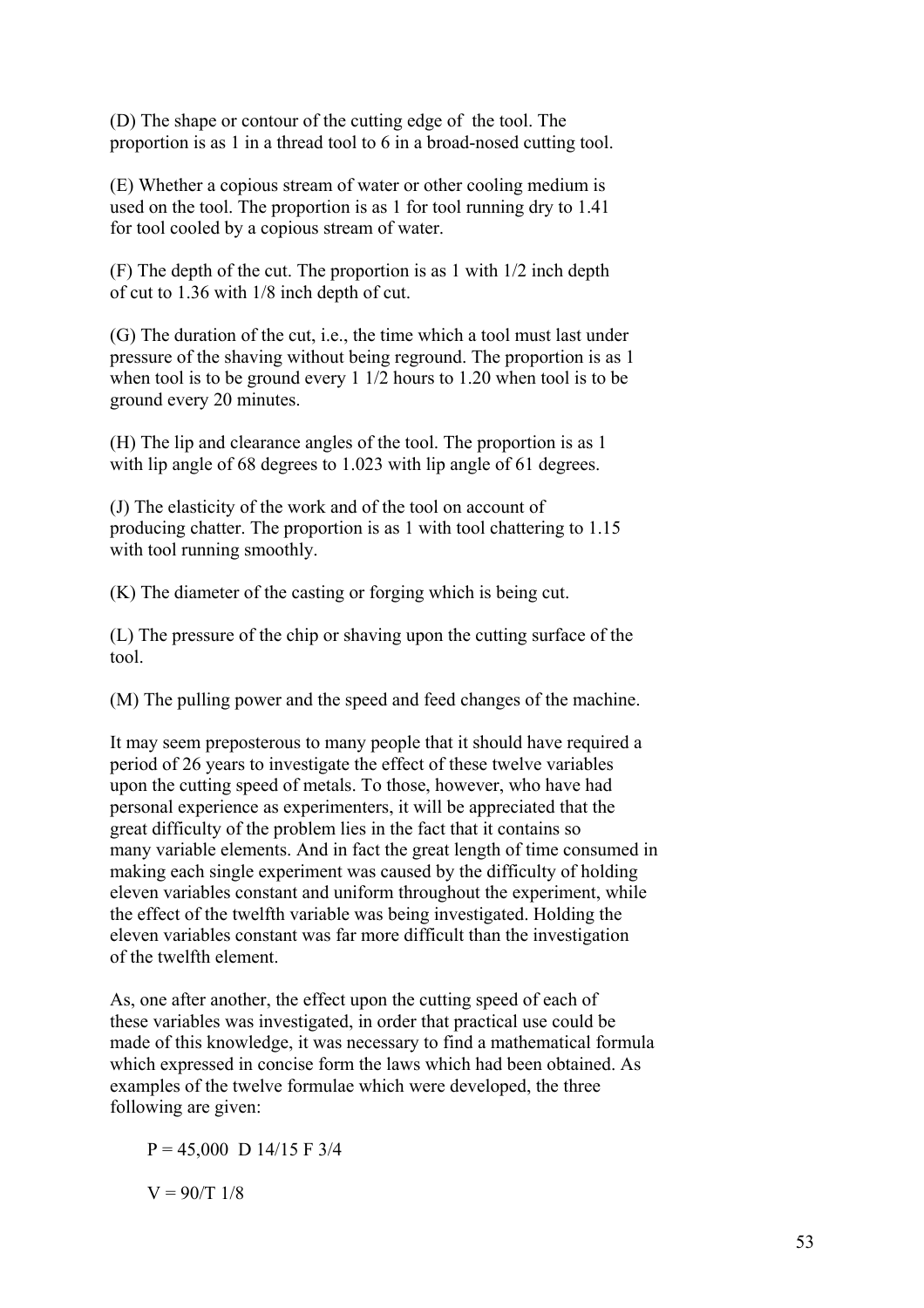(D) The shape or contour of the cutting edge of the tool. The proportion is as 1 in a thread tool to 6 in a broad-nosed cutting tool.

(E) Whether a copious stream of water or other cooling medium is used on the tool. The proportion is as 1 for tool running dry to 1.41 for tool cooled by a copious stream of water.

(F) The depth of the cut. The proportion is as 1 with 1/2 inch depth of cut to 1.36 with 1/8 inch depth of cut.

(G) The duration of the cut, i.e., the time which a tool must last under pressure of the shaving without being reground. The proportion is as 1 when tool is to be ground every 1 1/2 hours to 1.20 when tool is to be ground every 20 minutes.

(H) The lip and clearance angles of the tool. The proportion is as 1 with lip angle of 68 degrees to 1.023 with lip angle of 61 degrees.

(J) The elasticity of the work and of the tool on account of producing chatter. The proportion is as 1 with tool chattering to 1.15 with tool running smoothly.

(K) The diameter of the casting or forging which is being cut.

(L) The pressure of the chip or shaving upon the cutting surface of the tool.

(M) The pulling power and the speed and feed changes of the machine.

It may seem preposterous to many people that it should have required a period of 26 years to investigate the effect of these twelve variables upon the cutting speed of metals. To those, however, who have had personal experience as experimenters, it will be appreciated that the great difficulty of the problem lies in the fact that it contains so many variable elements. And in fact the great length of time consumed in making each single experiment was caused by the difficulty of holding eleven variables constant and uniform throughout the experiment, while the effect of the twelfth variable was being investigated. Holding the eleven variables constant was far more difficult than the investigation of the twelfth element.

As, one after another, the effect upon the cutting speed of each of these variables was investigated, in order that practical use could be made of this knowledge, it was necessary to find a mathematical formula which expressed in concise form the laws which had been obtained. As examples of the twelve formulae which were developed, the three following are given:

$$P = 45{,}000\ D^{14/15} F^{3/4}$$

$$V = \frac{90}{T^{1/8}}$$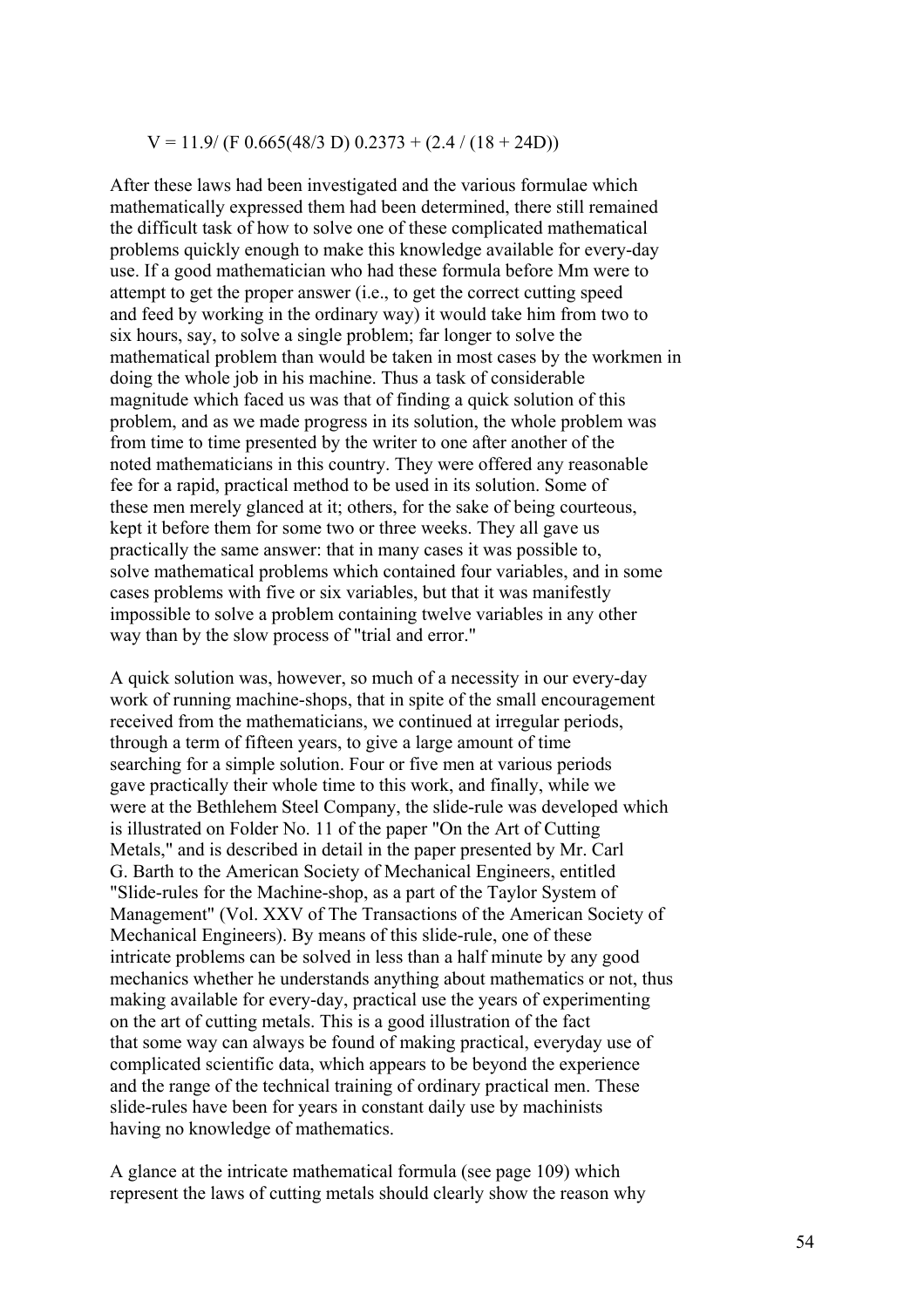$V = 11.9/ (F\ 0.665(48/3\ D)\ 0.2373 + (2.4 / (18 + 24D))$

After these laws had been investigated and the various formulae which mathematically expressed them had been determined, there still remained the difficult task of how to solve one of these complicated mathematical problems quickly enough to make this knowledge available for every-day use. If a good mathematician who had these formula before Mm were to attempt to get the proper answer (i.e., to get the correct cutting speed and feed by working in the ordinary way) it would take him from two to six hours, say, to solve a single problem; far longer to solve the mathematical problem than would be taken in most cases by the workmen in doing the whole job in his machine. Thus a task of considerable magnitude which faced us was that of finding a quick solution of this problem, and as we made progress in its solution, the whole problem was from time to time presented by the writer to one after another of the noted mathematicians in this country. They were offered any reasonable fee for a rapid, practical method to be used in its solution. Some of these men merely glanced at it; others, for the sake of being courteous, kept it before them for some two or three weeks. They all gave us practically the same answer: that in many cases it was possible to, solve mathematical problems which contained four variables, and in some cases problems with five or six variables, but that it was manifestly impossible to solve a problem containing twelve variables in any other way than by the slow process of "trial and error."

A quick solution was, however, so much of a necessity in our every-day work of running machine-shops, that in spite of the small encouragement received from the mathematicians, we continued at irregular periods, through a term of fifteen years, to give a large amount of time searching for a simple solution. Four or five men at various periods gave practically their whole time to this work, and finally, while we were at the Bethlehem Steel Company, the slide-rule was developed which is illustrated on Folder No. 11 of the paper "On the Art of Cutting Metals," and is described in detail in the paper presented by Mr. Carl G. Barth to the American Society of Mechanical Engineers, entitled "Slide-rules for the Machine-shop, as a part of the Taylor System of Management" (Vol. XXV of The Transactions of the American Society of Mechanical Engineers). By means of this slide-rule, one of these intricate problems can be solved in less than a half minute by any good mechanics whether he understands anything about mathematics or not, thus making available for every-day, practical use the years of experimenting on the art of cutting metals. This is a good illustration of the fact that some way can always be found of making practical, everyday use of complicated scientific data, which appears to be beyond the experience and the range of the technical training of ordinary practical men. These slide-rules have been for years in constant daily use by machinists having no knowledge of mathematics.

A glance at the intricate mathematical formula (see page 109) which represent the laws of cutting metals should clearly show the reason why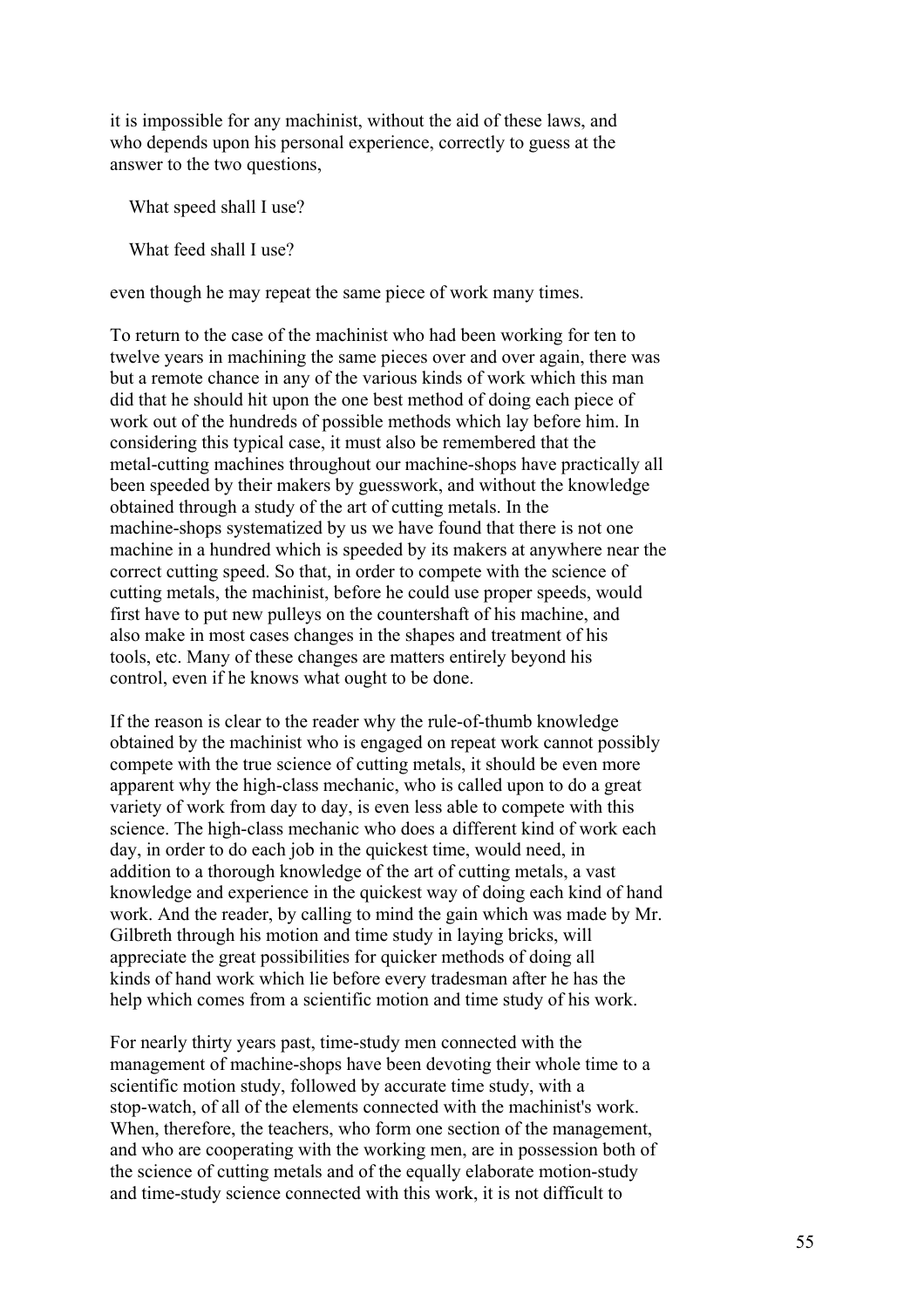it is impossible for any machinist, without the aid of these laws, and who depends upon his personal experience, correctly to guess at the answer to the two questions,

What speed shall I use?

What feed shall I use?

even though he may repeat the same piece of work many times.

To return to the case of the machinist who had been working for ten to twelve years in machining the same pieces over and over again, there was but a remote chance in any of the various kinds of work which this man did that he should hit upon the one best method of doing each piece of work out of the hundreds of possible methods which lay before him. In considering this typical case, it must also be remembered that the metal-cutting machines throughout our machine-shops have practically all been speeded by their makers by guesswork, and without the knowledge obtained through a study of the art of cutting metals. In the machine-shops systematized by us we have found that there is not one machine in a hundred which is speeded by its makers at anywhere near the correct cutting speed. So that, in order to compete with the science of cutting metals, the machinist, before he could use proper speeds, would first have to put new pulleys on the countershaft of his machine, and also make in most cases changes in the shapes and treatment of his tools, etc. Many of these changes are matters entirely beyond his control, even if he knows what ought to be done.

If the reason is clear to the reader why the rule-of-thumb knowledge obtained by the machinist who is engaged on repeat work cannot possibly compete with the true science of cutting metals, it should be even more apparent why the high-class mechanic, who is called upon to do a great variety of work from day to day, is even less able to compete with this science. The high-class mechanic who does a different kind of work each day, in order to do each job in the quickest time, would need, in addition to a thorough knowledge of the art of cutting metals, a vast knowledge and experience in the quickest way of doing each kind of hand work. And the reader, by calling to mind the gain which was made by Mr. Gilbreth through his motion and time study in laying bricks, will appreciate the great possibilities for quicker methods of doing all kinds of hand work which lie before every tradesman after he has the help which comes from a scientific motion and time study of his work.

For nearly thirty years past, time-study men connected with the management of machine-shops have been devoting their whole time to a scientific motion study, followed by accurate time study, with a stop-watch, of all of the elements connected with the machinist's work. When, therefore, the teachers, who form one section of the management, and who are cooperating with the working men, are in possession both of the science of cutting metals and of the equally elaborate motion-study and time-study science connected with this work, it is not difficult to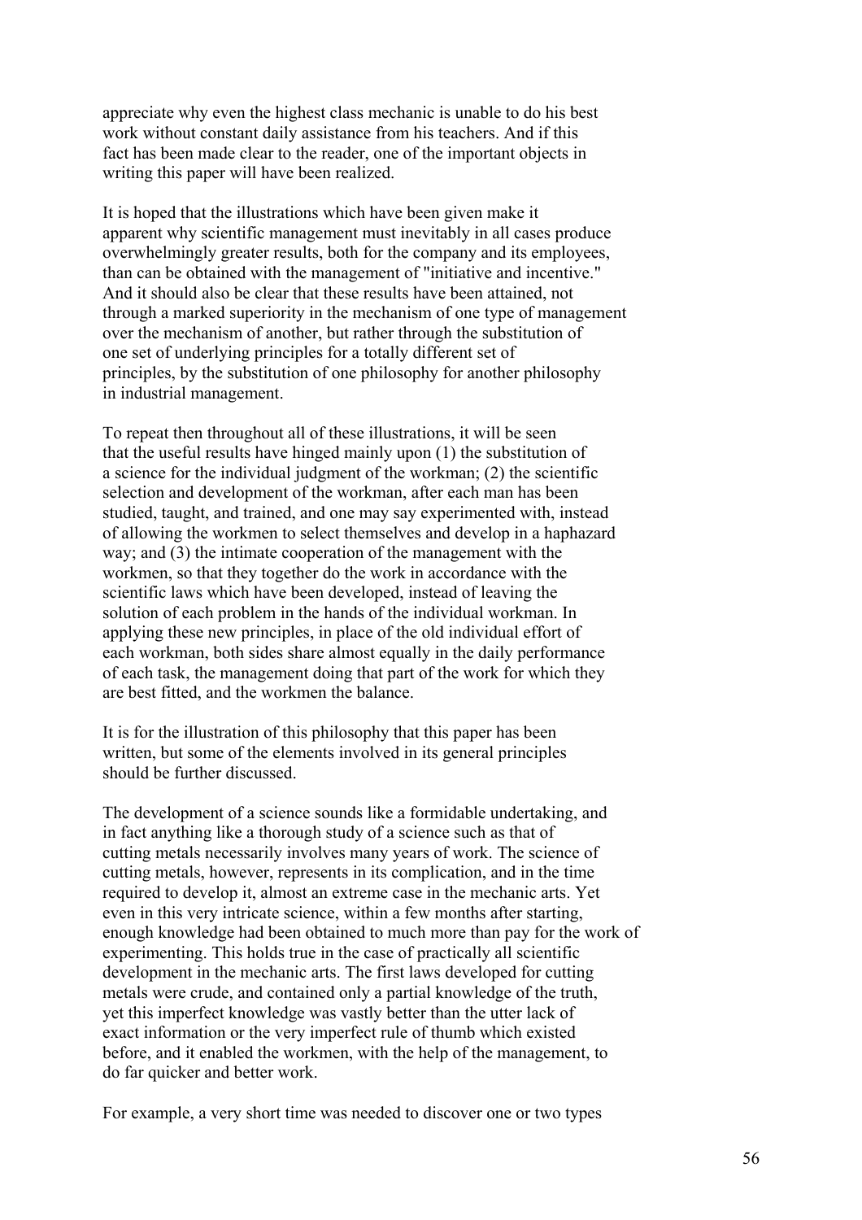appreciate why even the highest class mechanic is unable to do his best work without constant daily assistance from his teachers. And if this fact has been made clear to the reader, one of the important objects in writing this paper will have been realized.

It is hoped that the illustrations which have been given make it apparent why scientific management must inevitably in all cases produce overwhelmingly greater results, both for the company and its employees, than can be obtained with the management of "initiative and incentive." And it should also be clear that these results have been attained, not through a marked superiority in the mechanism of one type of management over the mechanism of another, but rather through the substitution of one set of underlying principles for a totally different set of principles, by the substitution of one philosophy for another philosophy in industrial management.

To repeat then throughout all of these illustrations, it will be seen that the useful results have hinged mainly upon (1) the substitution of a science for the individual judgment of the workman; (2) the scientific selection and development of the workman, after each man has been studied, taught, and trained, and one may say experimented with, instead of allowing the workmen to select themselves and develop in a haphazard way; and (3) the intimate cooperation of the management with the workmen, so that they together do the work in accordance with the scientific laws which have been developed, instead of leaving the solution of each problem in the hands of the individual workman. In applying these new principles, in place of the old individual effort of each workman, both sides share almost equally in the daily performance of each task, the management doing that part of the work for which they are best fitted, and the workmen the balance.

It is for the illustration of this philosophy that this paper has been written, but some of the elements involved in its general principles should be further discussed.

The development of a science sounds like a formidable undertaking, and in fact anything like a thorough study of a science such as that of cutting metals necessarily involves many years of work. The science of cutting metals, however, represents in its complication, and in the time required to develop it, almost an extreme case in the mechanic arts. Yet even in this very intricate science, within a few months after starting, enough knowledge had been obtained to much more than pay for the work of experimenting. This holds true in the case of practically all scientific development in the mechanic arts. The first laws developed for cutting metals were crude, and contained only a partial knowledge of the truth, yet this imperfect knowledge was vastly better than the utter lack of exact information or the very imperfect rule of thumb which existed before, and it enabled the workmen, with the help of the management, to do far quicker and better work.

For example, a very short time was needed to discover one or two types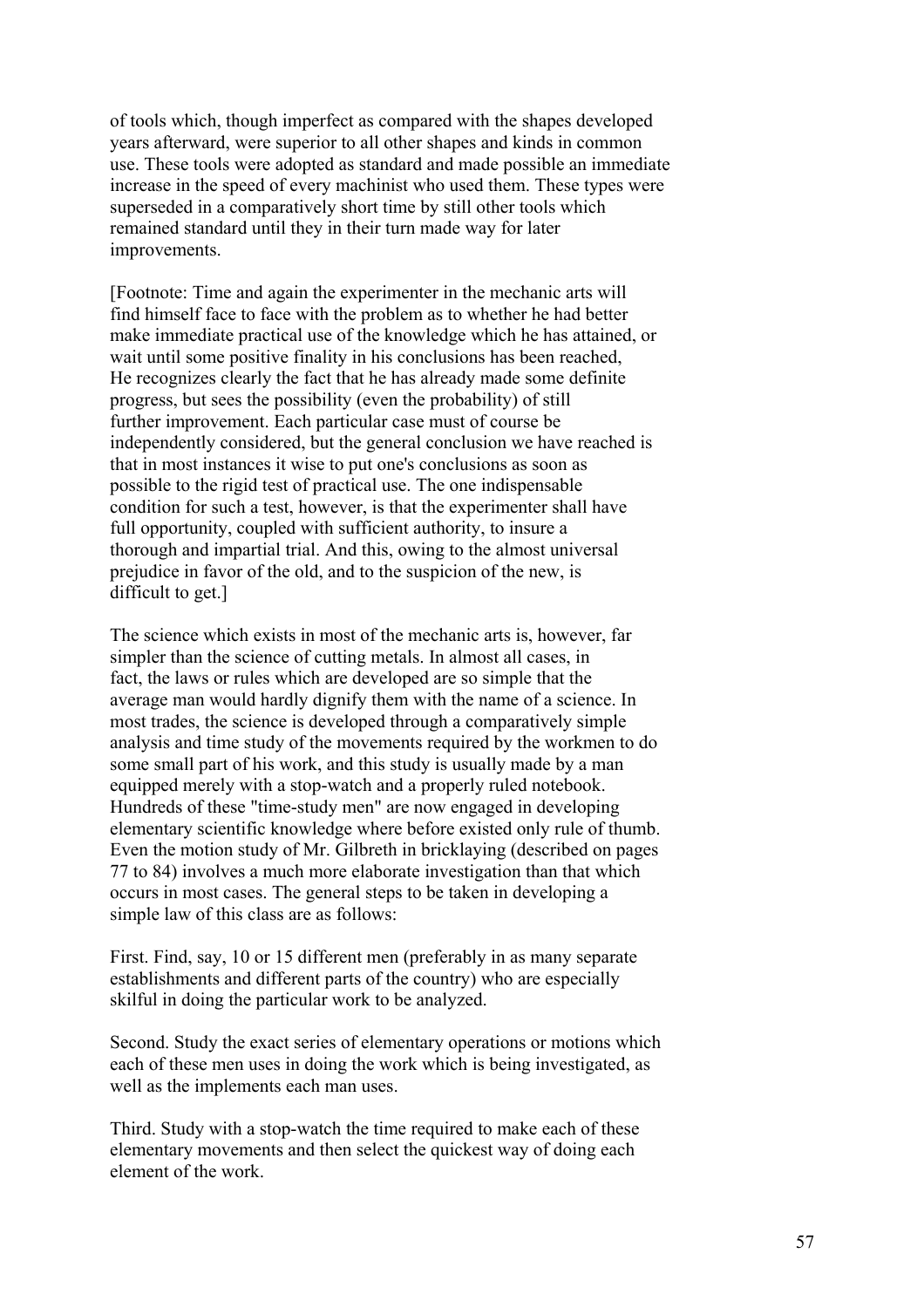of tools which, though imperfect as compared with the shapes developed years afterward, were superior to all other shapes and kinds in common use. These tools were adopted as standard and made possible an immediate increase in the speed of every machinist who used them. These types were superseded in a comparatively short time by still other tools which remained standard until they in their turn made way for later improvements.

[Footnote: Time and again the experimenter in the mechanic arts will find himself face to face with the problem as to whether he had better make immediate practical use of the knowledge which he has attained, or wait until some positive finality in his conclusions has been reached, He recognizes clearly the fact that he has already made some definite progress, but sees the possibility (even the probability) of still further improvement. Each particular case must of course be independently considered, but the general conclusion we have reached is that in most instances it wise to put one's conclusions as soon as possible to the rigid test of practical use. The one indispensable condition for such a test, however, is that the experimenter shall have full opportunity, coupled with sufficient authority, to insure a thorough and impartial trial. And this, owing to the almost universal prejudice in favor of the old, and to the suspicion of the new, is difficult to get.]

The science which exists in most of the mechanic arts is, however, far simpler than the science of cutting metals. In almost all cases, in fact, the laws or rules which are developed are so simple that the average man would hardly dignify them with the name of a science. In most trades, the science is developed through a comparatively simple analysis and time study of the movements required by the workmen to do some small part of his work, and this study is usually made by a man equipped merely with a stop-watch and a properly ruled notebook. Hundreds of these "time-study men" are now engaged in developing elementary scientific knowledge where before existed only rule of thumb. Even the motion study of Mr. Gilbreth in bricklaying (described on pages 77 to 84) involves a much more elaborate investigation than that which occurs in most cases. The general steps to be taken in developing a simple law of this class are as follows:

First. Find, say, 10 or 15 different men (preferably in as many separate establishments and different parts of the country) who are especially skilful in doing the particular work to be analyzed.

Second. Study the exact series of elementary operations or motions which each of these men uses in doing the work which is being investigated, as well as the implements each man uses.

Third. Study with a stop-watch the time required to make each of these elementary movements and then select the quickest way of doing each element of the work.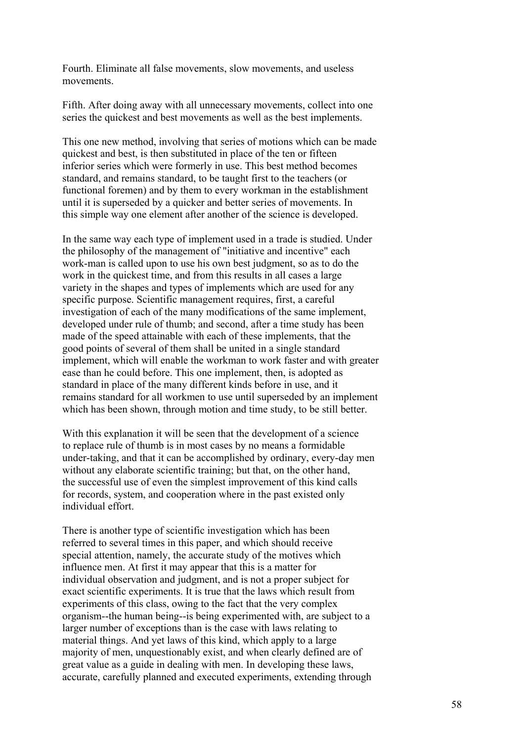Fourth. Eliminate all false movements, slow movements, and useless movements.

Fifth. After doing away with all unnecessary movements, collect into one series the quickest and best movements as well as the best implements.

This one new method, involving that series of motions which can be made quickest and best, is then substituted in place of the ten or fifteen inferior series which were formerly in use. This best method becomes standard, and remains standard, to be taught first to the teachers (or functional foremen) and by them to every workman in the establishment until it is superseded by a quicker and better series of movements. In this simple way one element after another of the science is developed.

In the same way each type of implement used in a trade is studied. Under the philosophy of the management of "initiative and incentive" each work-man is called upon to use his own best judgment, so as to do the work in the quickest time, and from this results in all cases a large variety in the shapes and types of implements which are used for any specific purpose. Scientific management requires, first, a careful investigation of each of the many modifications of the same implement, developed under rule of thumb; and second, after a time study has been made of the speed attainable with each of these implements, that the good points of several of them shall be united in a single standard implement, which will enable the workman to work faster and with greater ease than he could before. This one implement, then, is adopted as standard in place of the many different kinds before in use, and it remains standard for all workmen to use until superseded by an implement which has been shown, through motion and time study, to be still better.

With this explanation it will be seen that the development of a science to replace rule of thumb is in most cases by no means a formidable under-taking, and that it can be accomplished by ordinary, every-day men without any elaborate scientific training; but that, on the other hand, the successful use of even the simplest improvement of this kind calls for records, system, and cooperation where in the past existed only individual effort.

There is another type of scientific investigation which has been referred to several times in this paper, and which should receive special attention, namely, the accurate study of the motives which influence men. At first it may appear that this is a matter for individual observation and judgment, and is not a proper subject for exact scientific experiments. It is true that the laws which result from experiments of this class, owing to the fact that the very complex organism--the human being--is being experimented with, are subject to a larger number of exceptions than is the case with laws relating to material things. And yet laws of this kind, which apply to a large majority of men, unquestionably exist, and when clearly defined are of great value as a guide in dealing with men. In developing these laws, accurate, carefully planned and executed experiments, extending through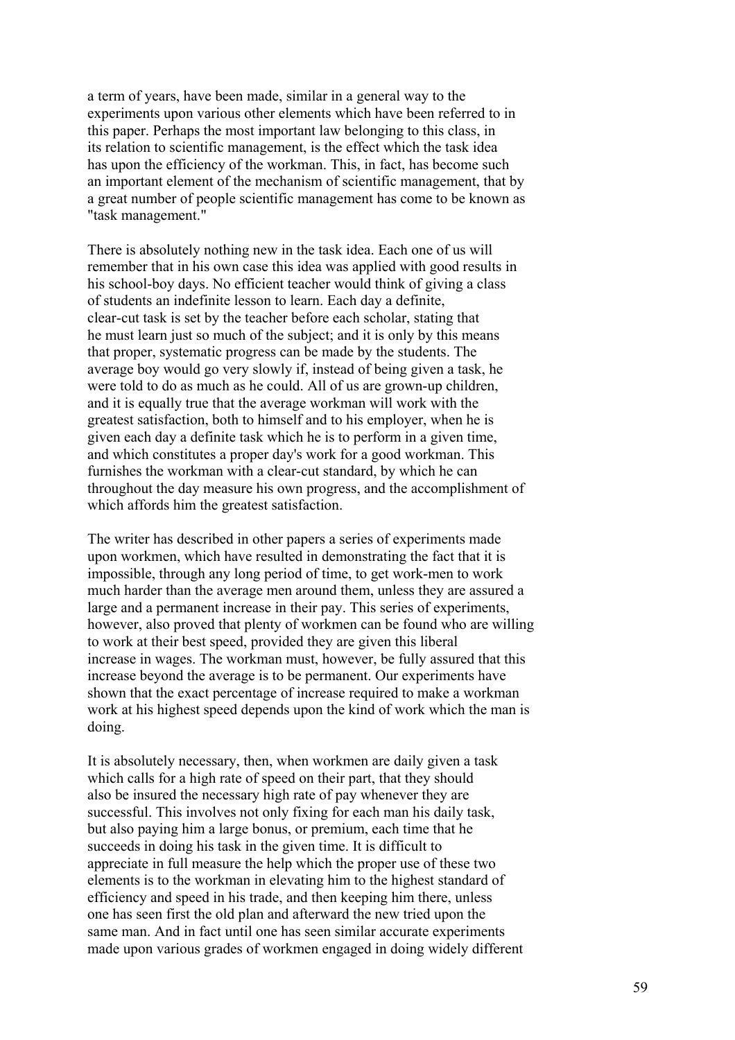a term of years, have been made, similar in a general way to the experiments upon various other elements which have been referred to in this paper. Perhaps the most important law belonging to this class, in its relation to scientific management, is the effect which the task idea has upon the efficiency of the workman. This, in fact, has become such an important element of the mechanism of scientific management, that by a great number of people scientific management has come to be known as "task management."

There is absolutely nothing new in the task idea. Each one of us will remember that in his own case this idea was applied with good results in his school-boy days. No efficient teacher would think of giving a class of students an indefinite lesson to learn. Each day a definite, clear-cut task is set by the teacher before each scholar, stating that he must learn just so much of the subject; and it is only by this means that proper, systematic progress can be made by the students. The average boy would go very slowly if, instead of being given a task, he were told to do as much as he could. All of us are grown-up children, and it is equally true that the average workman will work with the greatest satisfaction, both to himself and to his employer, when he is given each day a definite task which he is to perform in a given time, and which constitutes a proper day's work for a good workman. This furnishes the workman with a clear-cut standard, by which he can throughout the day measure his own progress, and the accomplishment of which affords him the greatest satisfaction.

The writer has described in other papers a series of experiments made upon workmen, which have resulted in demonstrating the fact that it is impossible, through any long period of time, to get work-men to work much harder than the average men around them, unless they are assured a large and a permanent increase in their pay. This series of experiments, however, also proved that plenty of workmen can be found who are willing to work at their best speed, provided they are given this liberal increase in wages. The workman must, however, be fully assured that this increase beyond the average is to be permanent. Our experiments have shown that the exact percentage of increase required to make a workman work at his highest speed depends upon the kind of work which the man is doing.

It is absolutely necessary, then, when workmen are daily given a task which calls for a high rate of speed on their part, that they should also be insured the necessary high rate of pay whenever they are successful. This involves not only fixing for each man his daily task, but also paying him a large bonus, or premium, each time that he succeeds in doing his task in the given time. It is difficult to appreciate in full measure the help which the proper use of these two elements is to the workman in elevating him to the highest standard of efficiency and speed in his trade, and then keeping him there, unless one has seen first the old plan and afterward the new tried upon the same man. And in fact until one has seen similar accurate experiments made upon various grades of workmen engaged in doing widely different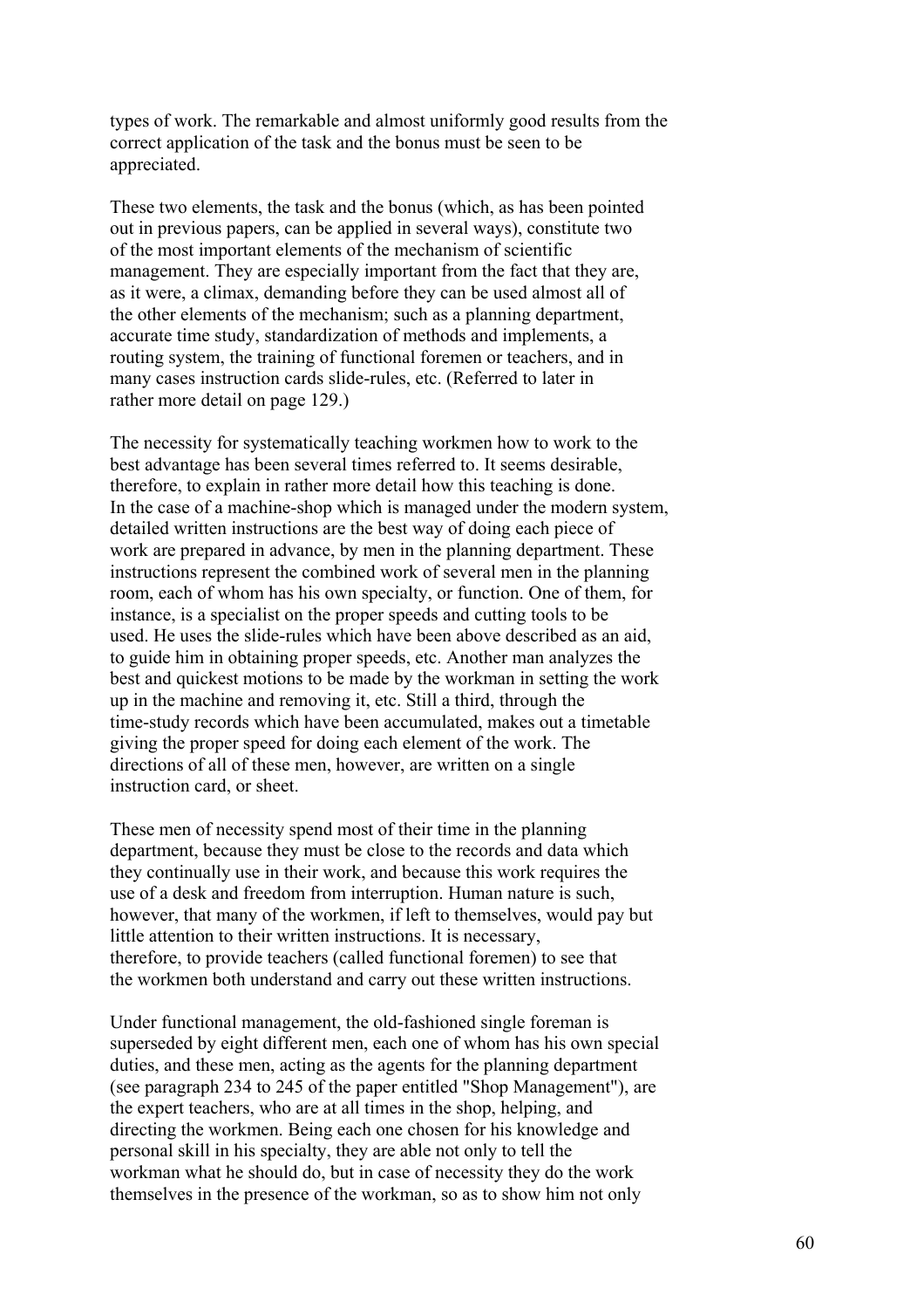types of work. The remarkable and almost uniformly good results from the correct application of the task and the bonus must be seen to be appreciated.

These two elements, the task and the bonus (which, as has been pointed out in previous papers, can be applied in several ways), constitute two of the most important elements of the mechanism of scientific management. They are especially important from the fact that they are, as it were, a climax, demanding before they can be used almost all of the other elements of the mechanism; such as a planning department, accurate time study, standardization of methods and implements, a routing system, the training of functional foremen or teachers, and in many cases instruction cards slide-rules, etc. (Referred to later in rather more detail on page 129.)

The necessity for systematically teaching workmen how to work to the best advantage has been several times referred to. It seems desirable, therefore, to explain in rather more detail how this teaching is done. In the case of a machine-shop which is managed under the modern system, detailed written instructions are the best way of doing each piece of work are prepared in advance, by men in the planning department. These instructions represent the combined work of several men in the planning room, each of whom has his own specialty, or function. One of them, for instance, is a specialist on the proper speeds and cutting tools to be used. He uses the slide-rules which have been above described as an aid, to guide him in obtaining proper speeds, etc. Another man analyzes the best and quickest motions to be made by the workman in setting the work up in the machine and removing it, etc. Still a third, through the time-study records which have been accumulated, makes out a timetable giving the proper speed for doing each element of the work. The directions of all of these men, however, are written on a single instruction card, or sheet.

These men of necessity spend most of their time in the planning department, because they must be close to the records and data which they continually use in their work, and because this work requires the use of a desk and freedom from interruption. Human nature is such, however, that many of the workmen, if left to themselves, would pay but little attention to their written instructions. It is necessary, therefore, to provide teachers (called functional foremen) to see that the workmen both understand and carry out these written instructions.

Under functional management, the old-fashioned single foreman is superseded by eight different men, each one of whom has his own special duties, and these men, acting as the agents for the planning department (see paragraph 234 to 245 of the paper entitled "Shop Management"), are the expert teachers, who are at all times in the shop, helping, and directing the workmen. Being each one chosen for his knowledge and personal skill in his specialty, they are able not only to tell the workman what he should do, but in case of necessity they do the work themselves in the presence of the workman, so as to show him not only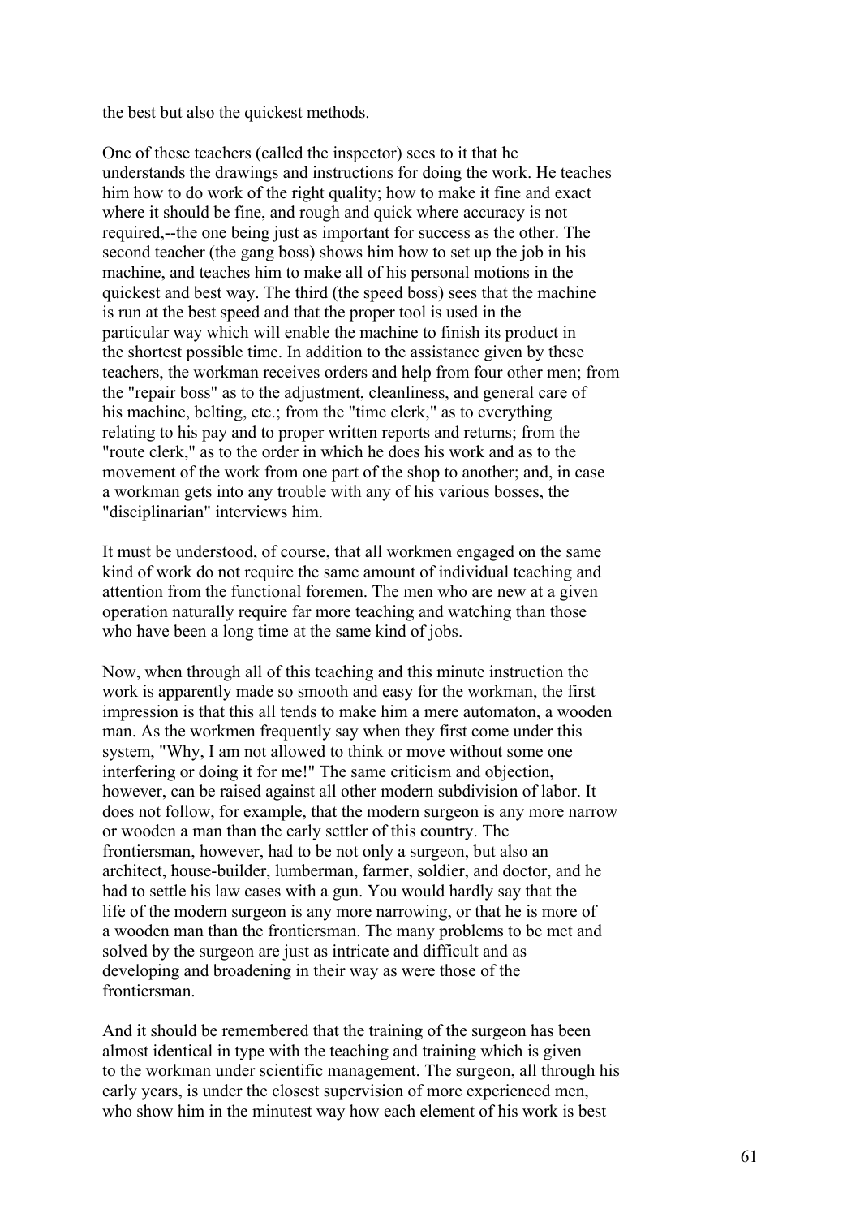the best but also the quickest methods.

One of these teachers (called the inspector) sees to it that he understands the drawings and instructions for doing the work. He teaches him how to do work of the right quality; how to make it fine and exact where it should be fine, and rough and quick where accuracy is not required,--the one being just as important for success as the other. The second teacher (the gang boss) shows him how to set up the job in his machine, and teaches him to make all of his personal motions in the quickest and best way. The third (the speed boss) sees that the machine is run at the best speed and that the proper tool is used in the particular way which will enable the machine to finish its product in the shortest possible time. In addition to the assistance given by these teachers, the workman receives orders and help from four other men; from the "repair boss" as to the adjustment, cleanliness, and general care of his machine, belting, etc.; from the "time clerk," as to everything relating to his pay and to proper written reports and returns; from the "route clerk," as to the order in which he does his work and as to the movement of the work from one part of the shop to another; and, in case a workman gets into any trouble with any of his various bosses, the "disciplinarian" interviews him.

It must be understood, of course, that all workmen engaged on the same kind of work do not require the same amount of individual teaching and attention from the functional foremen. The men who are new at a given operation naturally require far more teaching and watching than those who have been a long time at the same kind of jobs.

Now, when through all of this teaching and this minute instruction the work is apparently made so smooth and easy for the workman, the first impression is that this all tends to make him a mere automaton, a wooden man. As the workmen frequently say when they first come under this system, "Why, I am not allowed to think or move without some one interfering or doing it for me!" The same criticism and objection, however, can be raised against all other modern subdivision of labor. It does not follow, for example, that the modern surgeon is any more narrow or wooden a man than the early settler of this country. The frontiersman, however, had to be not only a surgeon, but also an architect, house-builder, lumberman, farmer, soldier, and doctor, and he had to settle his law cases with a gun. You would hardly say that the life of the modern surgeon is any more narrowing, or that he is more of a wooden man than the frontiersman. The many problems to be met and solved by the surgeon are just as intricate and difficult and as developing and broadening in their way as were those of the frontiersman.

And it should be remembered that the training of the surgeon has been almost identical in type with the teaching and training which is given to the workman under scientific management. The surgeon, all through his early years, is under the closest supervision of more experienced men, who show him in the minutest way how each element of his work is best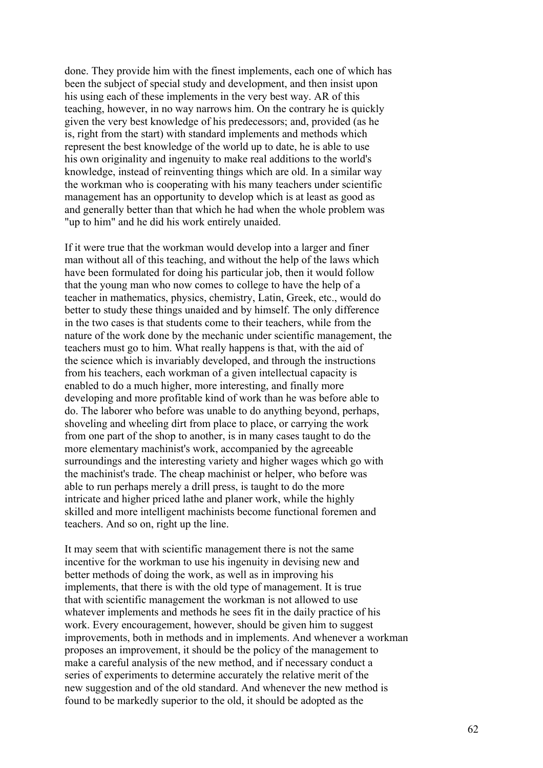done. They provide him with the finest implements, each one of which has been the subject of special study and development, and then insist upon his using each of these implements in the very best way. AR of this teaching, however, in no way narrows him. On the contrary he is quickly given the very best knowledge of his predecessors; and, provided (as he is, right from the start) with standard implements and methods which represent the best knowledge of the world up to date, he is able to use his own originality and ingenuity to make real additions to the world's knowledge, instead of reinventing things which are old. In a similar way the workman who is cooperating with his many teachers under scientific management has an opportunity to develop which is at least as good as and generally better than that which he had when the whole problem was "up to him" and he did his work entirely unaided.

If it were true that the workman would develop into a larger and finer man without all of this teaching, and without the help of the laws which have been formulated for doing his particular job, then it would follow that the young man who now comes to college to have the help of a teacher in mathematics, physics, chemistry, Latin, Greek, etc., would do better to study these things unaided and by himself. The only difference in the two cases is that students come to their teachers, while from the nature of the work done by the mechanic under scientific management, the teachers must go to him. What really happens is that, with the aid of the science which is invariably developed, and through the instructions from his teachers, each workman of a given intellectual capacity is enabled to do a much higher, more interesting, and finally more developing and more profitable kind of work than he was before able to do. The laborer who before was unable to do anything beyond, perhaps, shoveling and wheeling dirt from place to place, or carrying the work from one part of the shop to another, is in many cases taught to do the more elementary machinist's work, accompanied by the agreeable surroundings and the interesting variety and higher wages which go with the machinist's trade. The cheap machinist or helper, who before was able to run perhaps merely a drill press, is taught to do the more intricate and higher priced lathe and planer work, while the highly skilled and more intelligent machinists become functional foremen and teachers. And so on, right up the line.

It may seem that with scientific management there is not the same incentive for the workman to use his ingenuity in devising new and better methods of doing the work, as well as in improving his implements, that there is with the old type of management. It is true that with scientific management the workman is not allowed to use whatever implements and methods he sees fit in the daily practice of his work. Every encouragement, however, should be given him to suggest improvements, both in methods and in implements. And whenever a workman proposes an improvement, it should be the policy of the management to make a careful analysis of the new method, and if necessary conduct a series of experiments to determine accurately the relative merit of the new suggestion and of the old standard. And whenever the new method is found to be markedly superior to the old, it should be adopted as the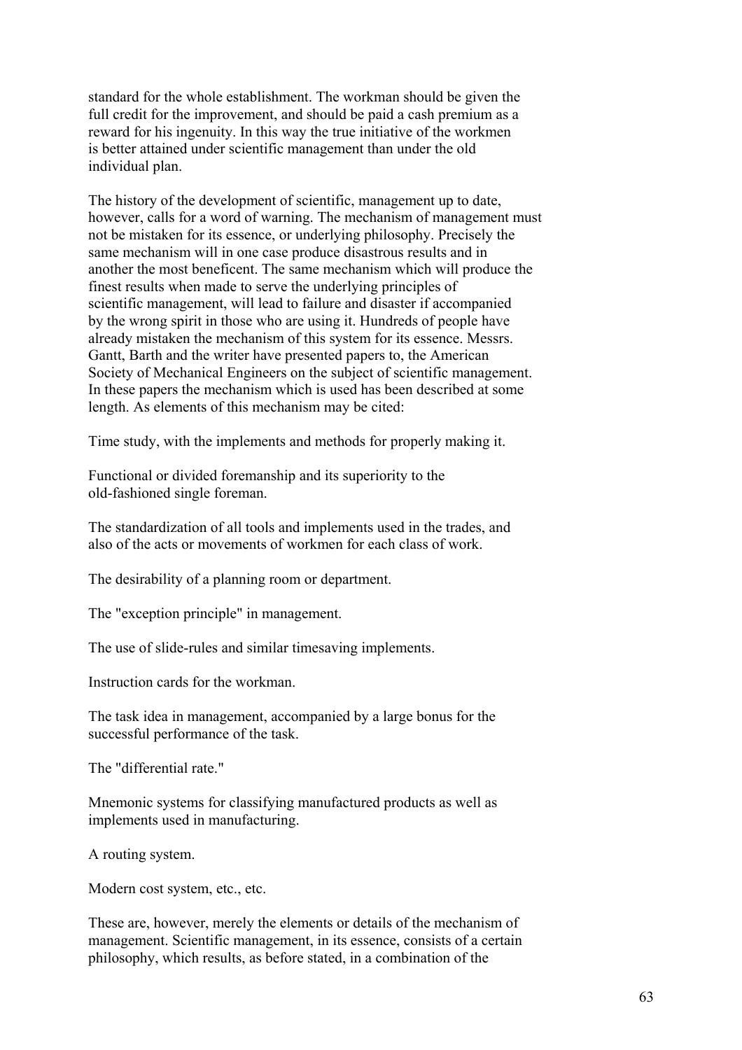standard for the whole establishment. The workman should be given the full credit for the improvement, and should be paid a cash premium as a reward for his ingenuity. In this way the true initiative of the workmen is better attained under scientific management than under the old individual plan.

The history of the development of scientific, management up to date, however, calls for a word of warning. The mechanism of management must not be mistaken for its essence, or underlying philosophy. Precisely the same mechanism will in one case produce disastrous results and in another the most beneficent. The same mechanism which will produce the finest results when made to serve the underlying principles of scientific management, will lead to failure and disaster if accompanied by the wrong spirit in those who are using it. Hundreds of people have already mistaken the mechanism of this system for its essence. Messrs. Gantt, Barth and the writer have presented papers to, the American Society of Mechanical Engineers on the subject of scientific management. In these papers the mechanism which is used has been described at some length. As elements of this mechanism may be cited:

Time study, with the implements and methods for properly making it.

Functional or divided foremanship and its superiority to the old-fashioned single foreman.

The standardization of all tools and implements used in the trades, and also of the acts or movements of workmen for each class of work.

The desirability of a planning room or department.

The "exception principle" in management.

The use of slide-rules and similar timesaving implements.

Instruction cards for the workman.

The task idea in management, accompanied by a large bonus for the successful performance of the task.

The "differential rate."

Mnemonic systems for classifying manufactured products as well as implements used in manufacturing.

A routing system.

Modern cost system, etc., etc.

These are, however, merely the elements or details of the mechanism of management. Scientific management, in its essence, consists of a certain philosophy, which results, as before stated, in a combination of the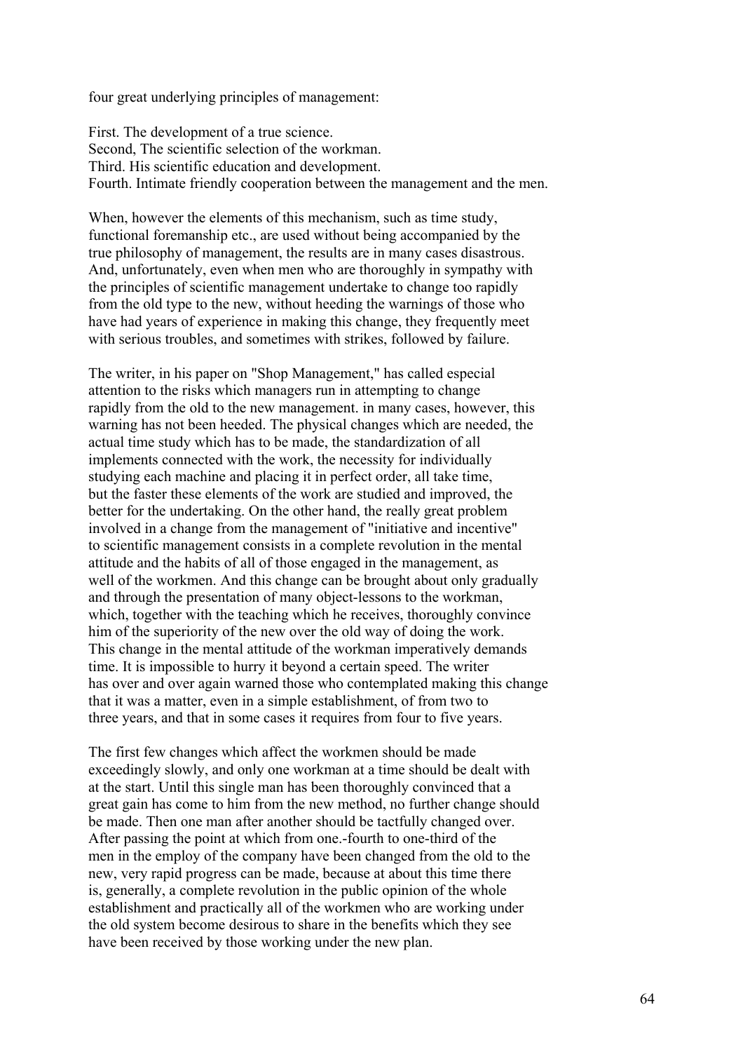four great underlying principles of management:

First. The development of a true science.
Second, The scientific selection of the workman.
Third. His scientific education and development.
Fourth. Intimate friendly cooperation between the management and the men.

When, however the elements of this mechanism, such as time study, functional foremanship etc., are used without being accompanied by the true philosophy of management, the results are in many cases disastrous. And, unfortunately, even when men who are thoroughly in sympathy with the principles of scientific management undertake to change too rapidly from the old type to the new, without heeding the warnings of those who have had years of experience in making this change, they frequently meet with serious troubles, and sometimes with strikes, followed by failure.

The writer, in his paper on "Shop Management," has called especial attention to the risks which managers run in attempting to change rapidly from the old to the new management. in many cases, however, this warning has not been heeded. The physical changes which are needed, the actual time study which has to be made, the standardization of all implements connected with the work, the necessity for individually studying each machine and placing it in perfect order, all take time, but the faster these elements of the work are studied and improved, the better for the undertaking. On the other hand, the really great problem involved in a change from the management of "initiative and incentive" to scientific management consists in a complete revolution in the mental attitude and the habits of all of those engaged in the management, as well of the workmen. And this change can be brought about only gradually and through the presentation of many object-lessons to the workman, which, together with the teaching which he receives, thoroughly convince him of the superiority of the new over the old way of doing the work. This change in the mental attitude of the workman imperatively demands time. It is impossible to hurry it beyond a certain speed. The writer has over and over again warned those who contemplated making this change that it was a matter, even in a simple establishment, of from two to three years, and that in some cases it requires from four to five years.

The first few changes which affect the workmen should be made exceedingly slowly, and only one workman at a time should be dealt with at the start. Until this single man has been thoroughly convinced that a great gain has come to him from the new method, no further change should be made. Then one man after another should be tactfully changed over. After passing the point at which from one.-fourth to one-third of the men in the employ of the company have been changed from the old to the new, very rapid progress can be made, because at about this time there is, generally, a complete revolution in the public opinion of the whole establishment and practically all of the workmen who are working under the old system become desirous to share in the benefits which they see have been received by those working under the new plan.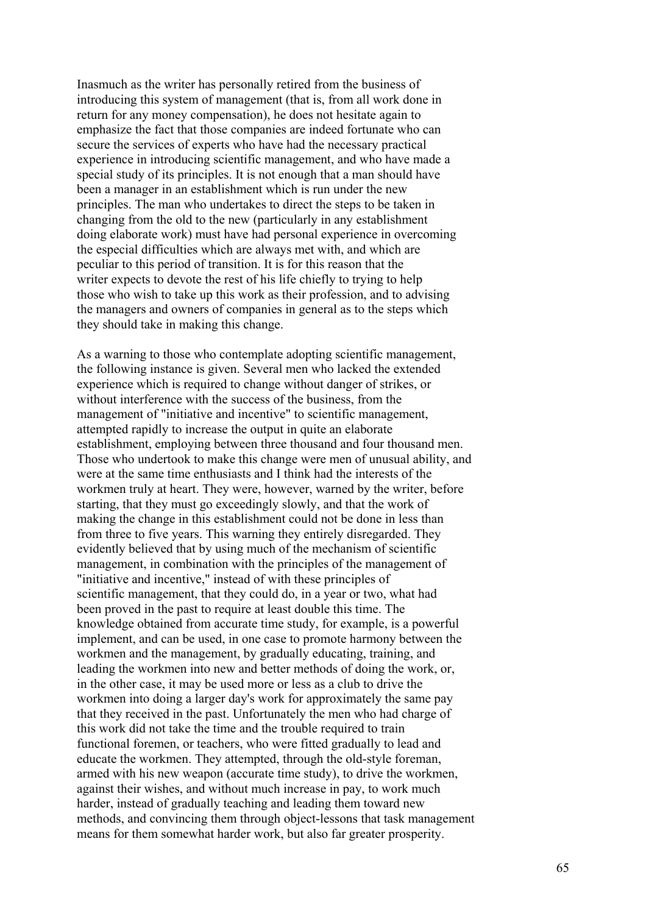Inasmuch as the writer has personally retired from the business of introducing this system of management (that is, from all work done in return for any money compensation), he does not hesitate again to emphasize the fact that those companies are indeed fortunate who can secure the services of experts who have had the necessary practical experience in introducing scientific management, and who have made a special study of its principles. It is not enough that a man should have been a manager in an establishment which is run under the new principles. The man who undertakes to direct the steps to be taken in changing from the old to the new (particularly in any establishment doing elaborate work) must have had personal experience in overcoming the especial difficulties which are always met with, and which are peculiar to this period of transition. It is for this reason that the writer expects to devote the rest of his life chiefly to trying to help those who wish to take up this work as their profession, and to advising the managers and owners of companies in general as to the steps which they should take in making this change.

As a warning to those who contemplate adopting scientific management, the following instance is given. Several men who lacked the extended experience which is required to change without danger of strikes, or without interference with the success of the business, from the management of "initiative and incentive" to scientific management, attempted rapidly to increase the output in quite an elaborate establishment, employing between three thousand and four thousand men. Those who undertook to make this change were men of unusual ability, and were at the same time enthusiasts and I think had the interests of the workmen truly at heart. They were, however, warned by the writer, before starting, that they must go exceedingly slowly, and that the work of making the change in this establishment could not be done in less than from three to five years. This warning they entirely disregarded. They evidently believed that by using much of the mechanism of scientific management, in combination with the principles of the management of "initiative and incentive," instead of with these principles of scientific management, that they could do, in a year or two, what had been proved in the past to require at least double this time. The knowledge obtained from accurate time study, for example, is a powerful implement, and can be used, in one case to promote harmony between the workmen and the management, by gradually educating, training, and leading the workmen into new and better methods of doing the work, or, in the other case, it may be used more or less as a club to drive the workmen into doing a larger day's work for approximately the same pay that they received in the past. Unfortunately the men who had charge of this work did not take the time and the trouble required to train functional foremen, or teachers, who were fitted gradually to lead and educate the workmen. They attempted, through the old-style foreman, armed with his new weapon (accurate time study), to drive the workmen, against their wishes, and without much increase in pay, to work much harder, instead of gradually teaching and leading them toward new methods, and convincing them through object-lessons that task management means for them somewhat harder work, but also far greater prosperity.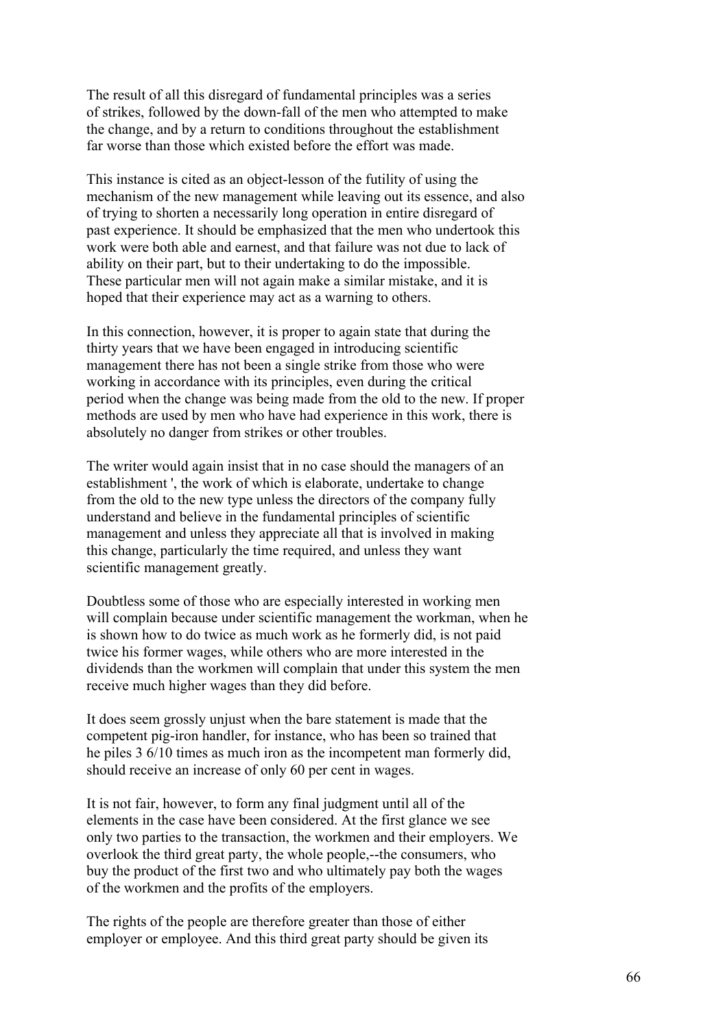The result of all this disregard of fundamental principles was a series of strikes, followed by the down-fall of the men who attempted to make the change, and by a return to conditions throughout the establishment far worse than those which existed before the effort was made.

This instance is cited as an object-lesson of the futility of using the mechanism of the new management while leaving out its essence, and also of trying to shorten a necessarily long operation in entire disregard of past experience. It should be emphasized that the men who undertook this work were both able and earnest, and that failure was not due to lack of ability on their part, but to their undertaking to do the impossible. These particular men will not again make a similar mistake, and it is hoped that their experience may act as a warning to others.

In this connection, however, it is proper to again state that during the thirty years that we have been engaged in introducing scientific management there has not been a single strike from those who were working in accordance with its principles, even during the critical period when the change was being made from the old to the new. If proper methods are used by men who have had experience in this work, there is absolutely no danger from strikes or other troubles.

The writer would again insist that in no case should the managers of an establishment ', the work of which is elaborate, undertake to change from the old to the new type unless the directors of the company fully understand and believe in the fundamental principles of scientific management and unless they appreciate all that is involved in making this change, particularly the time required, and unless they want scientific management greatly.

Doubtless some of those who are especially interested in working men will complain because under scientific management the workman, when he is shown how to do twice as much work as he formerly did, is not paid twice his former wages, while others who are more interested in the dividends than the workmen will complain that under this system the men receive much higher wages than they did before.

It does seem grossly unjust when the bare statement is made that the competent pig-iron handler, for instance, who has been so trained that he piles 3 6/10 times as much iron as the incompetent man formerly did, should receive an increase of only 60 per cent in wages.

It is not fair, however, to form any final judgment until all of the elements in the case have been considered. At the first glance we see only two parties to the transaction, the workmen and their employers. We overlook the third great party, the whole people,--the consumers, who buy the product of the first two and who ultimately pay both the wages of the workmen and the profits of the employers.

The rights of the people are therefore greater than those of either employer or employee. And this third great party should be given its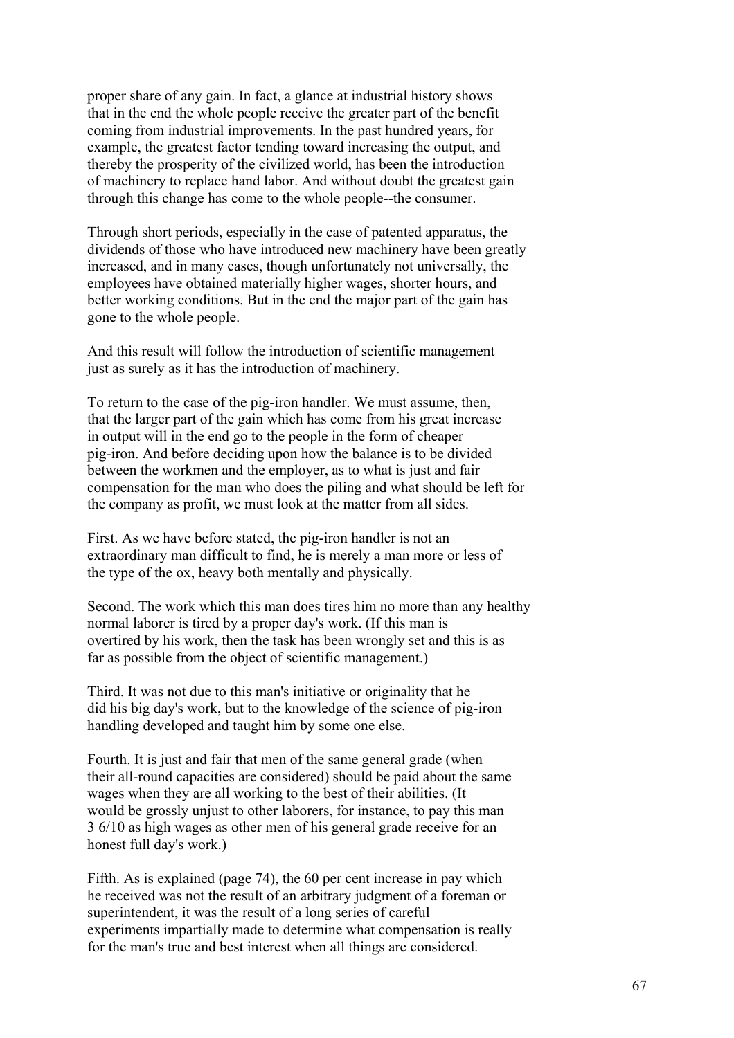proper share of any gain. In fact, a glance at industrial history shows that in the end the whole people receive the greater part of the benefit coming from industrial improvements. In the past hundred years, for example, the greatest factor tending toward increasing the output, and thereby the prosperity of the civilized world, has been the introduction of machinery to replace hand labor. And without doubt the greatest gain through this change has come to the whole people--the consumer.

Through short periods, especially in the case of patented apparatus, the dividends of those who have introduced new machinery have been greatly increased, and in many cases, though unfortunately not universally, the employees have obtained materially higher wages, shorter hours, and better working conditions. But in the end the major part of the gain has gone to the whole people.

And this result will follow the introduction of scientific management just as surely as it has the introduction of machinery.

To return to the case of the pig-iron handler. We must assume, then, that the larger part of the gain which has come from his great increase in output will in the end go to the people in the form of cheaper pig-iron. And before deciding upon how the balance is to be divided between the workmen and the employer, as to what is just and fair compensation for the man who does the piling and what should be left for the company as profit, we must look at the matter from all sides.

First. As we have before stated, the pig-iron handler is not an extraordinary man difficult to find, he is merely a man more or less of the type of the ox, heavy both mentally and physically.

Second. The work which this man does tires him no more than any healthy normal laborer is tired by a proper day's work. (If this man is overtired by his work, then the task has been wrongly set and this is as far as possible from the object of scientific management.)

Third. It was not due to this man's initiative or originality that he did his big day's work, but to the knowledge of the science of pig-iron handling developed and taught him by some one else.

Fourth. It is just and fair that men of the same general grade (when their all-round capacities are considered) should be paid about the same wages when they are all working to the best of their abilities. (It would be grossly unjust to other laborers, for instance, to pay this man 3 6/10 as high wages as other men of his general grade receive for an honest full day's work.)

Fifth. As is explained (page 74), the 60 per cent increase in pay which he received was not the result of an arbitrary judgment of a foreman or superintendent, it was the result of a long series of careful experiments impartially made to determine what compensation is really for the man's true and best interest when all things are considered.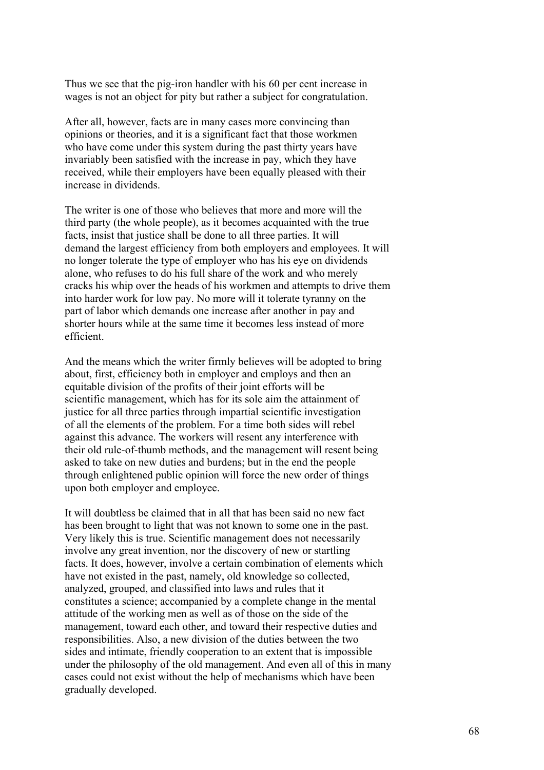Thus we see that the pig-iron handler with his 60 per cent increase in wages is not an object for pity but rather a subject for congratulation.

After all, however, facts are in many cases more convincing than opinions or theories, and it is a significant fact that those workmen who have come under this system during the past thirty years have invariably been satisfied with the increase in pay, which they have received, while their employers have been equally pleased with their increase in dividends.

The writer is one of those who believes that more and more will the third party (the whole people), as it becomes acquainted with the true facts, insist that justice shall be done to all three parties. It will demand the largest efficiency from both employers and employees. It will no longer tolerate the type of employer who has his eye on dividends alone, who refuses to do his full share of the work and who merely cracks his whip over the heads of his workmen and attempts to drive them into harder work for low pay. No more will it tolerate tyranny on the part of labor which demands one increase after another in pay and shorter hours while at the same time it becomes less instead of more efficient.

And the means which the writer firmly believes will be adopted to bring about, first, efficiency both in employer and employs and then an equitable division of the profits of their joint efforts will be scientific management, which has for its sole aim the attainment of justice for all three parties through impartial scientific investigation of all the elements of the problem. For a time both sides will rebel against this advance. The workers will resent any interference with their old rule-of-thumb methods, and the management will resent being asked to take on new duties and burdens; but in the end the people through enlightened public opinion will force the new order of things upon both employer and employee.

It will doubtless be claimed that in all that has been said no new fact has been brought to light that was not known to some one in the past. Very likely this is true. Scientific management does not necessarily involve any great invention, nor the discovery of new or startling facts. It does, however, involve a certain combination of elements which have not existed in the past, namely, old knowledge so collected, analyzed, grouped, and classified into laws and rules that it constitutes a science; accompanied by a complete change in the mental attitude of the working men as well as of those on the side of the management, toward each other, and toward their respective duties and responsibilities. Also, a new division of the duties between the two sides and intimate, friendly cooperation to an extent that is impossible under the philosophy of the old management. And even all of this in many cases could not exist without the help of mechanisms which have been gradually developed.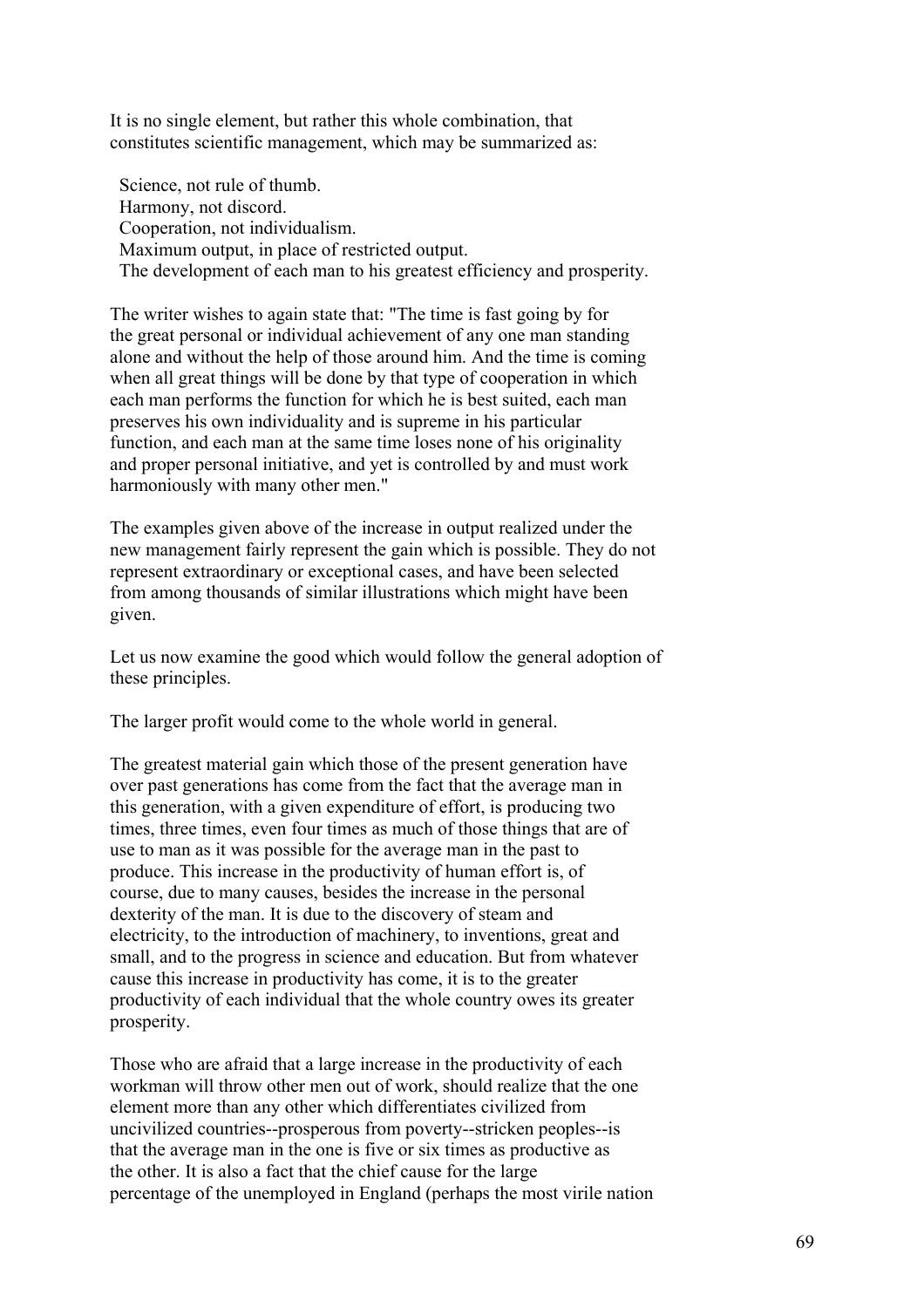It is no single element, but rather this whole combination, that constitutes scientific management, which may be summarized as:

Science, not rule of thumb.  
Harmony, not discord.  
Cooperation, not individualism.  
Maximum output, in place of restricted output.  
The development of each man to his greatest efficiency and prosperity.

The writer wishes to again state that: "The time is fast going by for the great personal or individual achievement of any one man standing alone and without the help of those around him. And the time is coming when all great things will be done by that type of cooperation in which each man performs the function for which he is best suited, each man preserves his own individuality and is supreme in his particular function, and each man at the same time loses none of his originality and proper personal initiative, and yet is controlled by and must work harmoniously with many other men."

The examples given above of the increase in output realized under the new management fairly represent the gain which is possible. They do not represent extraordinary or exceptional cases, and have been selected from among thousands of similar illustrations which might have been given.

Let us now examine the good which would follow the general adoption of these principles.

The larger profit would come to the whole world in general.

The greatest material gain which those of the present generation have over past generations has come from the fact that the average man in this generation, with a given expenditure of effort, is producing two times, three times, even four times as much of those things that are of use to man as it was possible for the average man in the past to produce. This increase in the productivity of human effort is, of course, due to many causes, besides the increase in the personal dexterity of the man. It is due to the discovery of steam and electricity, to the introduction of machinery, to inventions, great and small, and to the progress in science and education. But from whatever cause this increase in productivity has come, it is to the greater productivity of each individual that the whole country owes its greater prosperity.

Those who are afraid that a large increase in the productivity of each workman will throw other men out of work, should realize that the one element more than any other which differentiates civilized from uncivilized countries--prosperous from poverty--stricken peoples--is that the average man in the one is five or six times as productive as the other. It is also a fact that the chief cause for the large percentage of the unemployed in England (perhaps the most virile nation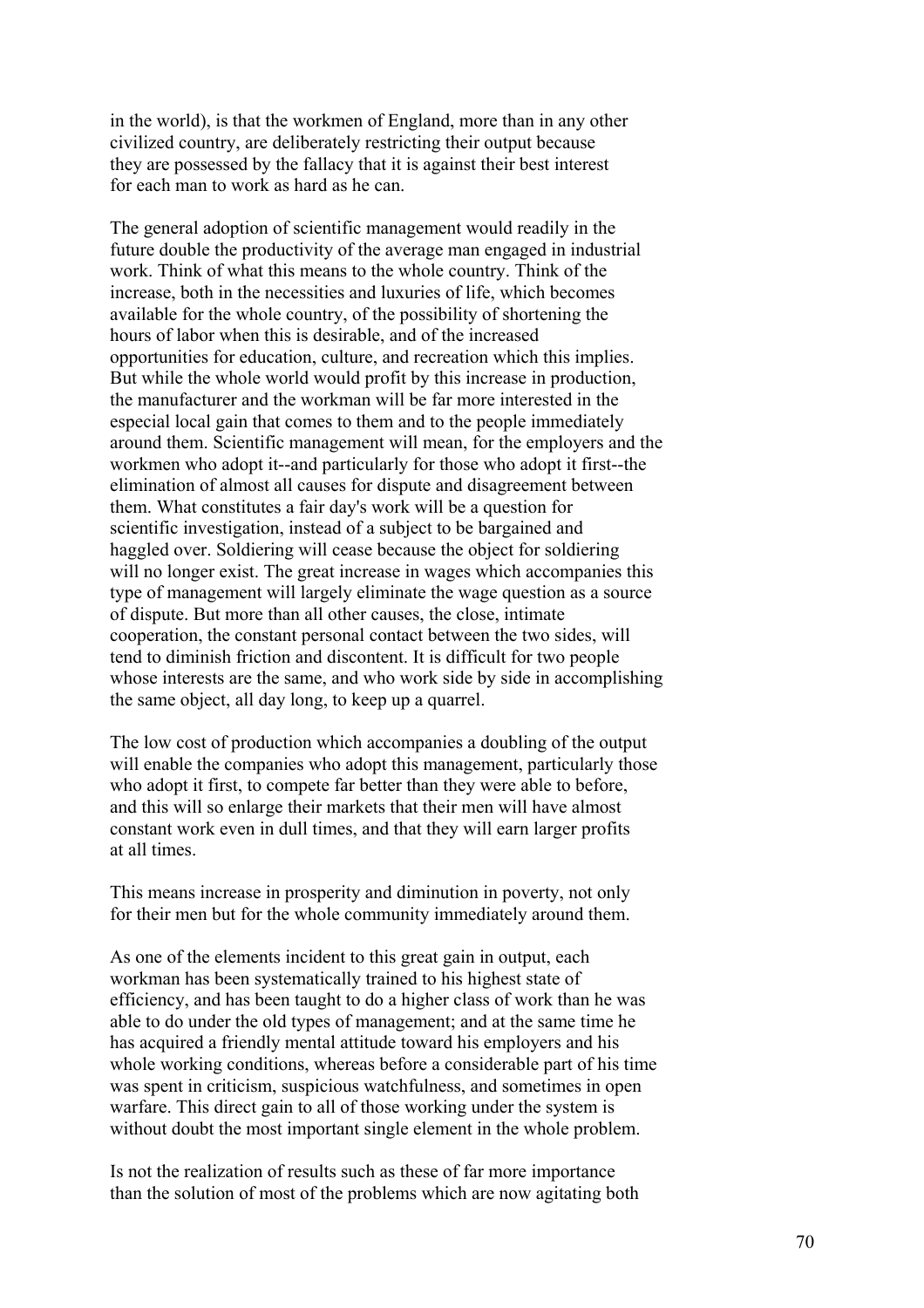in the world), is that the workmen of England, more than in any other civilized country, are deliberately restricting their output because they are possessed by the fallacy that it is against their best interest for each man to work as hard as he can.

The general adoption of scientific management would readily in the future double the productivity of the average man engaged in industrial work. Think of what this means to the whole country. Think of the increase, both in the necessities and luxuries of life, which becomes available for the whole country, of the possibility of shortening the hours of labor when this is desirable, and of the increased opportunities for education, culture, and recreation which this implies. But while the whole world would profit by this increase in production, the manufacturer and the workman will be far more interested in the especial local gain that comes to them and to the people immediately around them. Scientific management will mean, for the employers and the workmen who adopt it--and particularly for those who adopt it first--the elimination of almost all causes for dispute and disagreement between them. What constitutes a fair day's work will be a question for scientific investigation, instead of a subject to be bargained and haggled over. Soldiering will cease because the object for soldiering will no longer exist. The great increase in wages which accompanies this type of management will largely eliminate the wage question as a source of dispute. But more than all other causes, the close, intimate cooperation, the constant personal contact between the two sides, will tend to diminish friction and discontent. It is difficult for two people whose interests are the same, and who work side by side in accomplishing the same object, all day long, to keep up a quarrel.

The low cost of production which accompanies a doubling of the output will enable the companies who adopt this management, particularly those who adopt it first, to compete far better than they were able to before, and this will so enlarge their markets that their men will have almost constant work even in dull times, and that they will earn larger profits at all times.

This means increase in prosperity and diminution in poverty, not only for their men but for the whole community immediately around them.

As one of the elements incident to this great gain in output, each workman has been systematically trained to his highest state of efficiency, and has been taught to do a higher class of work than he was able to do under the old types of management; and at the same time he has acquired a friendly mental attitude toward his employers and his whole working conditions, whereas before a considerable part of his time was spent in criticism, suspicious watchfulness, and sometimes in open warfare. This direct gain to all of those working under the system is without doubt the most important single element in the whole problem.

Is not the realization of results such as these of far more importance than the solution of most of the problems which are now agitating both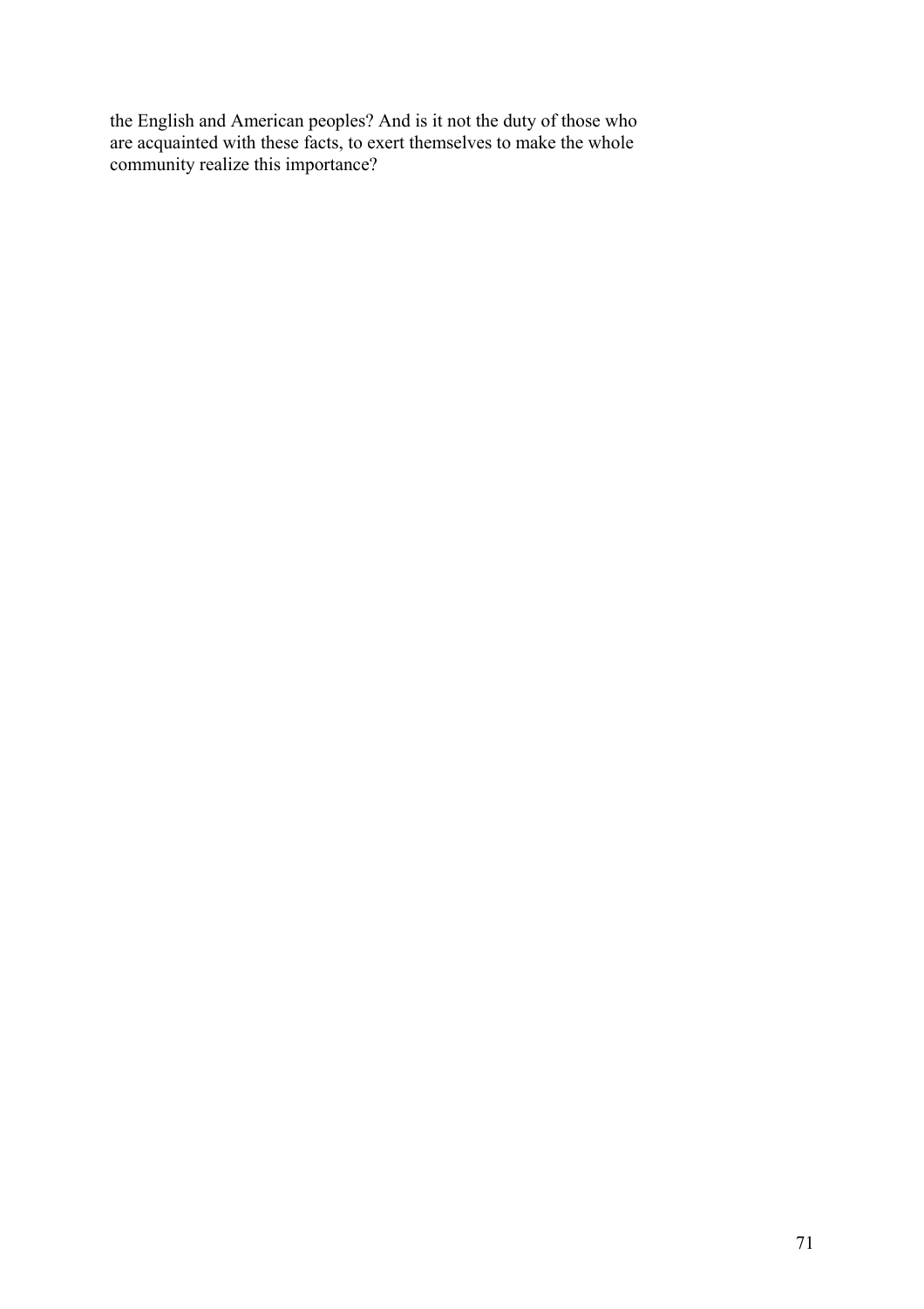the English and American peoples? And is it not the duty of those who are acquainted with these facts, to exert themselves to make the whole community realize this importance?